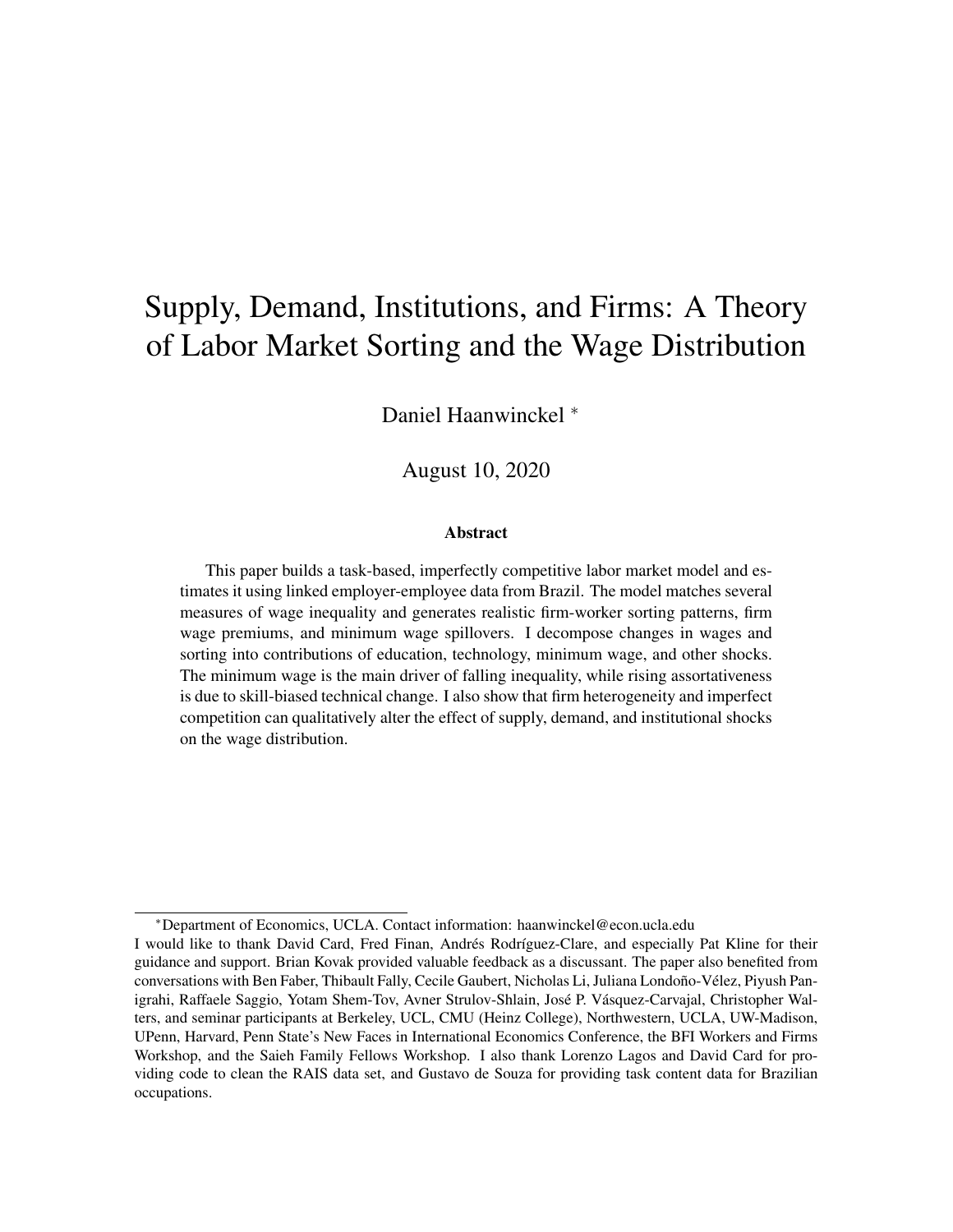# Supply, Demand, Institutions, and Firms: A Theory of Labor Market Sorting and the Wage Distribution

Daniel Haanwinckel *

August 10, 2020

## Abstract

This paper builds a task-based, imperfectly competitive labor market model and estimates it using linked employer-employee data from Brazil. The model matches several measures of wage inequality and generates realistic firm-worker sorting patterns, firm wage premiums, and minimum wage spillovers. I decompose changes in wages and sorting into contributions of education, technology, minimum wage, and other shocks. The minimum wage is the main driver of falling inequality, while rising assortativeness is due to skill-biased technical change. I also show that firm heterogeneity and imperfect competition can qualitatively alter the effect of supply, demand, and institutional shocks on the wage distribution.

---

*Department of Economics, UCLA. Contact information: haanwinckel@econ.ucla.edu

I would like to thank David Card, Fred Finan, Andrés Rodríguez-Clare, and especially Pat Kline for their guidance and support. Brian Kovak provided valuable feedback as a discussant. The paper also benefited from conversations with Ben Faber, Thibault Fally, Cecile Gaubert, Nicholas Li, Juliana Londoño-Vélez, Piyush Panigrahi, Raffaele Saggio, Yotam Shem-Tov, Avner Strulov-Shlain, José P. Vásquez-Carvajal, Christopher Walters, and seminar participants at Berkeley, UCL, CMU (Heinz College), Northwestern, UCLA, UW-Madison, UPenn, Harvard, Penn State's New Faces in International Economics Conference, the BFI Workers and Firms Workshop, and the Saieh Family Fellows Workshop. I also thank Lorenzo Lagos and David Card for providing code to clean the RAIS data set, and Gustavo de Souza for providing task content data for Brazilian occupations.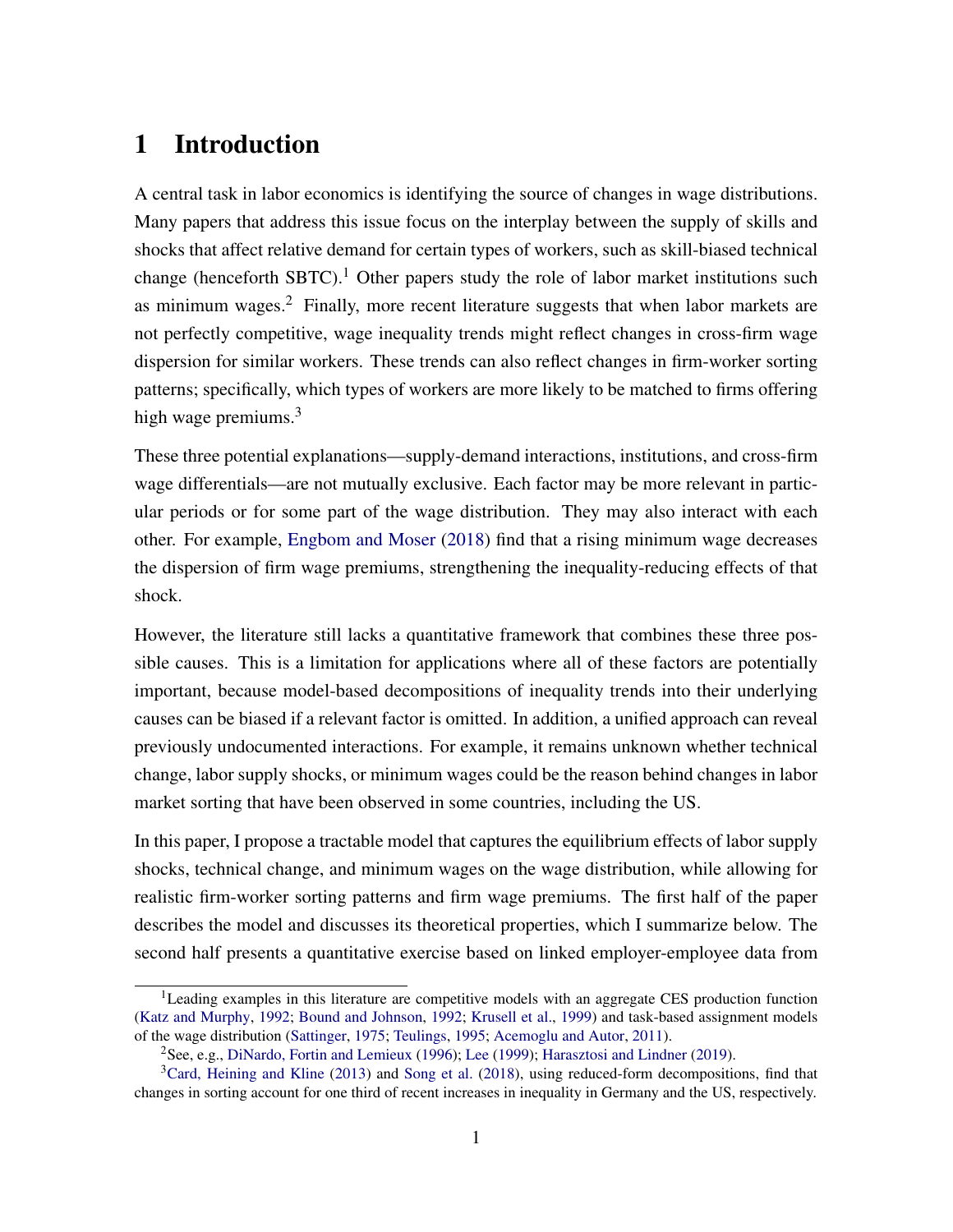# 1 Introduction

A central task in labor economics is identifying the source of changes in wage distributions. Many papers that address this issue focus on the interplay between the supply of skills and shocks that affect relative demand for certain types of workers, such as skill-biased technical change (henceforth SBTC).[1] Other papers study the role of labor market institutions such as minimum wages.[2] Finally, more recent literature suggests that when labor markets are not perfectly competitive, wage inequality trends might reflect changes in cross-firm wage dispersion for similar workers. These trends can also reflect changes in firm-worker sorting patterns; specifically, which types of workers are more likely to be matched to firms offering high wage premiums.[3]

These three potential explanations—supply-demand interactions, institutions, and cross-firm wage differentials—are not mutually exclusive. Each factor may be more relevant in particular periods or for some part of the wage distribution. They may also interact with each other. For example, Engbom and Moser (2018) find that a rising minimum wage decreases the dispersion of firm wage premiums, strengthening the inequality-reducing effects of that shock.

However, the literature still lacks a quantitative framework that combines these three possible causes. This is a limitation for applications where all of these factors are potentially important, because model-based decompositions of inequality trends into their underlying causes can be biased if a relevant factor is omitted. In addition, a unified approach can reveal previously undocumented interactions. For example, it remains unknown whether technical change, labor supply shocks, or minimum wages could be the reason behind changes in labor market sorting that have been observed in some countries, including the US.

In this paper, I propose a tractable model that captures the equilibrium effects of labor supply shocks, technical change, and minimum wages on the wage distribution, while allowing for realistic firm-worker sorting patterns and firm wage premiums. The first half of the paper describes the model and discusses its theoretical properties, which I summarize below. The second half presents a quantitative exercise based on linked employer-employee data from

[1] Leading examples in this literature are competitive models with an aggregate CES production function (Katz and Murphy, 1992; Bound and Johnson, 1992; Krusell et al., 1999) and task-based assignment models of the wage distribution (Sattinger, 1975; Teulings, 1995; Acemoglu and Autor, 2011).

[2] See, e.g., DiNardo, Fortin and Lemieux (1996); Lee (1999); Harasztosi and Lindner (2019).

[3] Card, Heining and Kline (2013) and Song et al. (2018), using reduced-form decompositions, find that changes in sorting account for one third of recent increases in inequality in Germany and the US, respectively.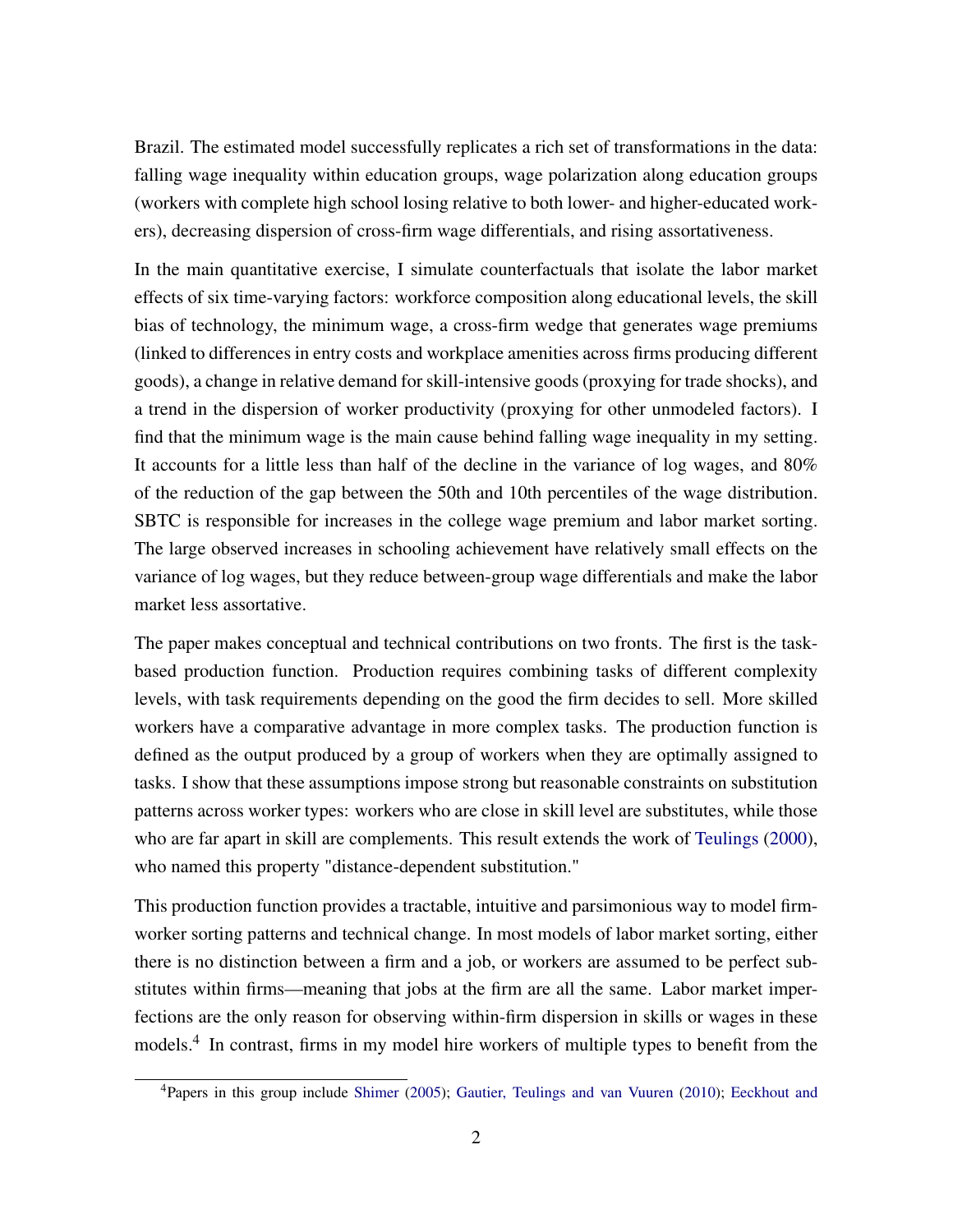Brazil. The estimated model successfully replicates a rich set of transformations in the data: falling wage inequality within education groups, wage polarization along education groups (workers with complete high school losing relative to both lower- and higher-educated workers), decreasing dispersion of cross-firm wage differentials, and rising assortativeness.

In the main quantitative exercise, I simulate counterfactuals that isolate the labor market effects of six time-varying factors: workforce composition along educational levels, the skill bias of technology, the minimum wage, a cross-firm wedge that generates wage premiums (linked to differences in entry costs and workplace amenities across firms producing different goods), a change in relative demand for skill-intensive goods (proxying for trade shocks), and a trend in the dispersion of worker productivity (proxying for other unmodeled factors). I find that the minimum wage is the main cause behind falling wage inequality in my setting. It accounts for a little less than half of the decline in the variance of log wages, and 80% of the reduction of the gap between the 50th and 10th percentiles of the wage distribution. SBTC is responsible for increases in the college wage premium and labor market sorting. The large observed increases in schooling achievement have relatively small effects on the variance of log wages, but they reduce between-group wage differentials and make the labor market less assortative.

The paper makes conceptual and technical contributions on two fronts. The first is the task-based production function. Production requires combining tasks of different complexity levels, with task requirements depending on the good the firm decides to sell. More skilled workers have a comparative advantage in more complex tasks. The production function is defined as the output produced by a group of workers when they are optimally assigned to tasks. I show that these assumptions impose strong but reasonable constraints on substitution patterns across worker types: workers who are close in skill level are substitutes, while those who are far apart in skill are complements. This result extends the work of Teulings (2000), who named this property "distance-dependent substitution."

This production function provides a tractable, intuitive and parsimonious way to model firm-worker sorting patterns and technical change. In most models of labor market sorting, either there is no distinction between a firm and a job, or workers are assumed to be perfect substitutes within firms—meaning that jobs at the firm are all the same. Labor market imperfections are the only reason for observing within-firm dispersion in skills or wages in these models.[4] In contrast, firms in my model hire workers of multiple types to benefit from the

[4] Papers in this group include Shimer (2005); Gautier, Teulings and van Vuuren (2010); Eeckhout and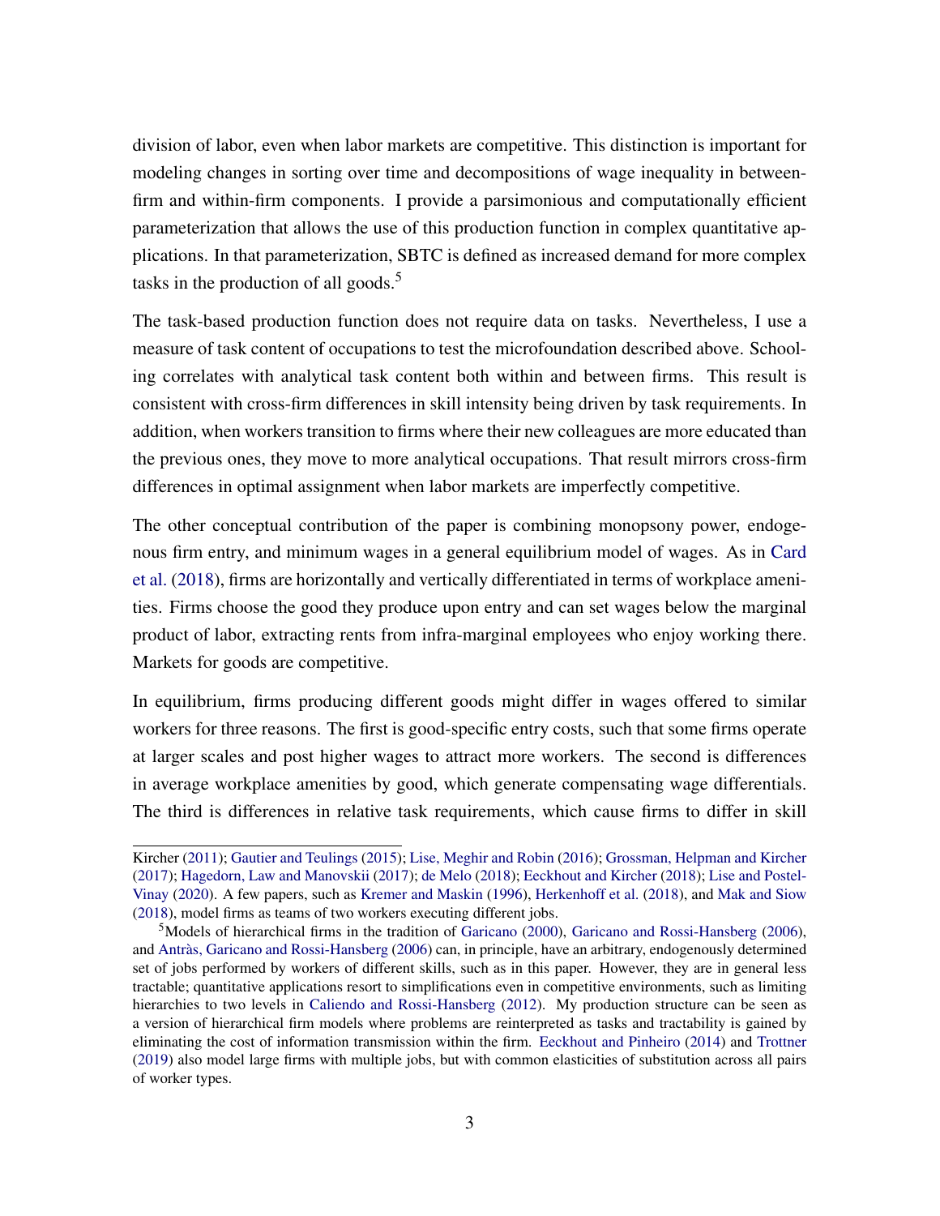division of labor, even when labor markets are competitive. This distinction is important for modeling changes in sorting over time and decompositions of wage inequality in between-firm and within-firm components. I provide a parsimonious and computationally efficient parameterization that allows the use of this production function in complex quantitative applications. In that parameterization, SBTC is defined as increased demand for more complex tasks in the production of all goods.[5]

The task-based production function does not require data on tasks. Nevertheless, I use a measure of task content of occupations to test the microfoundation described above. Schooling correlates with analytical task content both within and between firms. This result is consistent with cross-firm differences in skill intensity being driven by task requirements. In addition, when workers transition to firms where their new colleagues are more educated than the previous ones, they move to more analytical occupations. That result mirrors cross-firm differences in optimal assignment when labor markets are imperfectly competitive.

The other conceptual contribution of the paper is combining monopsony power, endogenous firm entry, and minimum wages in a general equilibrium model of wages. As in Card et al. (2018), firms are horizontally and vertically differentiated in terms of workplace amenities. Firms choose the good they produce upon entry and can set wages below the marginal product of labor, extracting rents from infra-marginal employees who enjoy working there. Markets for goods are competitive.

In equilibrium, firms producing different goods might differ in wages offered to similar workers for three reasons. The first is good-specific entry costs, such that some firms operate at larger scales and post higher wages to attract more workers. The second is differences in average workplace amenities by good, which generate compensating wage differentials. The third is differences in relative task requirements, which cause firms to differ in skill

---

Kircher (2011); Gautier and Teulings (2015); Lise, Meghir and Robin (2016); Grossman, Helpman and Kircher (2017); Hagedorn, Law and Manovskii (2017); de Melo (2018); Eeckhout and Kircher (2018); Lise and Postel-Vinay (2020). A few papers, such as Kremer and Maskin (1996), Herkenhoff et al. (2018), and Mak and Siow (2018), model firms as teams of two workers executing different jobs.

[5]Models of hierarchical firms in the tradition of Garicano (2000), Garicano and Rossi-Hansberg (2006), and Antràs, Garicano and Rossi-Hansberg (2006) can, in principle, have an arbitrary, endogenously determined set of jobs performed by workers of different skills, such as in this paper. However, they are in general less tractable; quantitative applications resort to simplifications even in competitive environments, such as limiting hierarchies to two levels in Caliendo and Rossi-Hansberg (2012). My production structure can be seen as a version of hierarchical firm models where problems are reinterpreted as tasks and tractability is gained by eliminating the cost of information transmission within the firm. Eeckhout and Pinheiro (2014) and Trottner (2019) also model large firms with multiple jobs, but with common elasticities of substitution across all pairs of worker types.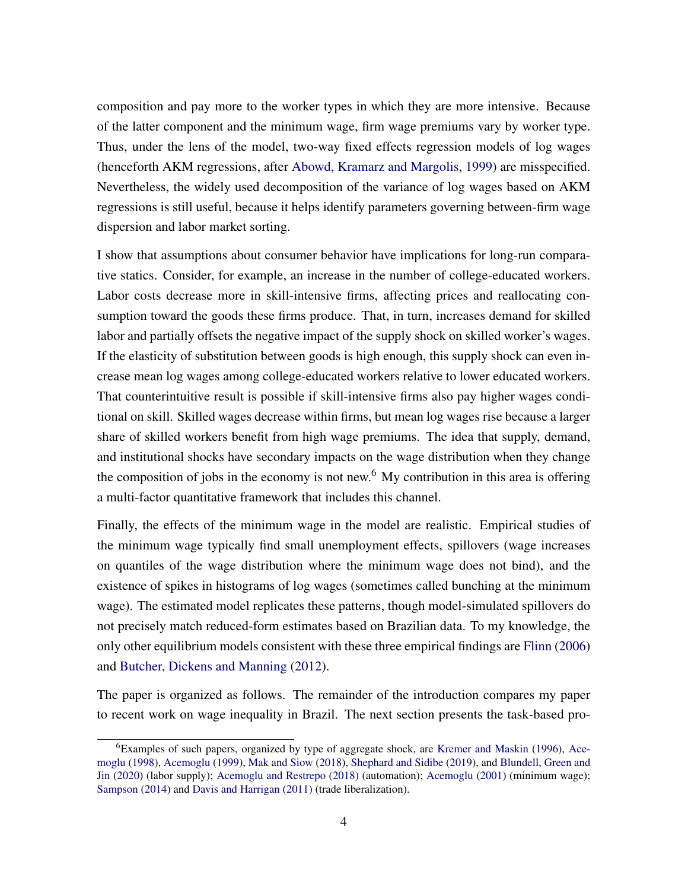composition and pay more to the worker types in which they are more intensive. Because of the latter component and the minimum wage, firm wage premiums vary by worker type. Thus, under the lens of the model, two-way fixed effects regression models of log wages (henceforth AKM regressions, after Abowd, Kramarz and Margolis, 1999) are misspecified. Nevertheless, the widely used decomposition of the variance of log wages based on AKM regressions is still useful, because it helps identify parameters governing between-firm wage dispersion and labor market sorting.

I show that assumptions about consumer behavior have implications for long-run comparative statics. Consider, for example, an increase in the number of college-educated workers. Labor costs decrease more in skill-intensive firms, affecting prices and reallocating consumption toward the goods these firms produce. That, in turn, increases demand for skilled labor and partially offsets the negative impact of the supply shock on skilled worker's wages. If the elasticity of substitution between goods is high enough, this supply shock can even increase mean log wages among college-educated workers relative to lower educated workers. That counterintuitive result is possible if skill-intensive firms also pay higher wages conditional on skill. Skilled wages decrease within firms, but mean log wages rise because a larger share of skilled workers benefit from high wage premiums. The idea that supply, demand, and institutional shocks have secondary impacts on the wage distribution when they change the composition of jobs in the economy is not new.[6] My contribution in this area is offering a multi-factor quantitative framework that includes this channel.

Finally, the effects of the minimum wage in the model are realistic. Empirical studies of the minimum wage typically find small unemployment effects, spillovers (wage increases on quantiles of the wage distribution where the minimum wage does not bind), and the existence of spikes in histograms of log wages (sometimes called bunching at the minimum wage). The estimated model replicates these patterns, though model-simulated spillovers do not precisely match reduced-form estimates based on Brazilian data. To my knowledge, the only other equilibrium models consistent with these three empirical findings are Flinn (2006) and Butcher, Dickens and Manning (2012).

The paper is organized as follows. The remainder of the introduction compares my paper to recent work on wage inequality in Brazil. The next section presents the task-based pro-

[6] Examples of such papers, organized by type of aggregate shock, are Kremer and Maskin (1996), Acemoglu (1998), Acemoglu (1999), Mak and Siow (2018), Shephard and Sidibe (2019), and Blundell, Green and Jin (2020) (labor supply); Acemoglu and Restrepo (2018) (automation); Acemoglu (2001) (minimum wage); Sampson (2014) and Davis and Harrigan (2011) (trade liberalization).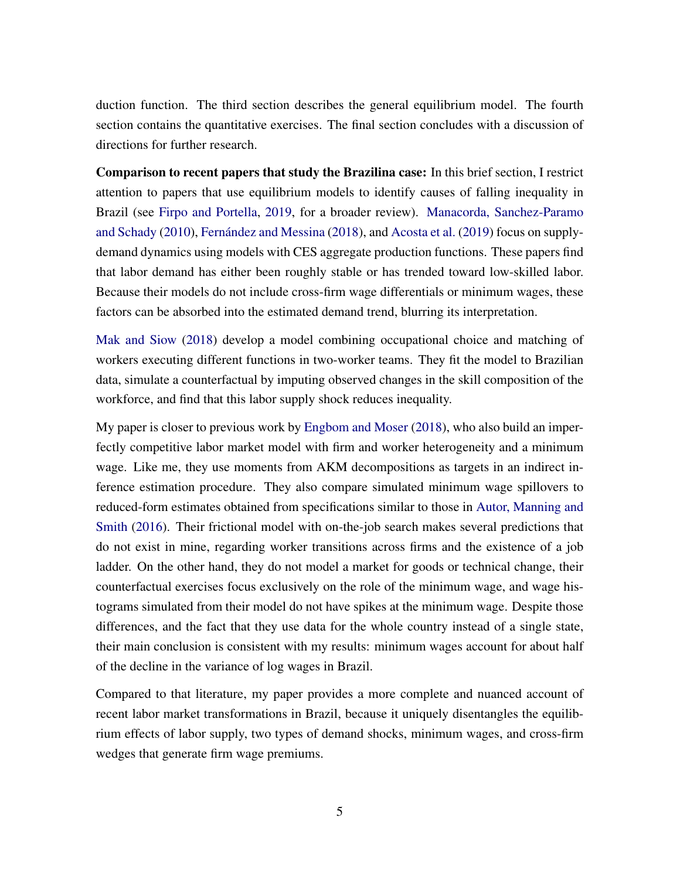duction function. The third section describes the general equilibrium model. The fourth section contains the quantitative exercises. The final section concludes with a discussion of directions for further research.

**Comparison to recent papers that study the Brazilina case:** In this brief section, I restrict attention to papers that use equilibrium models to identify causes of falling inequality in Brazil (see Firpo and Portella, 2019, for a broader review). Manacorda, Sanchez-Paramo and Schady (2010), Fernández and Messina (2018), and Acosta et al. (2019) focus on supply-demand dynamics using models with CES aggregate production functions. These papers find that labor demand has either been roughly stable or has trended toward low-skilled labor. Because their models do not include cross-firm wage differentials or minimum wages, these factors can be absorbed into the estimated demand trend, blurring its interpretation.

Mak and Siow (2018) develop a model combining occupational choice and matching of workers executing different functions in two-worker teams. They fit the model to Brazilian data, simulate a counterfactual by imputing observed changes in the skill composition of the workforce, and find that this labor supply shock reduces inequality.

My paper is closer to previous work by Engbom and Moser (2018), who also build an imperfectly competitive labor market model with firm and worker heterogeneity and a minimum wage. Like me, they use moments from AKM decompositions as targets in an indirect inference estimation procedure. They also compare simulated minimum wage spillovers to reduced-form estimates obtained from specifications similar to those in Autor, Manning and Smith (2016). Their frictional model with on-the-job search makes several predictions that do not exist in mine, regarding worker transitions across firms and the existence of a job ladder. On the other hand, they do not model a market for goods or technical change, their counterfactual exercises focus exclusively on the role of the minimum wage, and wage histograms simulated from their model do not have spikes at the minimum wage. Despite those differences, and the fact that they use data for the whole country instead of a single state, their main conclusion is consistent with my results: minimum wages account for about half of the decline in the variance of log wages in Brazil.

Compared to that literature, my paper provides a more complete and nuanced account of recent labor market transformations in Brazil, because it uniquely disentangles the equilibrium effects of labor supply, two types of demand shocks, minimum wages, and cross-firm wedges that generate firm wage premiums.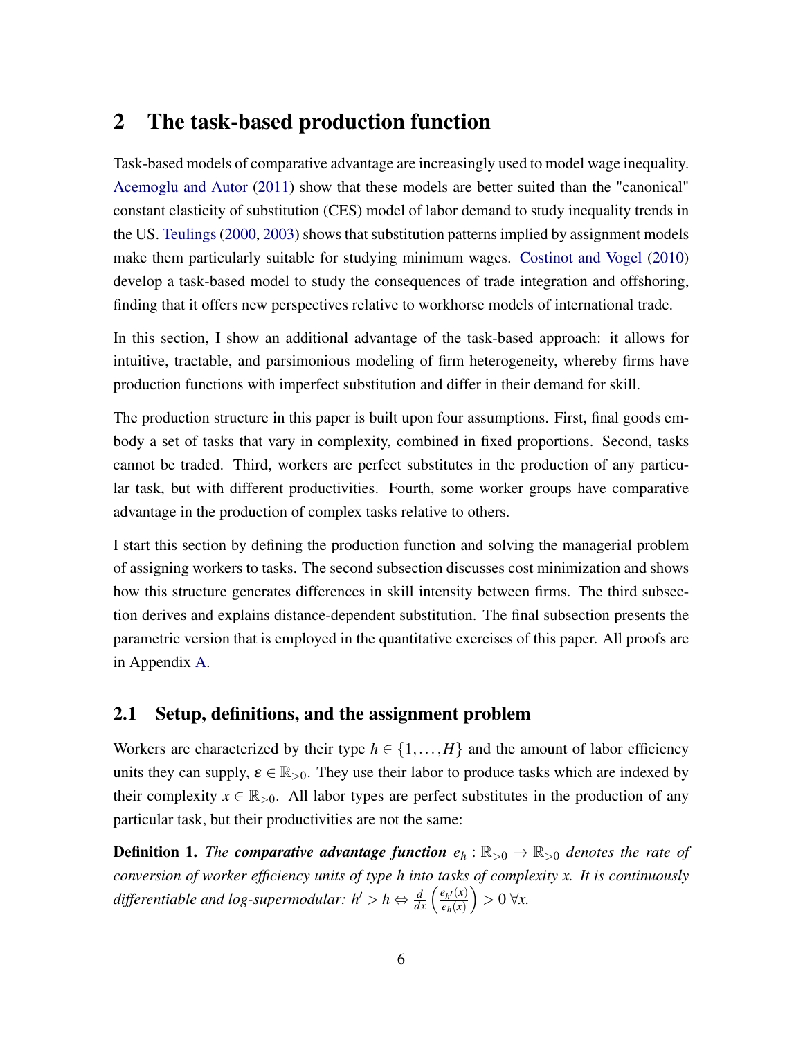# 2 The task-based production function

Task-based models of comparative advantage are increasingly used to model wage inequality. Acemoglu and Autor (2011) show that these models are better suited than the "canonical" constant elasticity of substitution (CES) model of labor demand to study inequality trends in the US. Teulings (2000, 2003) shows that substitution patterns implied by assignment models make them particularly suitable for studying minimum wages. Costinot and Vogel (2010) develop a task-based model to study the consequences of trade integration and offshoring, finding that it offers new perspectives relative to workhorse models of international trade.

In this section, I show an additional advantage of the task-based approach: it allows for intuitive, tractable, and parsimonious modeling of firm heterogeneity, whereby firms have production functions with imperfect substitution and differ in their demand for skill.

The production structure in this paper is built upon four assumptions. First, final goods embody a set of tasks that vary in complexity, combined in fixed proportions. Second, tasks cannot be traded. Third, workers are perfect substitutes in the production of any particular task, but with different productivities. Fourth, some worker groups have comparative advantage in the production of complex tasks relative to others.

I start this section by defining the production function and solving the managerial problem of assigning workers to tasks. The second subsection discusses cost minimization and shows how this structure generates differences in skill intensity between firms. The third subsection derives and explains distance-dependent substitution. The final subsection presents the parametric version that is employed in the quantitative exercises of this paper. All proofs are in Appendix A.

## 2.1 Setup, definitions, and the assignment problem

Workers are characterized by their type $h \in \{1, \ldots, H\}$ and the amount of labor efficiency units they can supply, $\varepsilon \in \mathbb{R}_{>0}$. They use their labor to produce tasks which are indexed by their complexity $x \in \mathbb{R}_{>0}$. All labor types are perfect substitutes in the production of any particular task, but their productivities are not the same:

**Definition 1.** *The* ***comparative advantage function*** $e_h : \mathbb{R}_{>0} \to \mathbb{R}_{>0}$ *denotes the rate of conversion of worker efficiency units of type h into tasks of complexity x. It is continuously differentiable and log-supermodular:* $h' > h \Leftrightarrow \frac{d}{dx}\left(\frac{e_{h'}(x)}{e_h(x)}\right) > 0 \; \forall x$.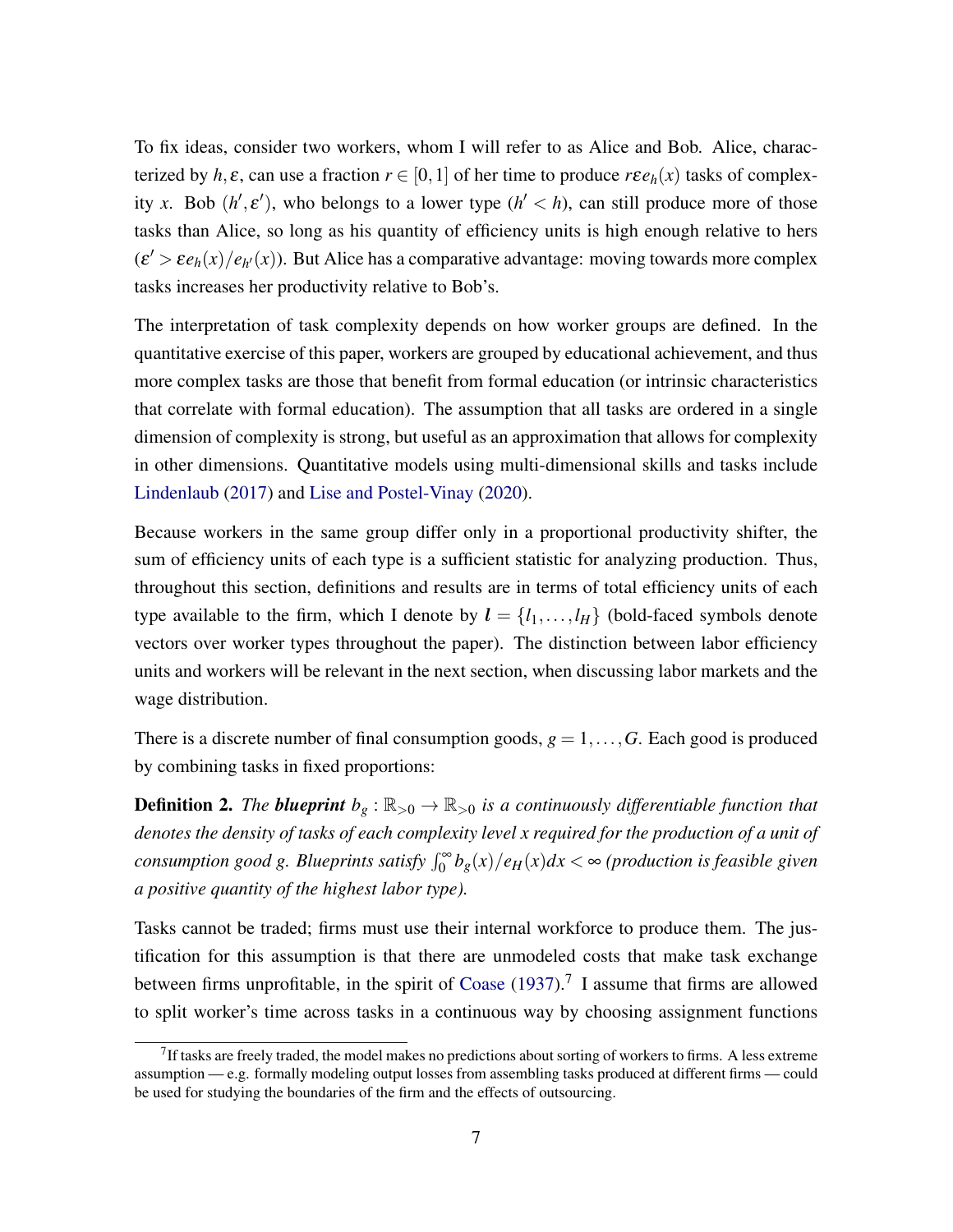To fix ideas, consider two workers, whom I will refer to as Alice and Bob. Alice, characterized by $h, \varepsilon$, can use a fraction $r \in [0,1]$ of her time to produce $r\varepsilon e_h(x)$ tasks of complexity $x$. Bob $(h', \varepsilon')$, who belongs to a lower type $(h' < h)$, can still produce more of those tasks than Alice, so long as his quantity of efficiency units is high enough relative to hers $(\varepsilon' > \varepsilon e_h(x)/e_{h'}(x))$. But Alice has a comparative advantage: moving towards more complex tasks increases her productivity relative to Bob's.

The interpretation of task complexity depends on how worker groups are defined. In the quantitative exercise of this paper, workers are grouped by educational achievement, and thus more complex tasks are those that benefit from formal education (or intrinsic characteristics that correlate with formal education). The assumption that all tasks are ordered in a single dimension of complexity is strong, but useful as an approximation that allows for complexity in other dimensions. Quantitative models using multi-dimensional skills and tasks include Lindenlaub (2017) and Lise and Postel-Vinay (2020).

Because workers in the same group differ only in a proportional productivity shifter, the sum of efficiency units of each type is a sufficient statistic for analyzing production. Thus, throughout this section, definitions and results are in terms of total efficiency units of each type available to the firm, which I denote by $\boldsymbol{l} = \{l_1, \ldots, l_H\}$ (bold-faced symbols denote vectors over worker types throughout the paper). The distinction between labor efficiency units and workers will be relevant in the next section, when discussing labor markets and the wage distribution.

There is a discrete number of final consumption goods, $g = 1, \ldots, G$. Each good is produced by combining tasks in fixed proportions:

**Definition 2.** *The* ***blueprint*** $b_g : \mathbb{R}_{>0} \to \mathbb{R}_{>0}$ *is a continuously differentiable function that denotes the density of tasks of each complexity level $x$ required for the production of a unit of consumption good $g$. Blueprints satisfy $\int_0^\infty b_g(x)/e_H(x)dx < \infty$ (production is feasible given a positive quantity of the highest labor type).*

Tasks cannot be traded; firms must use their internal workforce to produce them. The justification for this assumption is that there are unmodeled costs that make task exchange between firms unprofitable, in the spirit of Coase (1937).[7] I assume that firms are allowed to split worker's time across tasks in a continuous way by choosing assignment functions

[7] If tasks are freely traded, the model makes no predictions about sorting of workers to firms. A less extreme assumption — e.g. formally modeling output losses from assembling tasks produced at different firms — could be used for studying the boundaries of the firm and the effects of outsourcing.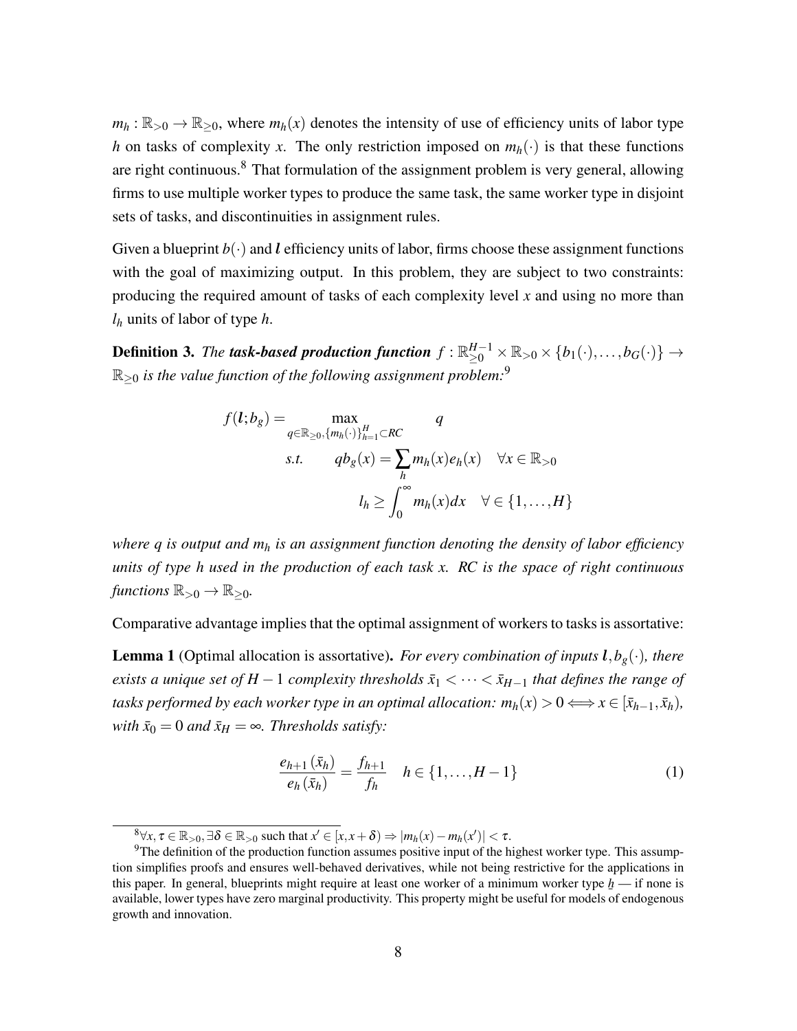$m_h : \mathbb{R}_{>0} \to \mathbb{R}_{\geq 0}$, where $m_h(x)$ denotes the intensity of use of efficiency units of labor type $h$ on tasks of complexity $x$. The only restriction imposed on $m_h(\cdot)$ is that these functions are right continuous.[8] That formulation of the assignment problem is very general, allowing firms to use multiple worker types to produce the same task, the same worker type in disjoint sets of tasks, and discontinuities in assignment rules.

Given a blueprint $b(\cdot)$ and $\boldsymbol{l}$ efficiency units of labor, firms choose these assignment functions with the goal of maximizing output. In this problem, they are subject to two constraints: producing the required amount of tasks of each complexity level $x$ and using no more than $l_h$ units of labor of type $h$.

**Definition 3.** *The **task-based production function** $f : \mathbb{R}^{H-1}_{\geq 0} \times \mathbb{R}_{>0} \times \{b_1(\cdot), \ldots, b_G(\cdot)\} \to \mathbb{R}_{\geq 0}$ is the value function of the following assignment problem:*[9]

$$
\begin{aligned}
f(\boldsymbol{l}; b_g) = \max_{q \in \mathbb{R}_{\geq 0}, \{m_h(\cdot)\}_{h=1}^{H} \subset RC} \quad & q \\
s.t. \quad & q b_g(x) = \sum_h m_h(x) e_h(x) \quad \forall x \in \mathbb{R}_{>0} \\
& l_h \geq \int_0^\infty m_h(x) dx \quad \forall \in \{1, \ldots, H\}
\end{aligned}
$$

*where $q$ is output and $m_h$ is an assignment function denoting the density of labor efficiency units of type $h$ used in the production of each task $x$. RC is the space of right continuous functions $\mathbb{R}_{>0} \to \mathbb{R}_{\geq 0}$.*

Comparative advantage implies that the optimal assignment of workers to tasks is assortative:

**Lemma 1** (Optimal allocation is assortative)**.** *For every combination of inputs $\boldsymbol{l}, b_g(\cdot)$, there exists a unique set of $H-1$ complexity thresholds $\bar{x}_1 < \cdots < \bar{x}_{H-1}$ that defines the range of tasks performed by each worker type in an optimal allocation: $m_h(x) > 0 \Longleftrightarrow x \in [\bar{x}_{h-1}, \bar{x}_h)$, with $\bar{x}_0 = 0$ and $\bar{x}_H = \infty$. Thresholds satisfy:*

$$
\frac{e_{h+1}(\bar{x}_h)}{e_h(\bar{x}_h)} = \frac{f_{h+1}}{f_h} \quad h \in \{1, \ldots, H-1\} \tag{1}
$$

[8] $\forall x, \tau \in \mathbb{R}_{>0}, \exists \delta \in \mathbb{R}_{>0}$ such that $x' \in [x, x+\delta) \Rightarrow |m_h(x) - m_h(x')| < \tau$.

[9] The definition of the production function assumes positive input of the highest worker type. This assumption simplifies proofs and ensures well-behaved derivatives, while not being restrictive for the applications in this paper. In general, blueprints might require at least one worker of a minimum worker type $\underline{h}$ — if none is available, lower types have zero marginal productivity. This property might be useful for models of endogenous growth and innovation.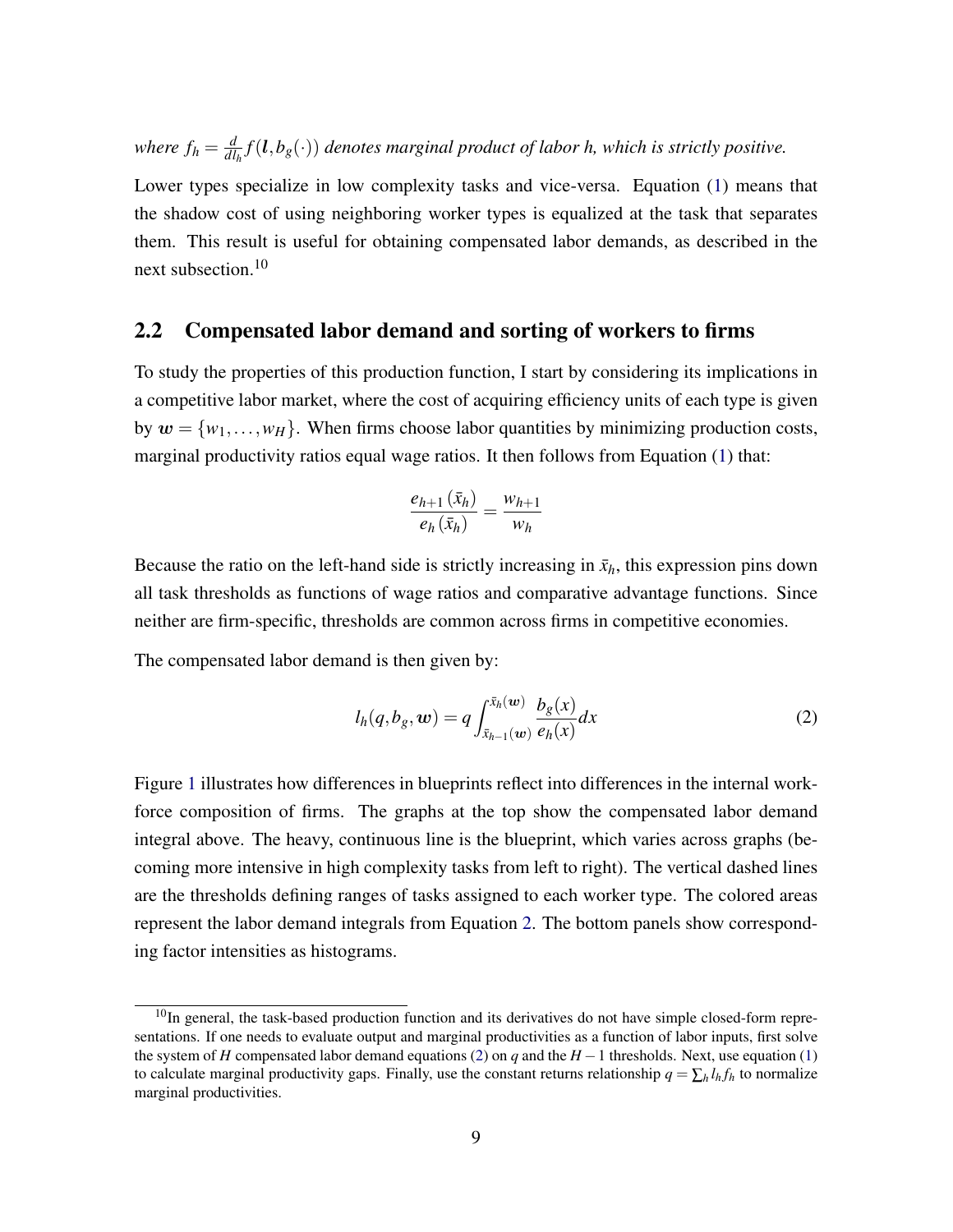*where $f_h = \frac{d}{dl_h} f(\boldsymbol{l}, b_g(\cdot))$ denotes marginal product of labor h, which is strictly positive.*

Lower types specialize in low complexity tasks and vice-versa. Equation (1) means that the shadow cost of using neighboring worker types is equalized at the task that separates them. This result is useful for obtaining compensated labor demands, as described in the next subsection.[10]

## 2.2 Compensated labor demand and sorting of workers to firms

To study the properties of this production function, I start by considering its implications in a competitive labor market, where the cost of acquiring efficiency units of each type is given by $\boldsymbol{w} = \{w_1, \ldots, w_H\}$. When firms choose labor quantities by minimizing production costs, marginal productivity ratios equal wage ratios. It then follows from Equation (1) that:

$$\frac{e_{h+1}(\bar{x}_h)}{e_h(\bar{x}_h)} = \frac{w_{h+1}}{w_h}$$

Because the ratio on the left-hand side is strictly increasing in $\bar{x}_h$, this expression pins down all task thresholds as functions of wage ratios and comparative advantage functions. Since neither are firm-specific, thresholds are common across firms in competitive economies.

The compensated labor demand is then given by:

$$l_h(q, b_g, \boldsymbol{w}) = q \int_{\bar{x}_{h-1}(\boldsymbol{w})}^{\bar{x}_h(\boldsymbol{w})} \frac{b_g(x)}{e_h(x)} dx \tag{2}$$

Figure 1 illustrates how differences in blueprints reflect into differences in the internal workforce composition of firms. The graphs at the top show the compensated labor demand integral above. The heavy, continuous line is the blueprint, which varies across graphs (becoming more intensive in high complexity tasks from left to right). The vertical dashed lines are the thresholds defining ranges of tasks assigned to each worker type. The colored areas represent the labor demand integrals from Equation 2. The bottom panels show corresponding factor intensities as histograms.

[10] In general, the task-based production function and its derivatives do not have simple closed-form representations. If one needs to evaluate output and marginal productivities as a function of labor inputs, first solve the system of $H$ compensated labor demand equations (2) on $q$ and the $H-1$ thresholds. Next, use equation (1) to calculate marginal productivity gaps. Finally, use the constant returns relationship $q = \sum_h l_h f_h$ to normalize marginal productivities.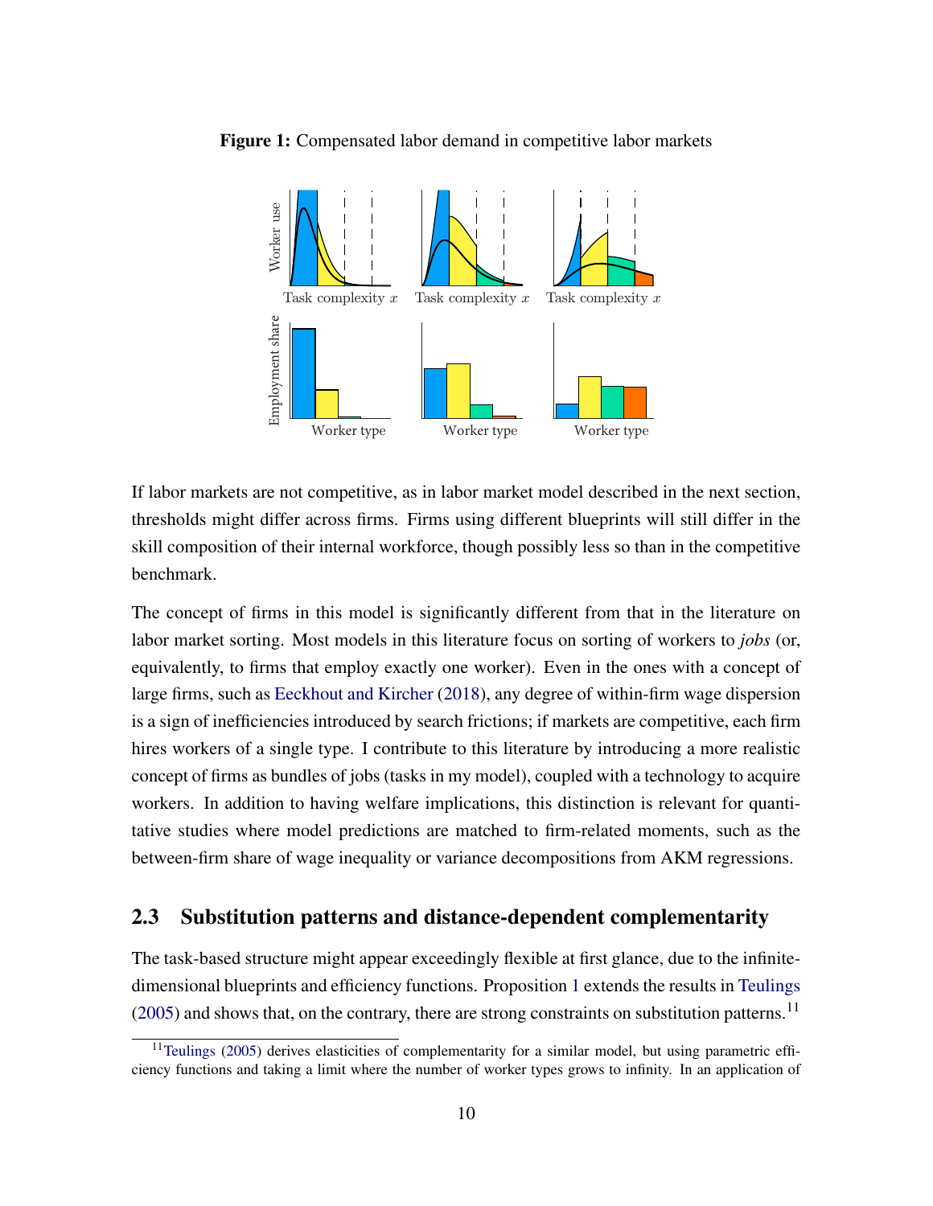**Figure 1:** Compensated labor demand in competitive labor markets

If labor markets are not competitive, as in labor market model described in the next section, thresholds might differ across firms. Firms using different blueprints will still differ in the skill composition of their internal workforce, though possibly less so than in the competitive benchmark.

The concept of firms in this model is significantly different from that in the literature on labor market sorting. Most models in this literature focus on sorting of workers to *jobs* (or, equivalently, to firms that employ exactly one worker). Even in the ones with a concept of large firms, such as Eeckhout and Kircher (2018), any degree of within-firm wage dispersion is a sign of inefficiencies introduced by search frictions; if markets are competitive, each firm hires workers of a single type. I contribute to this literature by introducing a more realistic concept of firms as bundles of jobs (tasks in my model), coupled with a technology to acquire workers. In addition to having welfare implications, this distinction is relevant for quantitative studies where model predictions are matched to firm-related moments, such as the between-firm share of wage inequality or variance decompositions from AKM regressions.

## 2.3 Substitution patterns and distance-dependent complementarity

The task-based structure might appear exceedingly flexible at first glance, due to the infinite-dimensional blueprints and efficiency functions. Proposition 1 extends the results in Teulings (2005) and shows that, on the contrary, there are strong constraints on substitution patterns.[11]

[11] Teulings (2005) derives elasticities of complementarity for a similar model, but using parametric efficiency functions and taking a limit where the number of worker types grows to infinity. In an application of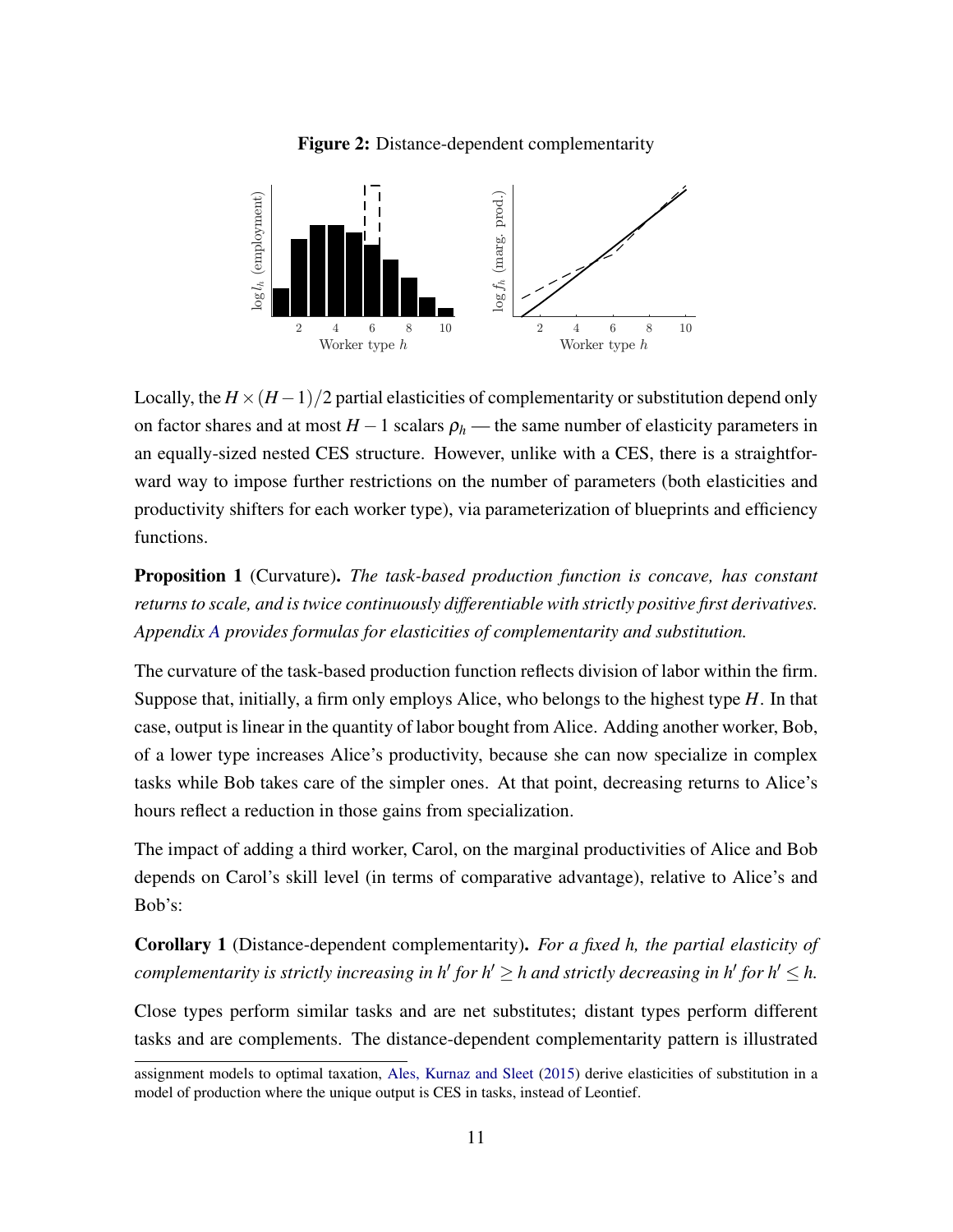**Figure 2:** Distance-dependent complementarity

Locally, the $H \times (H-1)/2$ partial elasticities of complementarity or substitution depend only on factor shares and at most $H-1$ scalars $\rho_h$ — the same number of elasticity parameters in an equally-sized nested CES structure. However, unlike with a CES, there is a straightforward way to impose further restrictions on the number of parameters (both elasticities and productivity shifters for each worker type), via parameterization of blueprints and efficiency functions.

**Proposition 1** (Curvature). *The task-based production function is concave, has constant returns to scale, and is twice continuously differentiable with strictly positive first derivatives. Appendix A provides formulas for elasticities of complementarity and substitution.*

The curvature of the task-based production function reflects division of labor within the firm. Suppose that, initially, a firm only employs Alice, who belongs to the highest type $H$. In that case, output is linear in the quantity of labor bought from Alice. Adding another worker, Bob, of a lower type increases Alice's productivity, because she can now specialize in complex tasks while Bob takes care of the simpler ones. At that point, decreasing returns to Alice's hours reflect a reduction in those gains from specialization.

The impact of adding a third worker, Carol, on the marginal productivities of Alice and Bob depends on Carol's skill level (in terms of comparative advantage), relative to Alice's and Bob's:

**Corollary 1** (Distance-dependent complementarity). *For a fixed h, the partial elasticity of complementarity is strictly increasing in $h'$ for $h' \geq h$ and strictly decreasing in $h'$ for $h' \leq h$.*

Close types perform similar tasks and are net substitutes; distant types perform different tasks and are complements. The distance-dependent complementarity pattern is illustrated

assignment models to optimal taxation, Ales, Kurnaz and Sleet (2015) derive elasticities of substitution in a model of production where the unique output is CES in tasks, instead of Leontief.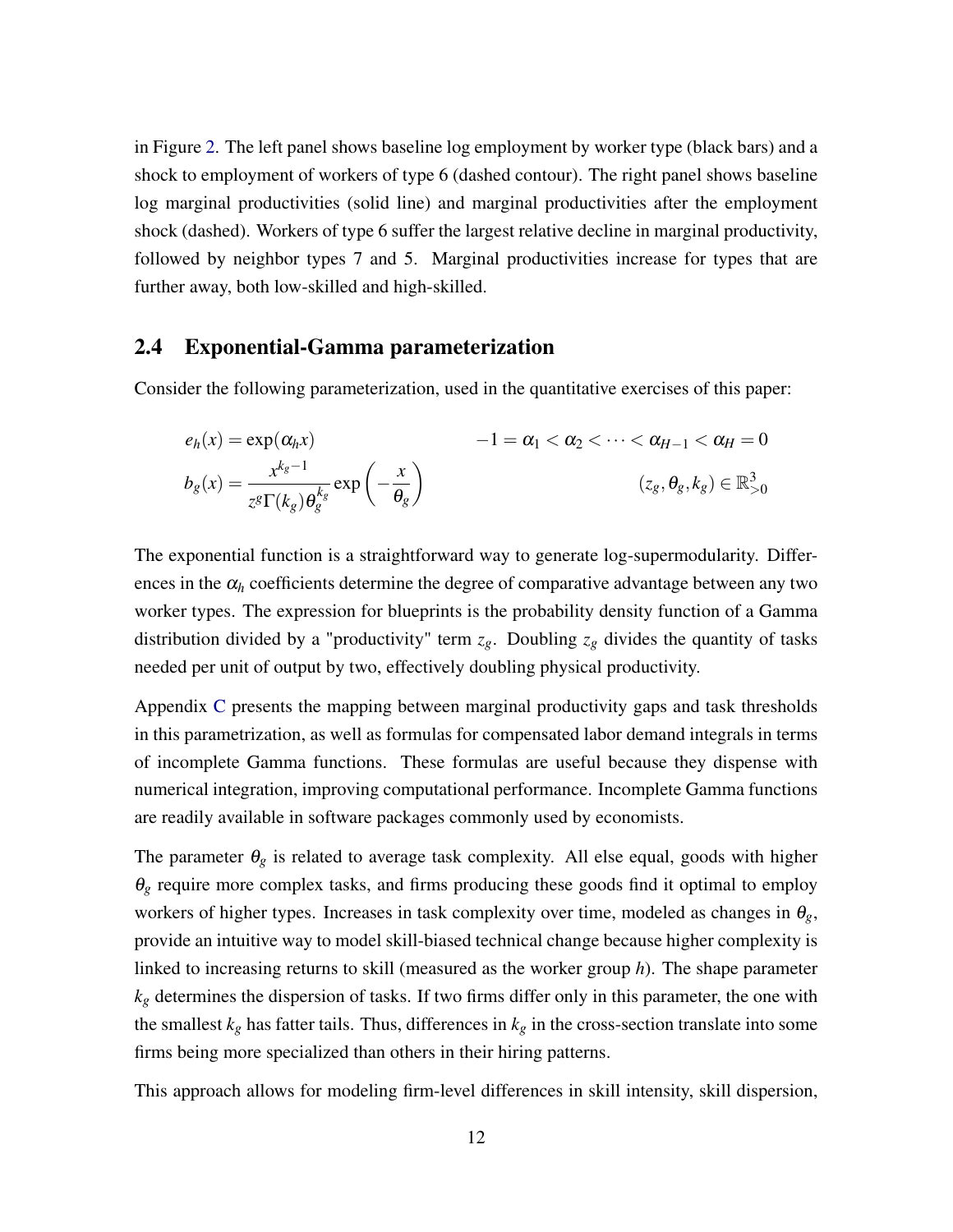in Figure 2. The left panel shows baseline log employment by worker type (black bars) and a shock to employment of workers of type 6 (dashed contour). The right panel shows baseline log marginal productivities (solid line) and marginal productivities after the employment shock (dashed). Workers of type 6 suffer the largest relative decline in marginal productivity, followed by neighbor types 7 and 5. Marginal productivities increase for types that are further away, both low-skilled and high-skilled.

## 2.4 Exponential-Gamma parameterization

Consider the following parameterization, used in the quantitative exercises of this paper:

$$e_h(x) = \exp(\alpha_h x) \qquad\qquad -1 = \alpha_1 < \alpha_2 < \cdots < \alpha_{H-1} < \alpha_H = 0$$

$$b_g(x) = \frac{x^{k_g - 1}}{z^g \Gamma(k_g) \theta_g^{k_g}} \exp\left(-\frac{x}{\theta_g}\right) \qquad\qquad (z_g, \theta_g, k_g) \in \mathbb{R}^3_{>0}$$

The exponential function is a straightforward way to generate log-supermodularity. Differences in the $\alpha_h$ coefficients determine the degree of comparative advantage between any two worker types. The expression for blueprints is the probability density function of a Gamma distribution divided by a "productivity" term $z_g$. Doubling $z_g$ divides the quantity of tasks needed per unit of output by two, effectively doubling physical productivity.

Appendix C presents the mapping between marginal productivity gaps and task thresholds in this parametrization, as well as formulas for compensated labor demand integrals in terms of incomplete Gamma functions. These formulas are useful because they dispense with numerical integration, improving computational performance. Incomplete Gamma functions are readily available in software packages commonly used by economists.

The parameter $\theta_g$ is related to average task complexity. All else equal, goods with higher $\theta_g$ require more complex tasks, and firms producing these goods find it optimal to employ workers of higher types. Increases in task complexity over time, modeled as changes in $\theta_g$, provide an intuitive way to model skill-biased technical change because higher complexity is linked to increasing returns to skill (measured as the worker group $h$). The shape parameter $k_g$ determines the dispersion of tasks. If two firms differ only in this parameter, the one with the smallest $k_g$ has fatter tails. Thus, differences in $k_g$ in the cross-section translate into some firms being more specialized than others in their hiring patterns.

This approach allows for modeling firm-level differences in skill intensity, skill dispersion,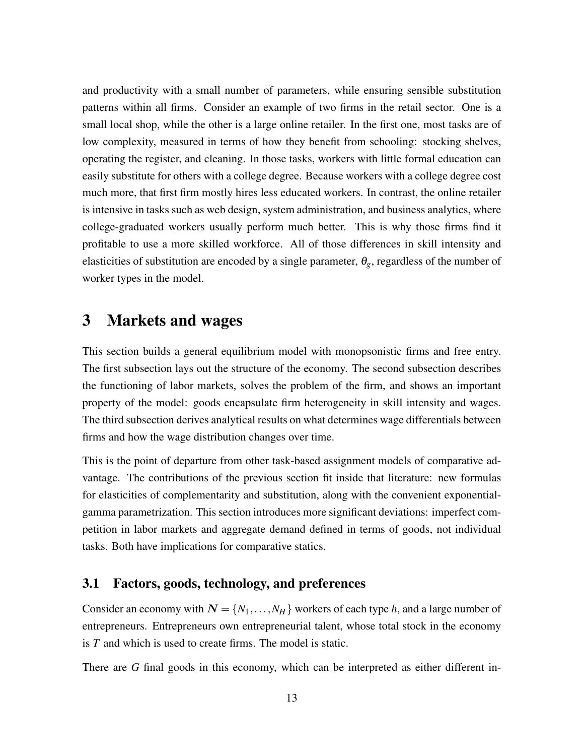and productivity with a small number of parameters, while ensuring sensible substitution patterns within all firms. Consider an example of two firms in the retail sector. One is a small local shop, while the other is a large online retailer. In the first one, most tasks are of low complexity, measured in terms of how they benefit from schooling: stocking shelves, operating the register, and cleaning. In those tasks, workers with little formal education can easily substitute for others with a college degree. Because workers with a college degree cost much more, that first firm mostly hires less educated workers. In contrast, the online retailer is intensive in tasks such as web design, system administration, and business analytics, where college-graduated workers usually perform much better. This is why those firms find it profitable to use a more skilled workforce. All of those differences in skill intensity and elasticities of substitution are encoded by a single parameter, $\theta_g$, regardless of the number of worker types in the model.

# 3 Markets and wages

This section builds a general equilibrium model with monopsonistic firms and free entry. The first subsection lays out the structure of the economy. The second subsection describes the functioning of labor markets, solves the problem of the firm, and shows an important property of the model: goods encapsulate firm heterogeneity in skill intensity and wages. The third subsection derives analytical results on what determines wage differentials between firms and how the wage distribution changes over time.

This is the point of departure from other task-based assignment models of comparative advantage. The contributions of the previous section fit inside that literature: new formulas for elasticities of complementarity and substitution, along with the convenient exponential-gamma parametrization. This section introduces more significant deviations: imperfect competition in labor markets and aggregate demand defined in terms of goods, not individual tasks. Both have implications for comparative statics.

## 3.1 Factors, goods, technology, and preferences

Consider an economy with $\boldsymbol{N} = \{N_1, \ldots, N_H\}$ workers of each type $h$, and a large number of entrepreneurs. Entrepreneurs own entrepreneurial talent, whose total stock in the economy is $T$ and which is used to create firms. The model is static.

There are $G$ final goods in this economy, which can be interpreted as either different in-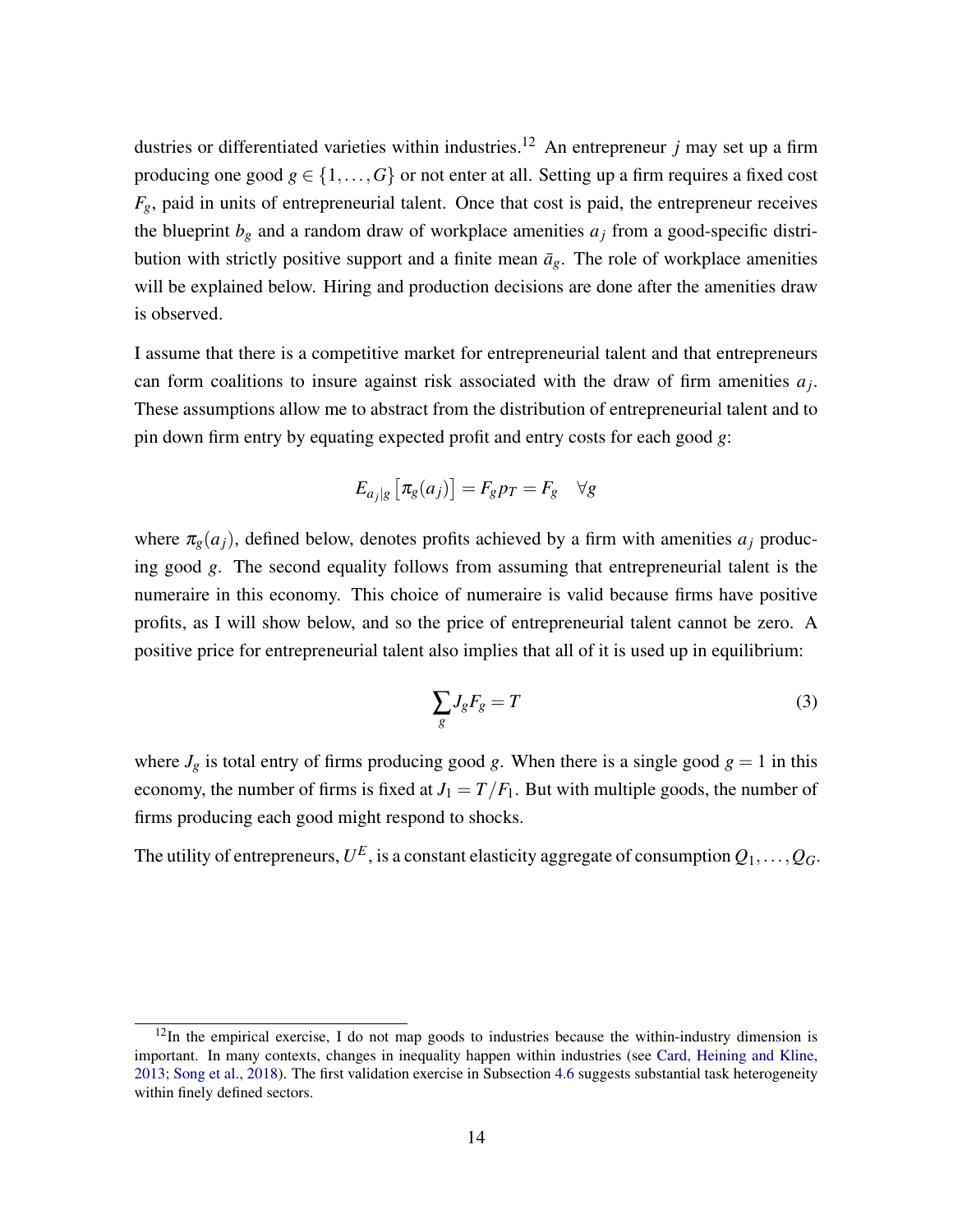dustries or differentiated varieties within industries.[12] An entrepreneur $j$ may set up a firm producing one good $g \in \{1, \ldots, G\}$ or not enter at all. Setting up a firm requires a fixed cost $F_g$, paid in units of entrepreneurial talent. Once that cost is paid, the entrepreneur receives the blueprint $b_g$ and a random draw of workplace amenities $a_j$ from a good-specific distribution with strictly positive support and a finite mean $\bar{a}_g$. The role of workplace amenities will be explained below. Hiring and production decisions are done after the amenities draw is observed.

I assume that there is a competitive market for entrepreneurial talent and that entrepreneurs can form coalitions to insure against risk associated with the draw of firm amenities $a_j$. These assumptions allow me to abstract from the distribution of entrepreneurial talent and to pin down firm entry by equating expected profit and entry costs for each good $g$:

$$E_{a_j|g}\left[\pi_g(a_j)\right] = F_g p_T = F_g \quad \forall g$$

where $\pi_g(a_j)$, defined below, denotes profits achieved by a firm with amenities $a_j$ producing good $g$. The second equality follows from assuming that entrepreneurial talent is the numeraire in this economy. This choice of numeraire is valid because firms have positive profits, as I will show below, and so the price of entrepreneurial talent cannot be zero. A positive price for entrepreneurial talent also implies that all of it is used up in equilibrium:

$$\sum_g J_g F_g = T \tag{3}$$

where $J_g$ is total entry of firms producing good $g$. When there is a single good $g = 1$ in this economy, the number of firms is fixed at $J_1 = T/F_1$. But with multiple goods, the number of firms producing each good might respond to shocks.

The utility of entrepreneurs, $U^E$, is a constant elasticity aggregate of consumption $Q_1, \ldots, Q_G$.

[12] In the empirical exercise, I do not map goods to industries because the within-industry dimension is important. In many contexts, changes in inequality happen within industries (see Card, Heining and Kline, 2013; Song et al., 2018). The first validation exercise in Subsection 4.6 suggests substantial task heterogeneity within finely defined sectors.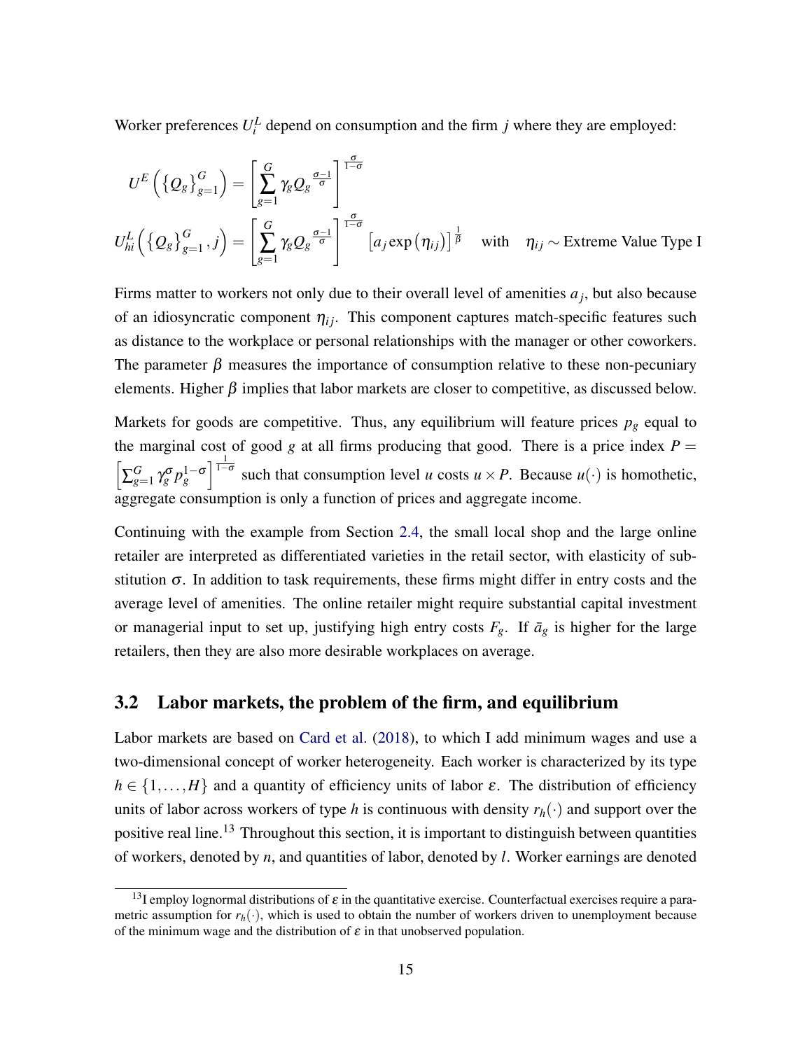Worker preferences $U_i^L$ depend on consumption and the firm $j$ where they are employed:

$$U^E\left(\left\{Q_g\right\}_{g=1}^G\right) = \left[\sum_{g=1}^G \gamma_g Q_g{}^{\frac{\sigma-1}{\sigma}}\right]^{\frac{\sigma}{1-\sigma}}$$

$$U_{hi}^L\left(\left\{Q_g\right\}_{g=1}^G, j\right) = \left[\sum_{g=1}^G \gamma_g Q_g{}^{\frac{\sigma-1}{\sigma}}\right]^{\frac{\sigma}{1-\sigma}} \left[a_j \exp\left(\eta_{ij}\right)\right]^{\frac{1}{\beta}} \quad \text{with} \quad \eta_{ij} \sim \text{Extreme Value Type I}$$

Firms matter to workers not only due to their overall level of amenities $a_j$, but also because of an idiosyncratic component $\eta_{ij}$. This component captures match-specific features such as distance to the workplace or personal relationships with the manager or other coworkers. The parameter $\beta$ measures the importance of consumption relative to these non-pecuniary elements. Higher $\beta$ implies that labor markets are closer to competitive, as discussed below.

Markets for goods are competitive. Thus, any equilibrium will feature prices $p_g$ equal to the marginal cost of good $g$ at all firms producing that good. There is a price index $P = \left[\sum_{g=1}^G \gamma_g^\sigma p_g^{1-\sigma}\right]^{\frac{1}{1-\sigma}}$ such that consumption level $u$ costs $u \times P$. Because $u(\cdot)$ is homothetic, aggregate consumption is only a function of prices and aggregate income.

Continuing with the example from Section 2.4, the small local shop and the large online retailer are interpreted as differentiated varieties in the retail sector, with elasticity of substitution $\sigma$. In addition to task requirements, these firms might differ in entry costs and the average level of amenities. The online retailer might require substantial capital investment or managerial input to set up, justifying high entry costs $F_g$. If $\bar{a}_g$ is higher for the large retailers, then they are also more desirable workplaces on average.

## 3.2 Labor markets, the problem of the firm, and equilibrium

Labor markets are based on Card et al. (2018), to which I add minimum wages and use a two-dimensional concept of worker heterogeneity. Each worker is characterized by its type $h \in \{1, \ldots, H\}$ and a quantity of efficiency units of labor $\varepsilon$. The distribution of efficiency units of labor across workers of type $h$ is continuous with density $r_h(\cdot)$ and support over the positive real line.[13] Throughout this section, it is important to distinguish between quantities of workers, denoted by $n$, and quantities of labor, denoted by $l$. Worker earnings are denoted

[13] I employ lognormal distributions of $\varepsilon$ in the quantitative exercise. Counterfactual exercises require a parametric assumption for $r_h(\cdot)$, which is used to obtain the number of workers driven to unemployment because of the minimum wage and the distribution of $\varepsilon$ in that unobserved population.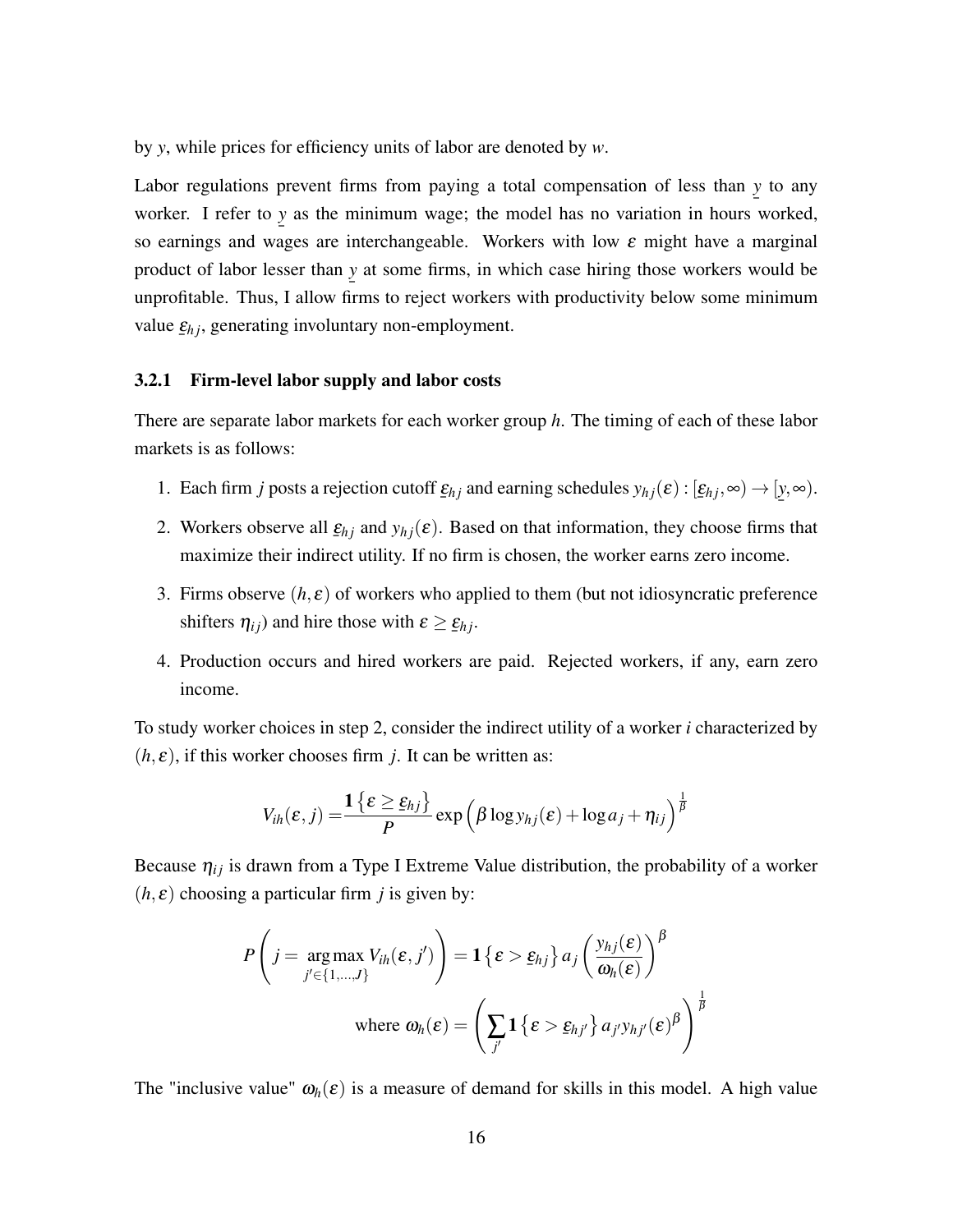by $y$, while prices for efficiency units of labor are denoted by $w$.

Labor regulations prevent firms from paying a total compensation of less than $\underline{y}$ to any worker. I refer to $\underline{y}$ as the minimum wage; the model has no variation in hours worked, so earnings and wages are interchangeable. Workers with low $\varepsilon$ might have a marginal product of labor lesser than $\underline{y}$ at some firms, in which case hiring those workers would be unprofitable. Thus, I allow firms to reject workers with productivity below some minimum value $\underline{\varepsilon}_{hj}$, generating involuntary non-employment.

### 3.2.1 Firm-level labor supply and labor costs

There are separate labor markets for each worker group $h$. The timing of each of these labor markets is as follows:

1. Each firm $j$ posts a rejection cutoff $\underline{\varepsilon}_{hj}$ and earning schedules $y_{hj}(\varepsilon) : [\underline{\varepsilon}_{hj}, \infty) \to [\underline{y}, \infty)$.
2. Workers observe all $\underline{\varepsilon}_{hj}$ and $y_{hj}(\varepsilon)$. Based on that information, they choose firms that maximize their indirect utility. If no firm is chosen, the worker earns zero income.
3. Firms observe $(h, \varepsilon)$ of workers who applied to them (but not idiosyncratic preference shifters $\eta_{ij}$) and hire those with $\varepsilon \geq \underline{\varepsilon}_{hj}$.
4. Production occurs and hired workers are paid. Rejected workers, if any, earn zero income.

To study worker choices in step 2, consider the indirect utility of a worker $i$ characterized by $(h, \varepsilon)$, if this worker chooses firm $j$. It can be written as:

$$V_{ih}(\varepsilon, j) = \frac{\mathbf{1}\left\{\varepsilon \geq \underline{\varepsilon}_{hj}\right\}}{P} \exp\left(\beta \log y_{hj}(\varepsilon) + \log a_j + \eta_{ij}\right)^{\frac{1}{\beta}}$$

Because $\eta_{ij}$ is drawn from a Type I Extreme Value distribution, the probability of a worker $(h, \varepsilon)$ choosing a particular firm $j$ is given by:

$$P\left(j = \underset{j' \in \{1,\ldots,J\}}{\arg\max}\, V_{ih}(\varepsilon, j')\right) = \mathbf{1}\left\{\varepsilon > \underline{\varepsilon}_{hj}\right\} a_j \left(\frac{y_{hj}(\varepsilon)}{\omega_h(\varepsilon)}\right)^{\beta}$$

$$\text{where } \omega_h(\varepsilon) = \left(\sum_{j'} \mathbf{1}\left\{\varepsilon > \underline{\varepsilon}_{hj'}\right\} a_{j'} y_{hj'}(\varepsilon)^{\beta}\right)^{\frac{1}{\beta}}$$

The "inclusive value" $\omega_h(\varepsilon)$ is a measure of demand for skills in this model. A high value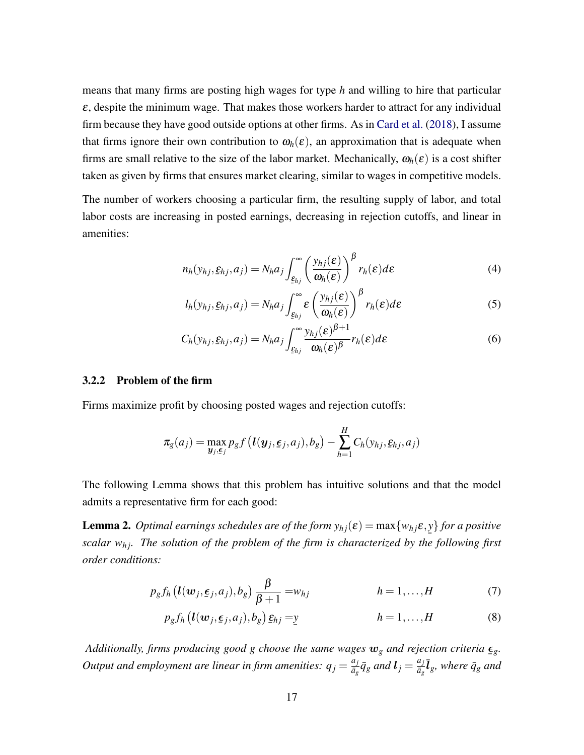means that many firms are posting high wages for type $h$ and willing to hire that particular $\varepsilon$, despite the minimum wage. That makes those workers harder to attract for any individual firm because they have good outside options at other firms. As in Card et al. (2018), I assume that firms ignore their own contribution to $\omega_h(\varepsilon)$, an approximation that is adequate when firms are small relative to the size of the labor market. Mechanically, $\omega_h(\varepsilon)$ is a cost shifter taken as given by firms that ensures market clearing, similar to wages in competitive models.

The number of workers choosing a particular firm, the resulting supply of labor, and total labor costs are increasing in posted earnings, decreasing in rejection cutoffs, and linear in amenities:

$$n_h(y_{hj}, \underline{\varepsilon}_{hj}, a_j) = N_h a_j \int_{\underline{\varepsilon}_{hj}}^{\infty} \left( \frac{y_{hj}(\varepsilon)}{\omega_h(\varepsilon)} \right)^{\beta} r_h(\varepsilon) d\varepsilon \tag{4}$$

$$l_h(y_{hj}, \underline{\varepsilon}_{hj}, a_j) = N_h a_j \int_{\underline{\varepsilon}_{hj}}^{\infty} \varepsilon \left( \frac{y_{hj}(\varepsilon)}{\omega_h(\varepsilon)} \right)^{\beta} r_h(\varepsilon) d\varepsilon \tag{5}$$

$$C_h(y_{hj}, \underline{\varepsilon}_{hj}, a_j) = N_h a_j \int_{\underline{\varepsilon}_{hj}}^{\infty} \frac{y_{hj}(\varepsilon)^{\beta+1}}{\omega_h(\varepsilon)^{\beta}} r_h(\varepsilon) d\varepsilon \tag{6}$$

### 3.2.2 Problem of the firm

Firms maximize profit by choosing posted wages and rejection cutoffs:

$$\pi_g(a_j) = \max_{\boldsymbol{y}_j, \underline{\boldsymbol{\epsilon}}_j} p_g f\left(\boldsymbol{l}(\boldsymbol{y}_j, \underline{\boldsymbol{\epsilon}}_j, a_j), b_g\right) - \sum_{h=1}^{H} C_h(y_{hj}, \underline{\varepsilon}_{hj}, a_j)$$

The following Lemma shows that this problem has intuitive solutions and that the model admits a representative firm for each good:

**Lemma 2.** *Optimal earnings schedules are of the form $y_{hj}(\varepsilon) = \max\{w_{hj}\varepsilon, \underline{y}\}$ for a positive scalar $w_{hj}$. The solution of the problem of the firm is characterized by the following first order conditions:*

$$p_g f_h\left(\boldsymbol{l}(\boldsymbol{w}_j, \underline{\boldsymbol{\epsilon}}_j, a_j), b_g\right) \frac{\beta}{\beta+1} = w_{hj} \qquad h = 1, \ldots, H \tag{7}$$

$$p_g f_h\left(\boldsymbol{l}(\boldsymbol{w}_j, \underline{\boldsymbol{\epsilon}}_j, a_j), b_g\right) \underline{\varepsilon}_{hj} = \underline{y} \qquad h = 1, \ldots, H \tag{8}$$

*Additionally, firms producing good $g$ choose the same wages $\boldsymbol{w}_g$ and rejection criteria $\underline{\boldsymbol{\epsilon}}_g$. Output and employment are linear in firm amenities: $q_j = \frac{a_j}{\bar{a}_g}\bar{q}_g$ and $\boldsymbol{l}_j = \frac{a_j}{\bar{a}_g}\bar{\boldsymbol{l}}_g$, where $\bar{q}_g$ and*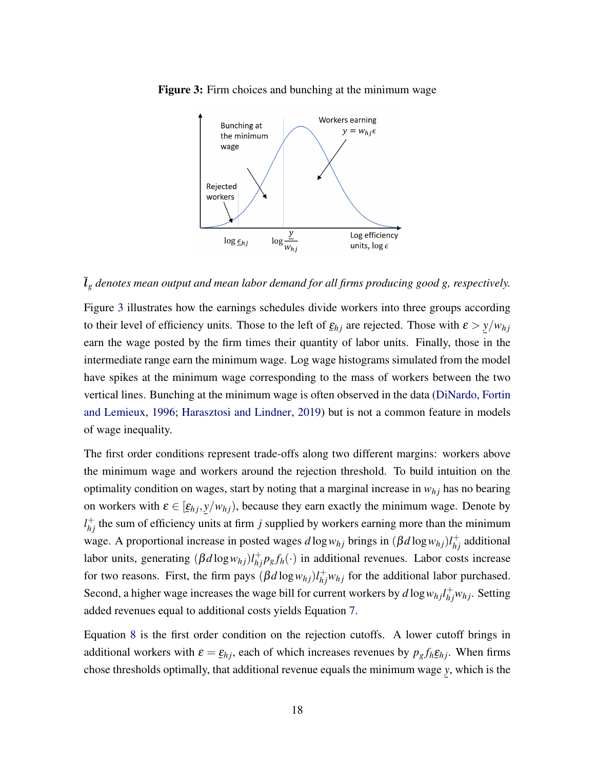**Figure 3:** Firm choices and bunching at the minimum wage

$\bar{l}_g$ *denotes mean output and mean labor demand for all firms producing good g, respectively.*

Figure 3 illustrates how the earnings schedules divide workers into three groups according to their level of efficiency units. Those to the left of $\underline{\varepsilon}_{hj}$ are rejected. Those with $\varepsilon > \underline{y}/w_{hj}$ earn the wage posted by the firm times their quantity of labor units. Finally, those in the intermediate range earn the minimum wage. Log wage histograms simulated from the model have spikes at the minimum wage corresponding to the mass of workers between the two vertical lines. Bunching at the minimum wage is often observed in the data (DiNardo, Fortin and Lemieux, 1996; Harasztosi and Lindner, 2019) but is not a common feature in models of wage inequality.

The first order conditions represent trade-offs along two different margins: workers above the minimum wage and workers around the rejection threshold. To build intuition on the optimality condition on wages, start by noting that a marginal increase in $w_{hj}$ has no bearing on workers with $\varepsilon \in [\underline{\varepsilon}_{hj}, \underline{y}/w_{hj})$, because they earn exactly the minimum wage. Denote by $l^+_{hj}$ the sum of efficiency units at firm $j$ supplied by workers earning more than the minimum wage. A proportional increase in posted wages $d\log w_{hj}$ brings in $(\beta d \log w_{hj}) l^+_{hj}$ additional labor units, generating $(\beta d \log w_{hj}) l^+_{hj} p_g f_h(\cdot)$ in additional revenues. Labor costs increase for two reasons. First, the firm pays $(\beta d \log w_{hj}) l^+_{hj} w_{hj}$ for the additional labor purchased. Second, a higher wage increases the wage bill for current workers by $d\log w_{hj} l^+_{hj} w_{hj}$. Setting added revenues equal to additional costs yields Equation 7.

Equation 8 is the first order condition on the rejection cutoffs. A lower cutoff brings in additional workers with $\varepsilon = \underline{\varepsilon}_{hj}$, each of which increases revenues by $p_g f_h \underline{\varepsilon}_{hj}$. When firms chose thresholds optimally, that additional revenue equals the minimum wage $\underline{y}$, which is the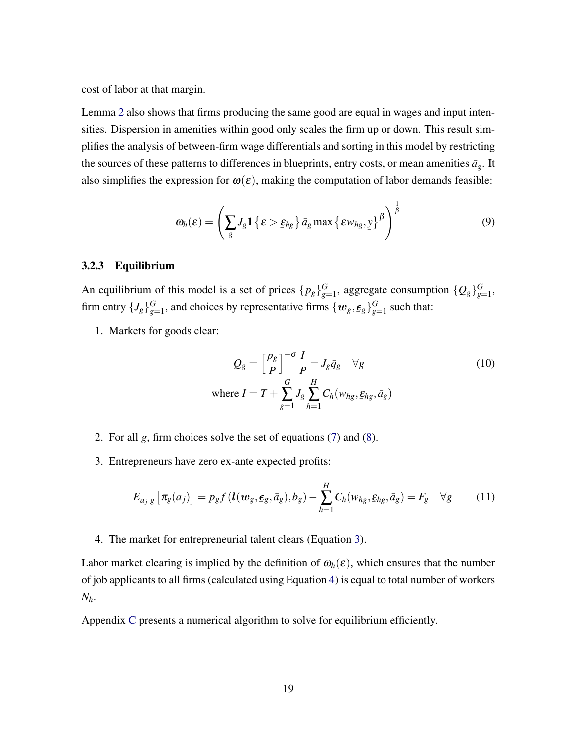cost of labor at that margin.

Lemma 2 also shows that firms producing the same good are equal in wages and input intensities. Dispersion in amenities within good only scales the firm up or down. This result simplifies the analysis of between-firm wage differentials and sorting in this model by restricting the sources of these patterns to differences in blueprints, entry costs, or mean amenities $\bar{a}_g$. It also simplifies the expression for $\omega(\varepsilon)$, making the computation of labor demands feasible:

$$
\omega_h(\varepsilon) = \left( \sum_g J_g \mathbf{1}\left\{ \varepsilon > \underline{\varepsilon}_{hg} \right\} \bar{a}_g \max\left\{ \varepsilon w_{hg}, \underline{y} \right\}^{\beta} \right)^{\frac{1}{\beta}} \tag{9}
$$

### 3.2.3 Equilibrium

An equilibrium of this model is a set of prices $\{p_g\}_{g=1}^{G}$, aggregate consumption $\{Q_g\}_{g=1}^{G}$, firm entry $\{J_g\}_{g=1}^{G}$, and choices by representative firms $\{\boldsymbol{w}_g, \underline{\boldsymbol{\epsilon}}_g\}_{g=1}^{G}$ such that:

1. Markets for goods clear:

$$
Q_g = \left[\frac{p_g}{P}\right]^{-\sigma} \frac{I}{P} = J_g \bar{q}_g \quad \forall g \tag{10}
$$
$$
\text{where } I = T + \sum_{g=1}^{G} J_g \sum_{h=1}^{H} C_h(w_{hg}, \underline{\varepsilon}_{hg}, \bar{a}_g)
$$

2. For all $g$, firm choices solve the set of equations (7) and (8).

3. Entrepreneurs have zero ex-ante expected profits:

$$
E_{a_j|g}\left[\pi_g(a_j)\right] = p_g f\left(\boldsymbol{l}(\boldsymbol{w}_g, \underline{\boldsymbol{\epsilon}}_g, \bar{a}_g), b_g\right) - \sum_{h=1}^{H} C_h(w_{hg}, \underline{\varepsilon}_{hg}, \bar{a}_g) = F_g \quad \forall g \tag{11}
$$

4. The market for entrepreneurial talent clears (Equation 3).

Labor market clearing is implied by the definition of $\omega_h(\varepsilon)$, which ensures that the number of job applicants to all firms (calculated using Equation 4) is equal to total number of workers $N_h$.

Appendix C presents a numerical algorithm to solve for equilibrium efficiently.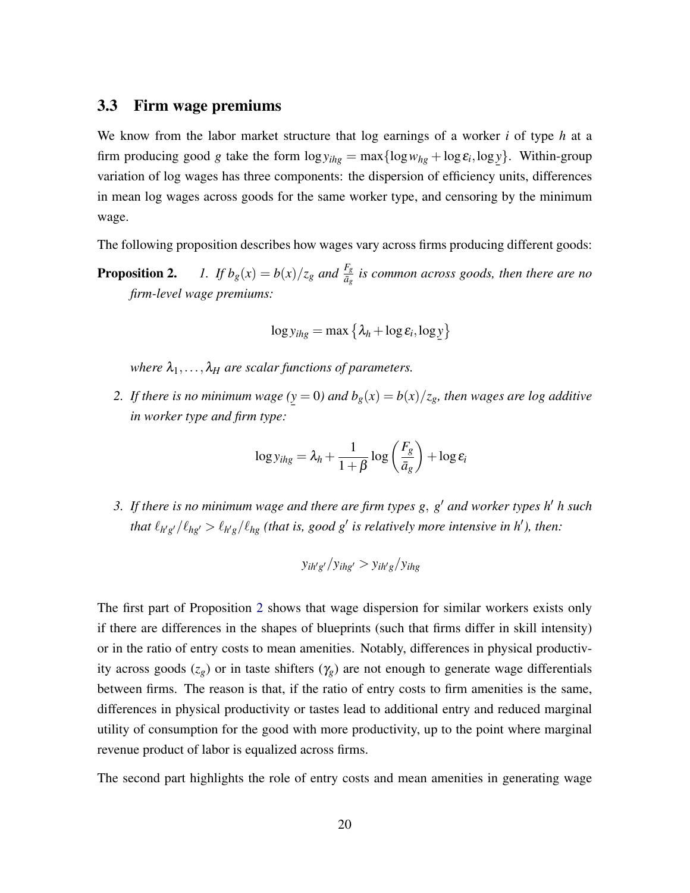### 3.3 Firm wage premiums

We know from the labor market structure that log earnings of a worker $i$ of type $h$ at a firm producing good $g$ take the form $\log y_{ihg} = \max\{\log w_{hg} + \log \varepsilon_i, \log \underline{y}\}$. Within-group variation of log wages has three components: the dispersion of efficiency units, differences in mean log wages across goods for the same worker type, and censoring by the minimum wage.

The following proposition describes how wages vary across firms producing different goods:

**Proposition 2.**

1. *If $b_g(x) = b(x)/z_g$ and $\frac{F_g}{\bar{a}_g}$ is common across goods, then there are no firm-level wage premiums:*

$$\log y_{ihg} = \max\left\{\lambda_h + \log \varepsilon_i, \log \underline{y}\right\}$$

*where $\lambda_1, \ldots, \lambda_H$ are scalar functions of parameters.*

2. *If there is no minimum wage ($\underline{y} = 0$) and $b_g(x) = b(x)/z_g$, then wages are log additive in worker type and firm type:*

$$\log y_{ihg} = \lambda_h + \frac{1}{1+\beta} \log\left(\frac{F_g}{\bar{a}_g}\right) + \log \varepsilon_i$$

3. *If there is no minimum wage and there are firm types $g$, $g'$ and worker types $h'$ $h$ such that $\ell_{h'g'}/\ell_{hg'} > \ell_{h'g}/\ell_{hg}$ (that is, good $g'$ is relatively more intensive in $h'$), then:*

$$y_{ih'g'}/y_{ihg'} > y_{ih'g}/y_{ihg}$$

The first part of Proposition 2 shows that wage dispersion for similar workers exists only if there are differences in the shapes of blueprints (such that firms differ in skill intensity) or in the ratio of entry costs to mean amenities. Notably, differences in physical productivity across goods ($z_g$) or in taste shifters ($\gamma_g$) are not enough to generate wage differentials between firms. The reason is that, if the ratio of entry costs to firm amenities is the same, differences in physical productivity or tastes lead to additional entry and reduced marginal utility of consumption for the good with more productivity, up to the point where marginal revenue product of labor is equalized across firms.

The second part highlights the role of entry costs and mean amenities in generating wage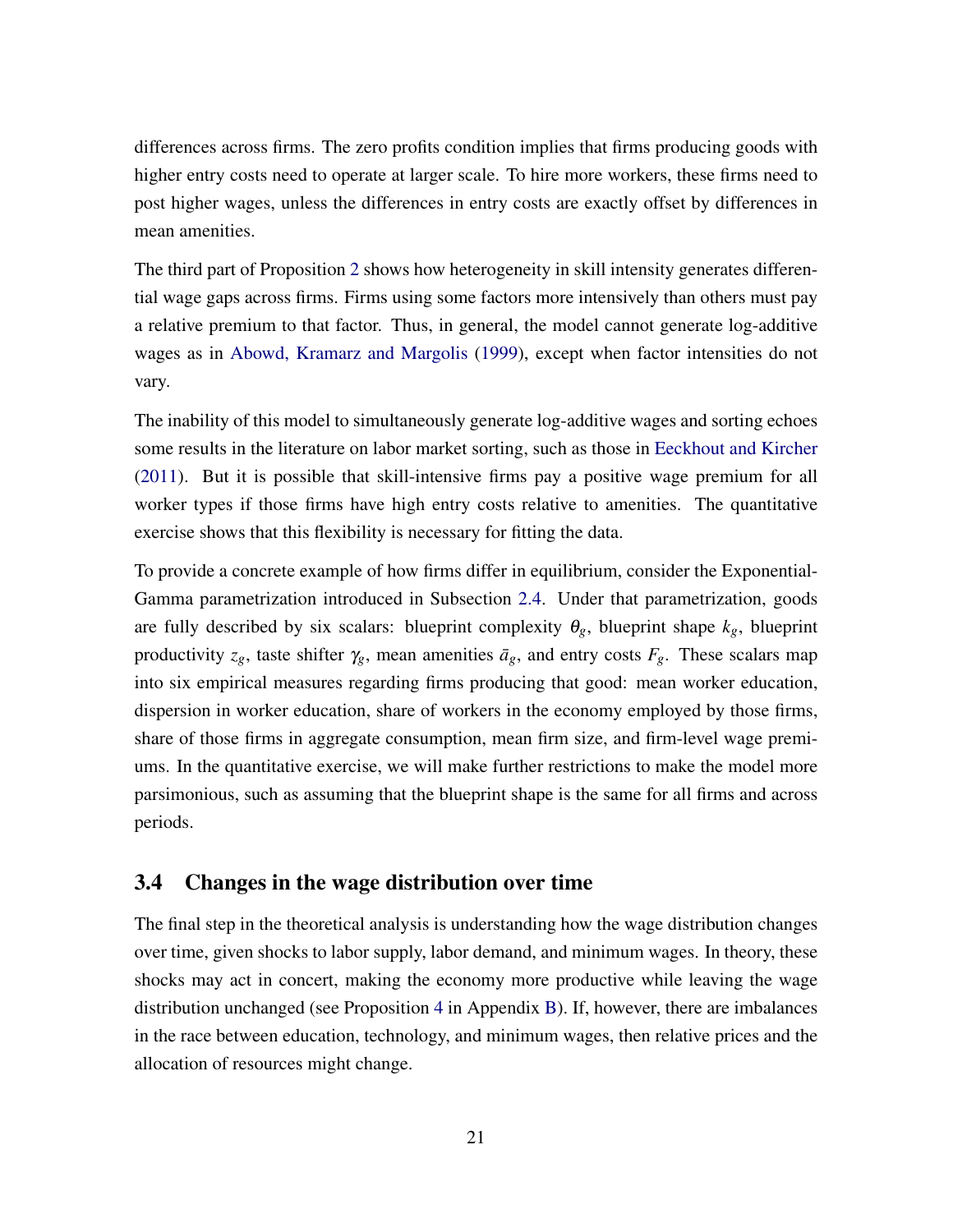differences across firms. The zero profits condition implies that firms producing goods with higher entry costs need to operate at larger scale. To hire more workers, these firms need to post higher wages, unless the differences in entry costs are exactly offset by differences in mean amenities.

The third part of Proposition 2 shows how heterogeneity in skill intensity generates differential wage gaps across firms. Firms using some factors more intensively than others must pay a relative premium to that factor. Thus, in general, the model cannot generate log-additive wages as in Abowd, Kramarz and Margolis (1999), except when factor intensities do not vary.

The inability of this model to simultaneously generate log-additive wages and sorting echoes some results in the literature on labor market sorting, such as those in Eeckhout and Kircher (2011). But it is possible that skill-intensive firms pay a positive wage premium for all worker types if those firms have high entry costs relative to amenities. The quantitative exercise shows that this flexibility is necessary for fitting the data.

To provide a concrete example of how firms differ in equilibrium, consider the Exponential-Gamma parametrization introduced in Subsection 2.4. Under that parametrization, goods are fully described by six scalars: blueprint complexity $\theta_g$, blueprint shape $k_g$, blueprint productivity $z_g$, taste shifter $\gamma_g$, mean amenities $\bar{a}_g$, and entry costs $F_g$. These scalars map into six empirical measures regarding firms producing that good: mean worker education, dispersion in worker education, share of workers in the economy employed by those firms, share of those firms in aggregate consumption, mean firm size, and firm-level wage premiums. In the quantitative exercise, we will make further restrictions to make the model more parsimonious, such as assuming that the blueprint shape is the same for all firms and across periods.

## 3.4 Changes in the wage distribution over time

The final step in the theoretical analysis is understanding how the wage distribution changes over time, given shocks to labor supply, labor demand, and minimum wages. In theory, these shocks may act in concert, making the economy more productive while leaving the wage distribution unchanged (see Proposition 4 in Appendix B). If, however, there are imbalances in the race between education, technology, and minimum wages, then relative prices and the allocation of resources might change.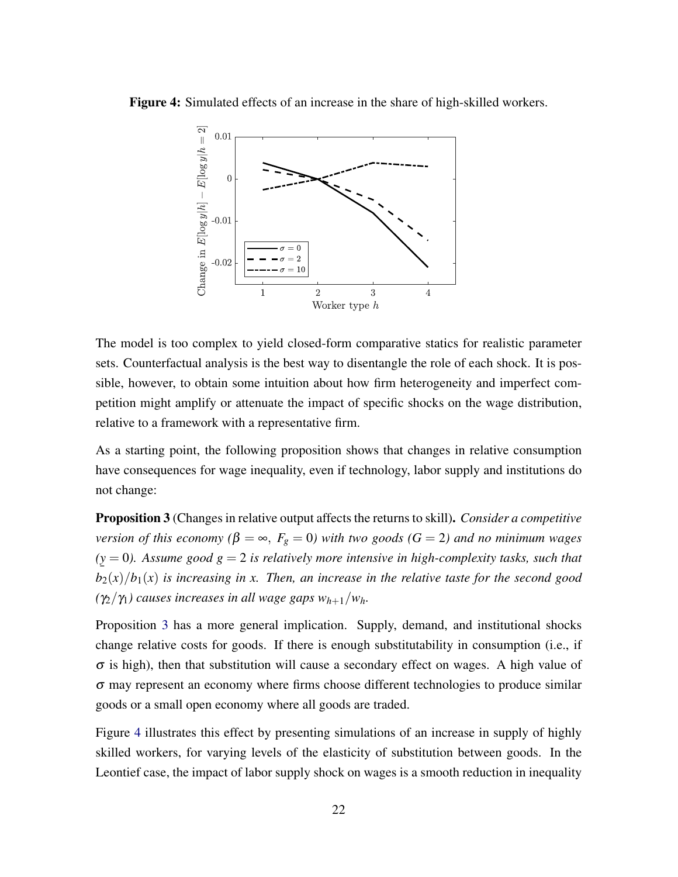**Figure 4:** Simulated effects of an increase in the share of high-skilled workers.

The model is too complex to yield closed-form comparative statics for realistic parameter sets. Counterfactual analysis is the best way to disentangle the role of each shock. It is possible, however, to obtain some intuition about how firm heterogeneity and imperfect competition might amplify or attenuate the impact of specific shocks on the wage distribution, relative to a framework with a representative firm.

As a starting point, the following proposition shows that changes in relative consumption have consequences for wage inequality, even if technology, labor supply and institutions do not change:

**Proposition 3** (Changes in relative output affects the returns to skill)**.** *Consider a competitive version of this economy ($\beta = \infty$, $F_g = 0$) with two goods ($G = 2$) and no minimum wages ($\underline{y} = 0$). Assume good $g = 2$ is relatively more intensive in high-complexity tasks, such that $b_2(x)/b_1(x)$ is increasing in $x$. Then, an increase in the relative taste for the second good ($\gamma_2/\gamma_1$) causes increases in all wage gaps $w_{h+1}/w_h$.*

Proposition 3 has a more general implication. Supply, demand, and institutional shocks change relative costs for goods. If there is enough substitutability in consumption (i.e., if $\sigma$ is high), then that substitution will cause a secondary effect on wages. A high value of $\sigma$ may represent an economy where firms choose different technologies to produce similar goods or a small open economy where all goods are traded.

Figure 4 illustrates this effect by presenting simulations of an increase in supply of highly skilled workers, for varying levels of the elasticity of substitution between goods. In the Leontief case, the impact of labor supply shock on wages is a smooth reduction in inequality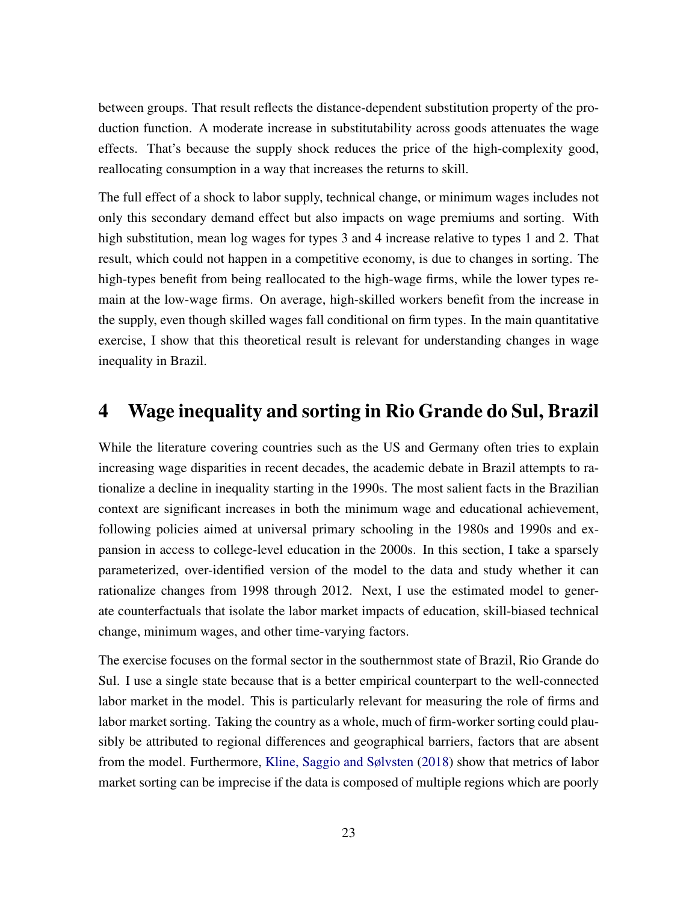between groups. That result reflects the distance-dependent substitution property of the production function. A moderate increase in substitutability across goods attenuates the wage effects. That's because the supply shock reduces the price of the high-complexity good, reallocating consumption in a way that increases the returns to skill.

The full effect of a shock to labor supply, technical change, or minimum wages includes not only this secondary demand effect but also impacts on wage premiums and sorting. With high substitution, mean log wages for types 3 and 4 increase relative to types 1 and 2. That result, which could not happen in a competitive economy, is due to changes in sorting. The high-types benefit from being reallocated to the high-wage firms, while the lower types remain at the low-wage firms. On average, high-skilled workers benefit from the increase in the supply, even though skilled wages fall conditional on firm types. In the main quantitative exercise, I show that this theoretical result is relevant for understanding changes in wage inequality in Brazil.

# 4 Wage inequality and sorting in Rio Grande do Sul, Brazil

While the literature covering countries such as the US and Germany often tries to explain increasing wage disparities in recent decades, the academic debate in Brazil attempts to rationalize a decline in inequality starting in the 1990s. The most salient facts in the Brazilian context are significant increases in both the minimum wage and educational achievement, following policies aimed at universal primary schooling in the 1980s and 1990s and expansion in access to college-level education in the 2000s. In this section, I take a sparsely parameterized, over-identified version of the model to the data and study whether it can rationalize changes from 1998 through 2012. Next, I use the estimated model to generate counterfactuals that isolate the labor market impacts of education, skill-biased technical change, minimum wages, and other time-varying factors.

The exercise focuses on the formal sector in the southernmost state of Brazil, Rio Grande do Sul. I use a single state because that is a better empirical counterpart to the well-connected labor market in the model. This is particularly relevant for measuring the role of firms and labor market sorting. Taking the country as a whole, much of firm-worker sorting could plausibly be attributed to regional differences and geographical barriers, factors that are absent from the model. Furthermore, Kline, Saggio and Sølvsten (2018) show that metrics of labor market sorting can be imprecise if the data is composed of multiple regions which are poorly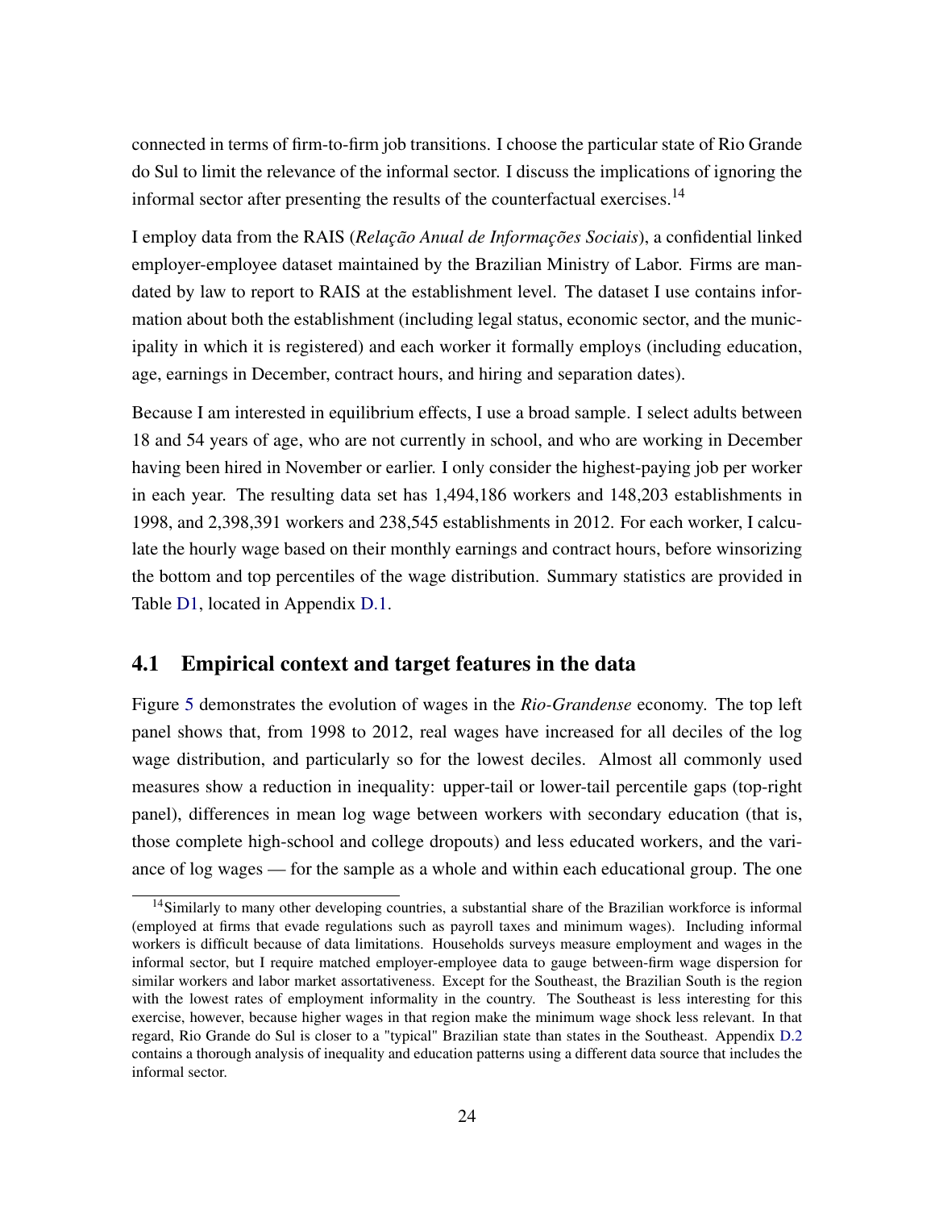connected in terms of firm-to-firm job transitions. I choose the particular state of Rio Grande do Sul to limit the relevance of the informal sector. I discuss the implications of ignoring the informal sector after presenting the results of the counterfactual exercises.[14]

I employ data from the RAIS (*Relação Anual de Informações Sociais*), a confidential linked employer-employee dataset maintained by the Brazilian Ministry of Labor. Firms are mandated by law to report to RAIS at the establishment level. The dataset I use contains information about both the establishment (including legal status, economic sector, and the municipality in which it is registered) and each worker it formally employs (including education, age, earnings in December, contract hours, and hiring and separation dates).

Because I am interested in equilibrium effects, I use a broad sample. I select adults between 18 and 54 years of age, who are not currently in school, and who are working in December having been hired in November or earlier. I only consider the highest-paying job per worker in each year. The resulting data set has 1,494,186 workers and 148,203 establishments in 1998, and 2,398,391 workers and 238,545 establishments in 2012. For each worker, I calculate the hourly wage based on their monthly earnings and contract hours, before winsorizing the bottom and top percentiles of the wage distribution. Summary statistics are provided in Table D1, located in Appendix D.1.

## 4.1 Empirical context and target features in the data

Figure 5 demonstrates the evolution of wages in the *Rio-Grandense* economy. The top left panel shows that, from 1998 to 2012, real wages have increased for all deciles of the log wage distribution, and particularly so for the lowest deciles. Almost all commonly used measures show a reduction in inequality: upper-tail or lower-tail percentile gaps (top-right panel), differences in mean log wage between workers with secondary education (that is, those complete high-school and college dropouts) and less educated workers, and the variance of log wages — for the sample as a whole and within each educational group. The one

[14] Similarly to many other developing countries, a substantial share of the Brazilian workforce is informal (employed at firms that evade regulations such as payroll taxes and minimum wages). Including informal workers is difficult because of data limitations. Households surveys measure employment and wages in the informal sector, but I require matched employer-employee data to gauge between-firm wage dispersion for similar workers and labor market assortativeness. Except for the Southeast, the Brazilian South is the region with the lowest rates of employment informality in the country. The Southeast is less interesting for this exercise, however, because higher wages in that region make the minimum wage shock less relevant. In that regard, Rio Grande do Sul is closer to a "typical" Brazilian state than states in the Southeast. Appendix D.2 contains a thorough analysis of inequality and education patterns using a different data source that includes the informal sector.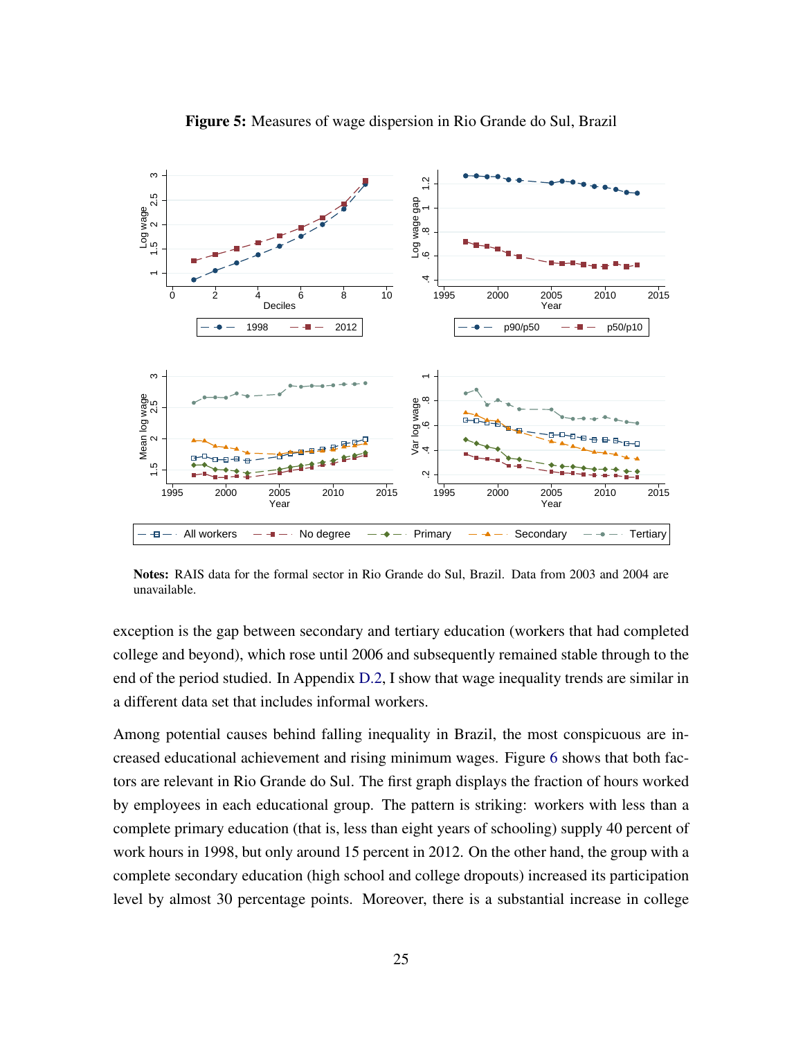**Figure 5:** Measures of wage dispersion in Rio Grande do Sul, Brazil

**Notes:** RAIS data for the formal sector in Rio Grande do Sul, Brazil. Data from 2003 and 2004 are unavailable.

exception is the gap between secondary and tertiary education (workers that had completed college and beyond), which rose until 2006 and subsequently remained stable through to the end of the period studied. In Appendix D.2, I show that wage inequality trends are similar in a different data set that includes informal workers.

Among potential causes behind falling inequality in Brazil, the most conspicuous are increased educational achievement and rising minimum wages. Figure 6 shows that both factors are relevant in Rio Grande do Sul. The first graph displays the fraction of hours worked by employees in each educational group. The pattern is striking: workers with less than a complete primary education (that is, less than eight years of schooling) supply 40 percent of work hours in 1998, but only around 15 percent in 2012. On the other hand, the group with a complete secondary education (high school and college dropouts) increased its participation level by almost 30 percentage points. Moreover, there is a substantial increase in college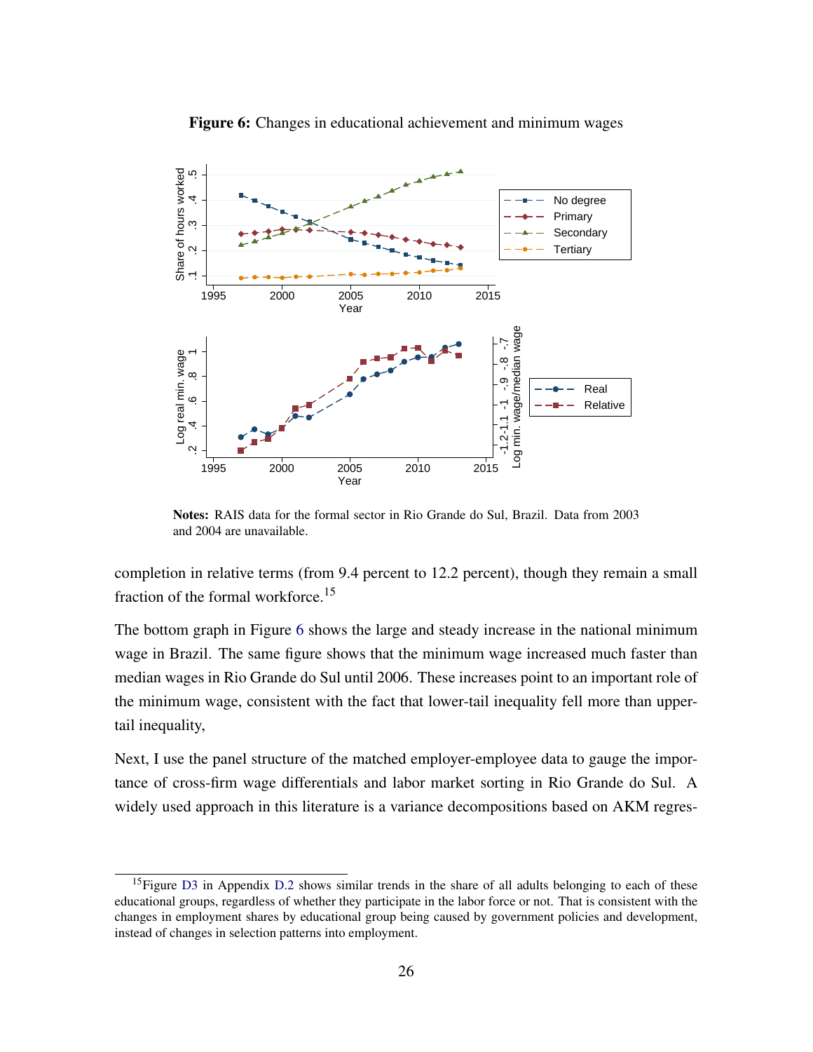**Figure 6:** Changes in educational achievement and minimum wages

**Notes:** RAIS data for the formal sector in Rio Grande do Sul, Brazil. Data from 2003 and 2004 are unavailable.

completion in relative terms (from 9.4 percent to 12.2 percent), though they remain a small fraction of the formal workforce.[15]

The bottom graph in Figure 6 shows the large and steady increase in the national minimum wage in Brazil. The same figure shows that the minimum wage increased much faster than median wages in Rio Grande do Sul until 2006. These increases point to an important role of the minimum wage, consistent with the fact that lower-tail inequality fell more than upper-tail inequality,

Next, I use the panel structure of the matched employer-employee data to gauge the importance of cross-firm wage differentials and labor market sorting in Rio Grande do Sul. A widely used approach in this literature is a variance decompositions based on AKM regres-

[15] Figure D3 in Appendix D.2 shows similar trends in the share of all adults belonging to each of these educational groups, regardless of whether they participate in the labor force or not. That is consistent with the changes in employment shares by educational group being caused by government policies and development, instead of changes in selection patterns into employment.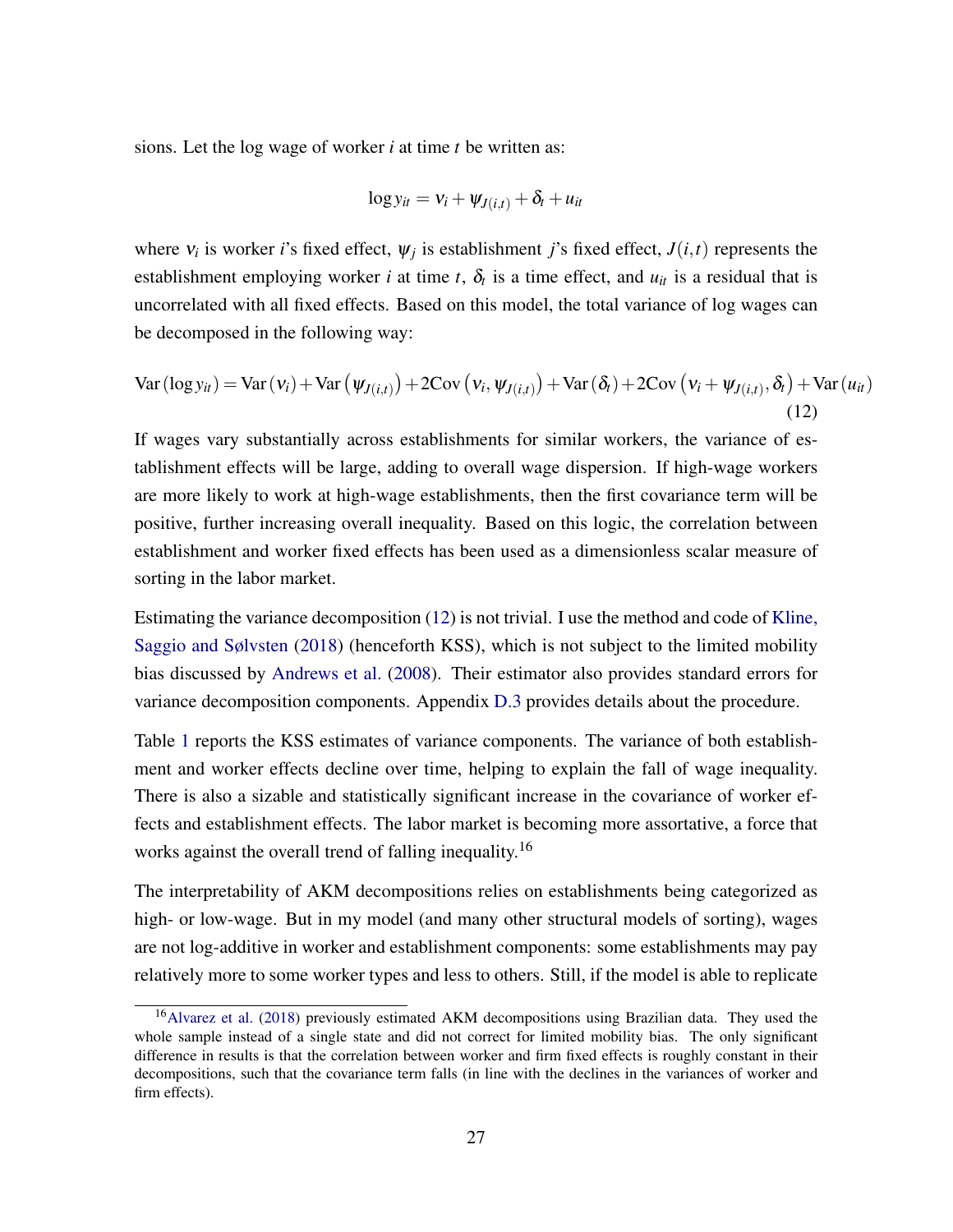sions. Let the log wage of worker $i$ at time $t$ be written as:

$$\log y_{it} = \nu_i + \psi_{J(i,t)} + \delta_t + u_{it}$$

where $\nu_i$ is worker $i$'s fixed effect, $\psi_j$ is establishment $j$'s fixed effect, $J(i,t)$ represents the establishment employing worker $i$ at time $t$, $\delta_t$ is a time effect, and $u_{it}$ is a residual that is uncorrelated with all fixed effects. Based on this model, the total variance of log wages can be decomposed in the following way:

$$\text{Var}(\log y_{it}) = \text{Var}(\nu_i) + \text{Var}\left(\psi_{J(i,t)}\right) + 2\text{Cov}\left(\nu_i, \psi_{J(i,t)}\right) + \text{Var}(\delta_t) + 2\text{Cov}\left(\nu_i + \psi_{J(i,t)}, \delta_t\right) + \text{Var}(u_{it}) \tag{12}$$

If wages vary substantially across establishments for similar workers, the variance of establishment effects will be large, adding to overall wage dispersion. If high-wage workers are more likely to work at high-wage establishments, then the first covariance term will be positive, further increasing overall inequality. Based on this logic, the correlation between establishment and worker fixed effects has been used as a dimensionless scalar measure of sorting in the labor market.

Estimating the variance decomposition (12) is not trivial. I use the method and code of Kline, Saggio and Sølvsten (2018) (henceforth KSS), which is not subject to the limited mobility bias discussed by Andrews et al. (2008). Their estimator also provides standard errors for variance decomposition components. Appendix D.3 provides details about the procedure.

Table 1 reports the KSS estimates of variance components. The variance of both establishment and worker effects decline over time, helping to explain the fall of wage inequality. There is also a sizable and statistically significant increase in the covariance of worker effects and establishment effects. The labor market is becoming more assortative, a force that works against the overall trend of falling inequality.[16]

The interpretability of AKM decompositions relies on establishments being categorized as high- or low-wage. But in my model (and many other structural models of sorting), wages are not log-additive in worker and establishment components: some establishments may pay relatively more to some worker types and less to others. Still, if the model is able to replicate

[16] Alvarez et al. (2018) previously estimated AKM decompositions using Brazilian data. They used the whole sample instead of a single state and did not correct for limited mobility bias. The only significant difference in results is that the correlation between worker and firm fixed effects is roughly constant in their decompositions, such that the covariance term falls (in line with the declines in the variances of worker and firm effects).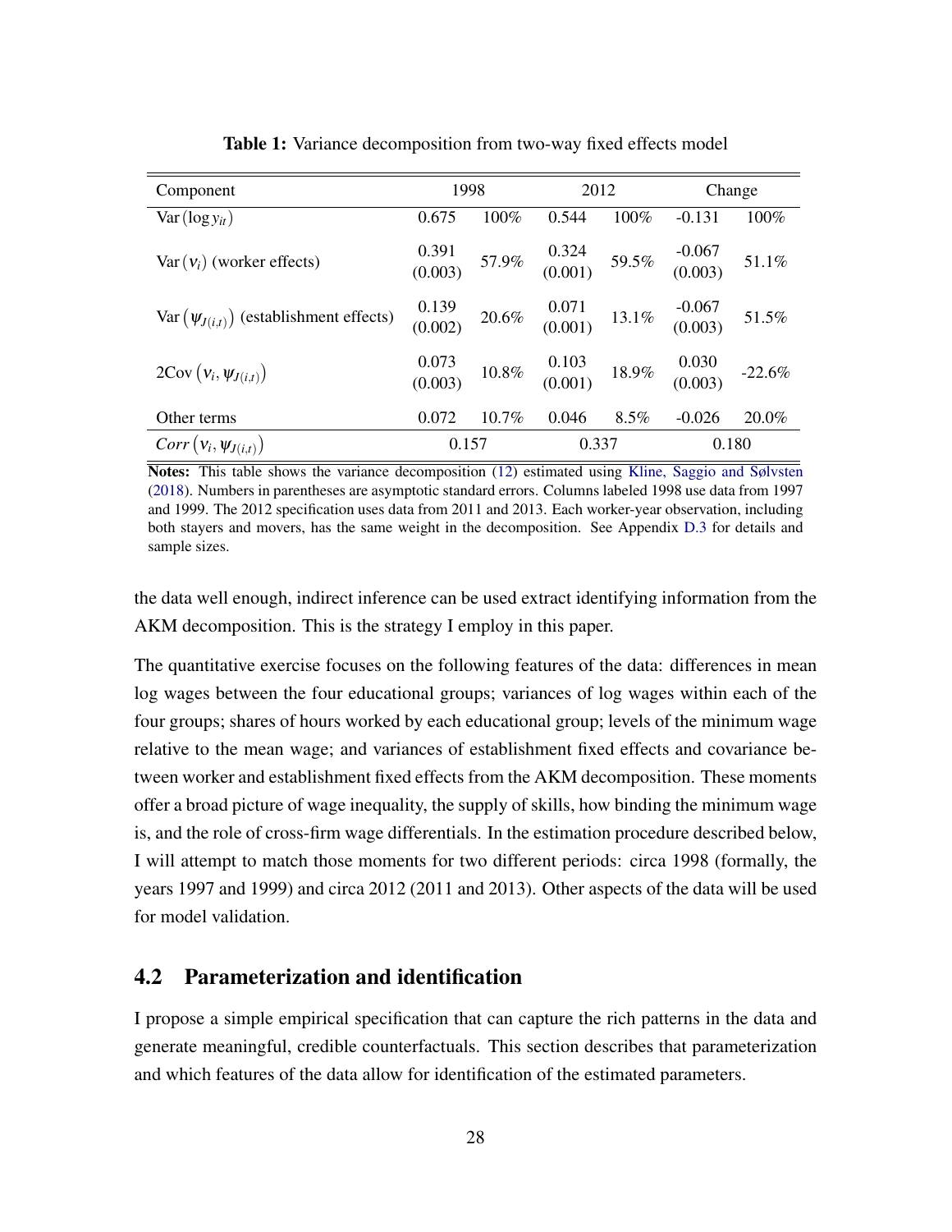**Table 1:** Variance decomposition from two-way fixed effects model

| Component | 1998 | | 2012 | | Change | |
|---|---|---|---|---|---|---|
| $\text{Var}(\log y_{it})$ | 0.675 | 100% | 0.544 | 100% | -0.131 | 100% |
| $\text{Var}(\nu_i)$ (worker effects) | 0.391 (0.003) | 57.9% | 0.324 (0.001) | 59.5% | -0.067 (0.003) | 51.1% |
| $\text{Var}(\psi_{J(i,t)})$ (establishment effects) | 0.139 (0.002) | 20.6% | 0.071 (0.001) | 13.1% | -0.067 (0.003) | 51.5% |
| $2\text{Cov}(\nu_i, \psi_{J(i,t)})$ | 0.073 (0.003) | 10.8% | 0.103 (0.001) | 18.9% | 0.030 (0.003) | -22.6% |
| Other terms | 0.072 | 10.7% | 0.046 | 8.5% | -0.026 | 20.0% |
| $Corr(\nu_i, \psi_{J(i,t)})$ | 0.157 | | 0.337 | | 0.180 | |

**Notes:** This table shows the variance decomposition (12) estimated using Kline, Saggio and Sølvsten (2018). Numbers in parentheses are asymptotic standard errors. Columns labeled 1998 use data from 1997 and 1999. The 2012 specification uses data from 2011 and 2013. Each worker-year observation, including both stayers and movers, has the same weight in the decomposition. See Appendix D.3 for details and sample sizes.

the data well enough, indirect inference can be used extract identifying information from the AKM decomposition. This is the strategy I employ in this paper.

The quantitative exercise focuses on the following features of the data: differences in mean log wages between the four educational groups; variances of log wages within each of the four groups; shares of hours worked by each educational group; levels of the minimum wage relative to the mean wage; and variances of establishment fixed effects and covariance between worker and establishment fixed effects from the AKM decomposition. These moments offer a broad picture of wage inequality, the supply of skills, how binding the minimum wage is, and the role of cross-firm wage differentials. In the estimation procedure described below, I will attempt to match those moments for two different periods: circa 1998 (formally, the years 1997 and 1999) and circa 2012 (2011 and 2013). Other aspects of the data will be used for model validation.

## 4.2 Parameterization and identification

I propose a simple empirical specification that can capture the rich patterns in the data and generate meaningful, credible counterfactuals. This section describes that parameterization and which features of the data allow for identification of the estimated parameters.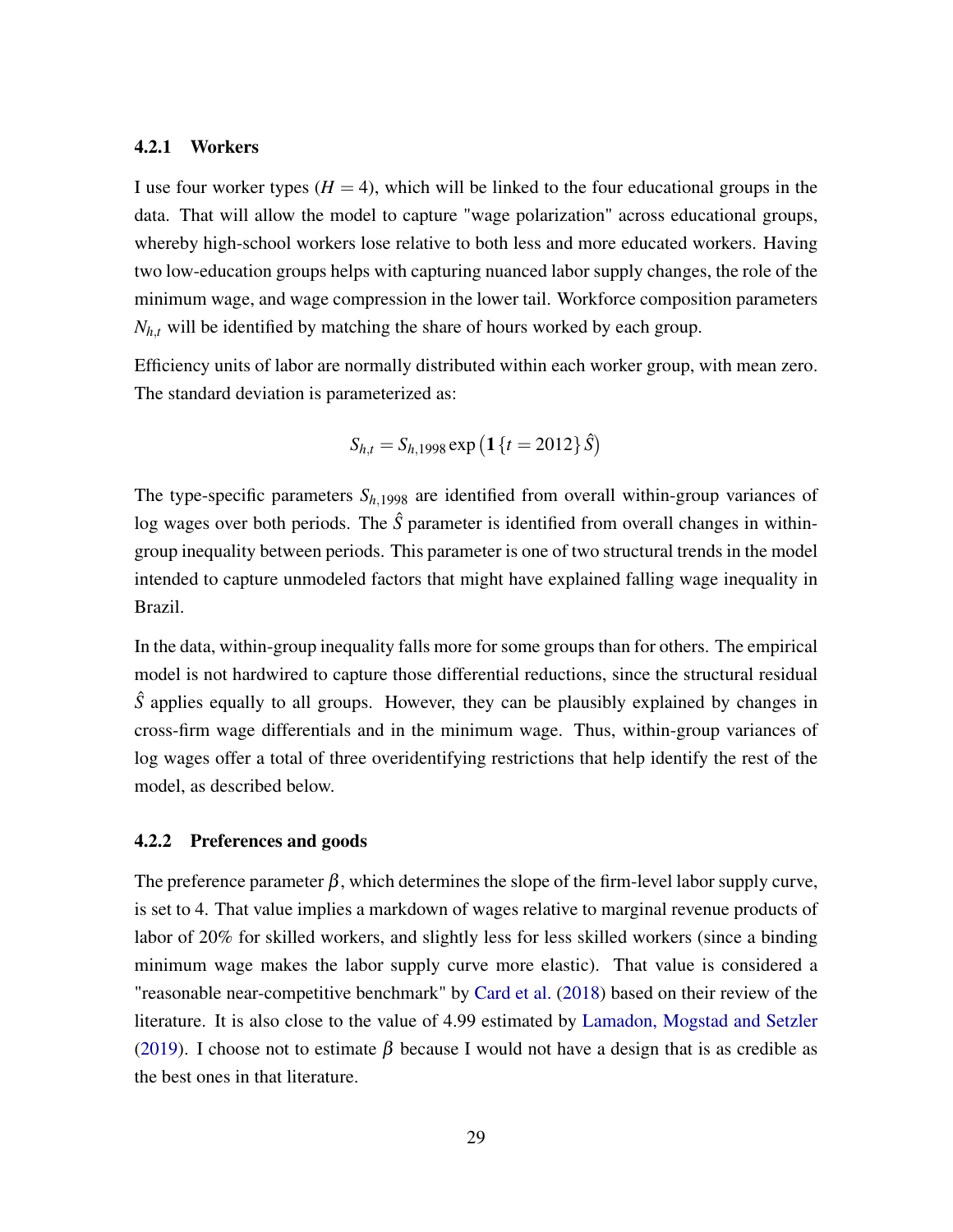#### 4.2.1 Workers

I use four worker types ($H = 4$), which will be linked to the four educational groups in the data. That will allow the model to capture "wage polarization" across educational groups, whereby high-school workers lose relative to both less and more educated workers. Having two low-education groups helps with capturing nuanced labor supply changes, the role of the minimum wage, and wage compression in the lower tail. Workforce composition parameters $N_{h,t}$ will be identified by matching the share of hours worked by each group.

Efficiency units of labor are normally distributed within each worker group, with mean zero. The standard deviation is parameterized as:

$$S_{h,t} = S_{h,1998} \exp\left(\mathbf{1}\{t = 2012\}\,\hat{S}\right)$$

The type-specific parameters $S_{h,1998}$ are identified from overall within-group variances of log wages over both periods. The $\hat{S}$ parameter is identified from overall changes in within-group inequality between periods. This parameter is one of two structural trends in the model intended to capture unmodeled factors that might have explained falling wage inequality in Brazil.

In the data, within-group inequality falls more for some groups than for others. The empirical model is not hardwired to capture those differential reductions, since the structural residual $\hat{S}$ applies equally to all groups. However, they can be plausibly explained by changes in cross-firm wage differentials and in the minimum wage. Thus, within-group variances of log wages offer a total of three overidentifying restrictions that help identify the rest of the model, as described below.

#### 4.2.2 Preferences and goods

The preference parameter $\beta$, which determines the slope of the firm-level labor supply curve, is set to 4. That value implies a markdown of wages relative to marginal revenue products of labor of 20% for skilled workers, and slightly less for less skilled workers (since a binding minimum wage makes the labor supply curve more elastic). That value is considered a "reasonable near-competitive benchmark" by Card et al. (2018) based on their review of the literature. It is also close to the value of 4.99 estimated by Lamadon, Mogstad and Setzler (2019). I choose not to estimate $\beta$ because I would not have a design that is as credible as the best ones in that literature.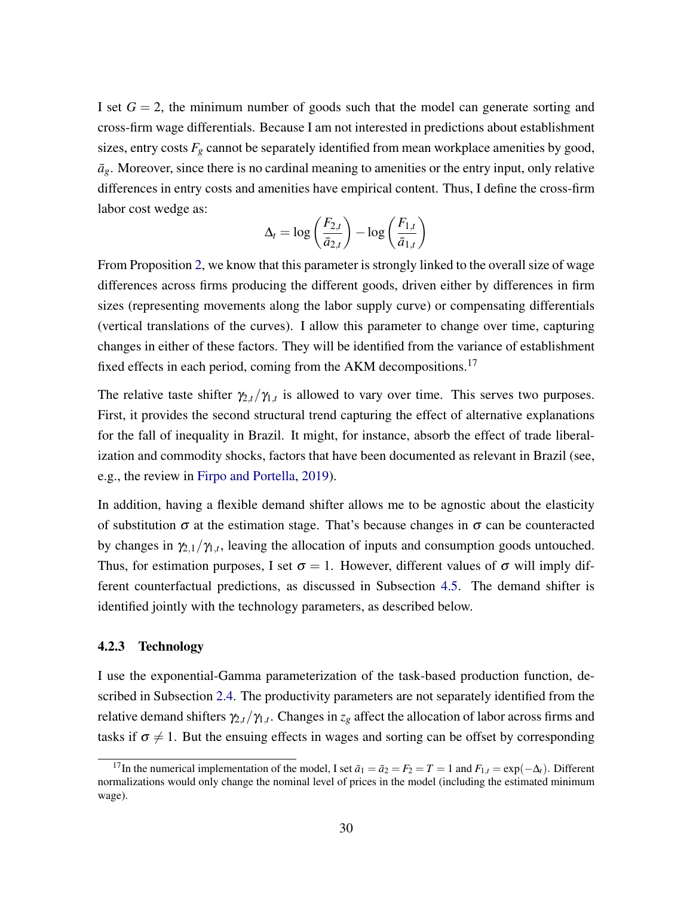I set $G = 2$, the minimum number of goods such that the model can generate sorting and cross-firm wage differentials. Because I am not interested in predictions about establishment sizes, entry costs $F_g$ cannot be separately identified from mean workplace amenities by good, $\bar{a}_g$. Moreover, since there is no cardinal meaning to amenities or the entry input, only relative differences in entry costs and amenities have empirical content. Thus, I define the cross-firm labor cost wedge as:

$$\Delta_t = \log\left(\frac{F_{2,t}}{\bar{a}_{2,t}}\right) - \log\left(\frac{F_{1,t}}{\bar{a}_{1,t}}\right)$$

From Proposition 2, we know that this parameter is strongly linked to the overall size of wage differences across firms producing the different goods, driven either by differences in firm sizes (representing movements along the labor supply curve) or compensating differentials (vertical translations of the curves). I allow this parameter to change over time, capturing changes in either of these factors. They will be identified from the variance of establishment fixed effects in each period, coming from the AKM decompositions.[17]

The relative taste shifter $\gamma_{2,t}/\gamma_{1,t}$ is allowed to vary over time. This serves two purposes. First, it provides the second structural trend capturing the effect of alternative explanations for the fall of inequality in Brazil. It might, for instance, absorb the effect of trade liberalization and commodity shocks, factors that have been documented as relevant in Brazil (see, e.g., the review in Firpo and Portella, 2019).

In addition, having a flexible demand shifter allows me to be agnostic about the elasticity of substitution $\sigma$ at the estimation stage. That's because changes in $\sigma$ can be counteracted by changes in $\gamma_{2,1}/\gamma_{1,t}$, leaving the allocation of inputs and consumption goods untouched. Thus, for estimation purposes, I set $\sigma = 1$. However, different values of $\sigma$ will imply different counterfactual predictions, as discussed in Subsection 4.5. The demand shifter is identified jointly with the technology parameters, as described below.

### 4.2.3 Technology

I use the exponential-Gamma parameterization of the task-based production function, described in Subsection 2.4. The productivity parameters are not separately identified from the relative demand shifters $\gamma_{2,t}/\gamma_{1,t}$. Changes in $z_g$ affect the allocation of labor across firms and tasks if $\sigma \neq 1$. But the ensuing effects in wages and sorting can be offset by corresponding

[17] In the numerical implementation of the model, I set $\bar{a}_1 = \bar{a}_2 = F_2 = T = 1$ and $F_{1,t} = \exp(-\Delta_t)$. Different normalizations would only change the nominal level of prices in the model (including the estimated minimum wage).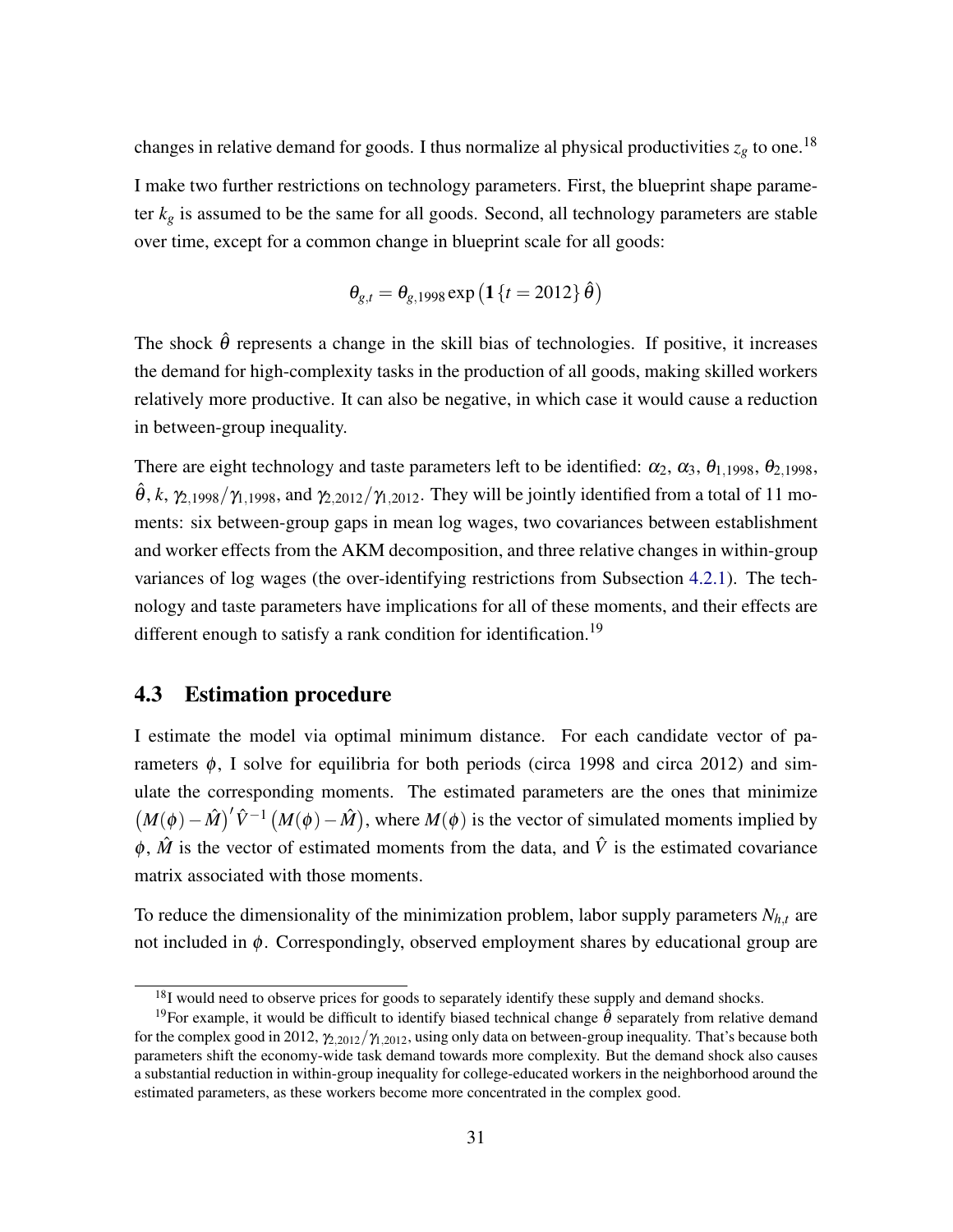changes in relative demand for goods. I thus normalize al physical productivities $z_g$ to one.[18]

I make two further restrictions on technology parameters. First, the blueprint shape parameter $k_g$ is assumed to be the same for all goods. Second, all technology parameters are stable over time, except for a common change in blueprint scale for all goods:

$$\theta_{g,t} = \theta_{g,1998} \exp\left(\mathbf{1}\{t = 2012\}\hat{\theta}\right)$$

The shock $\hat{\theta}$ represents a change in the skill bias of technologies. If positive, it increases the demand for high-complexity tasks in the production of all goods, making skilled workers relatively more productive. It can also be negative, in which case it would cause a reduction in between-group inequality.

There are eight technology and taste parameters left to be identified: $\alpha_2$, $\alpha_3$, $\theta_{1,1998}$, $\theta_{2,1998}$, $\hat{\theta}$, $k$, $\gamma_{2,1998}/\gamma_{1,1998}$, and $\gamma_{2,2012}/\gamma_{1,2012}$. They will be jointly identified from a total of 11 moments: six between-group gaps in mean log wages, two covariances between establishment and worker effects from the AKM decomposition, and three relative changes in within-group variances of log wages (the over-identifying restrictions from Subsection 4.2.1). The technology and taste parameters have implications for all of these moments, and their effects are different enough to satisfy a rank condition for identification.[19]

## 4.3 Estimation procedure

I estimate the model via optimal minimum distance. For each candidate vector of parameters $\phi$, I solve for equilibria for both periods (circa 1998 and circa 2012) and simulate the corresponding moments. The estimated parameters are the ones that minimize $\left(M(\phi) - \hat{M}\right)' \hat{V}^{-1} \left(M(\phi) - \hat{M}\right)$, where $M(\phi)$ is the vector of simulated moments implied by $\phi$, $\hat{M}$ is the vector of estimated moments from the data, and $\hat{V}$ is the estimated covariance matrix associated with those moments.

To reduce the dimensionality of the minimization problem, labor supply parameters $N_{h,t}$ are not included in $\phi$. Correspondingly, observed employment shares by educational group are

---

[18] I would need to observe prices for goods to separately identify these supply and demand shocks.

[19] For example, it would be difficult to identify biased technical change $\hat{\theta}$ separately from relative demand for the complex good in 2012, $\gamma_{2,2012}/\gamma_{1,2012}$, using only data on between-group inequality. That's because both parameters shift the economy-wide task demand towards more complexity. But the demand shock also causes a substantial reduction in within-group inequality for college-educated workers in the neighborhood around the estimated parameters, as these workers become more concentrated in the complex good.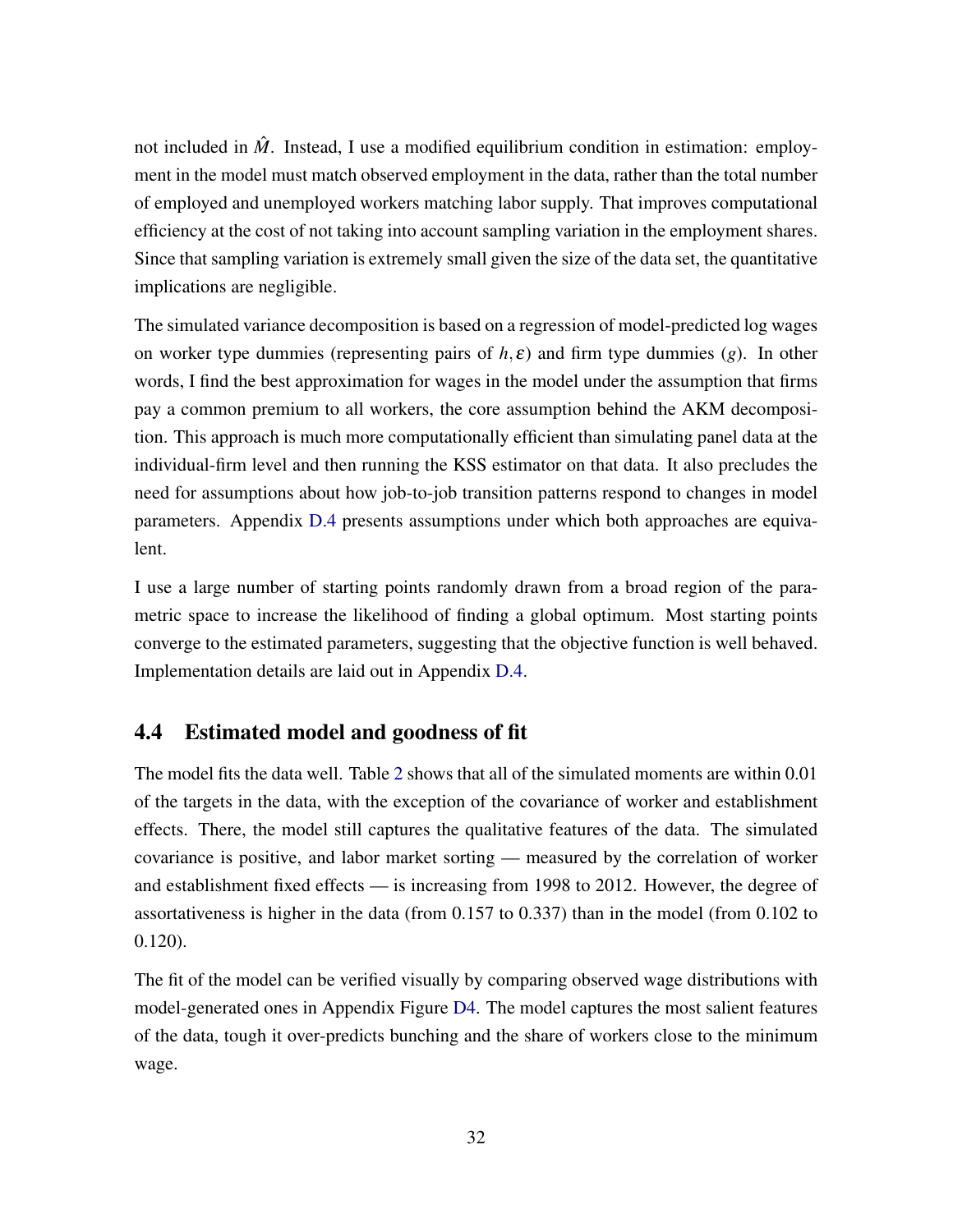not included in $\hat{M}$. Instead, I use a modified equilibrium condition in estimation: employment in the model must match observed employment in the data, rather than the total number of employed and unemployed workers matching labor supply. That improves computational efficiency at the cost of not taking into account sampling variation in the employment shares. Since that sampling variation is extremely small given the size of the data set, the quantitative implications are negligible.

The simulated variance decomposition is based on a regression of model-predicted log wages on worker type dummies (representing pairs of $h, \varepsilon$) and firm type dummies ($g$). In other words, I find the best approximation for wages in the model under the assumption that firms pay a common premium to all workers, the core assumption behind the AKM decomposition. This approach is much more computationally efficient than simulating panel data at the individual-firm level and then running the KSS estimator on that data. It also precludes the need for assumptions about how job-to-job transition patterns respond to changes in model parameters. Appendix D.4 presents assumptions under which both approaches are equivalent.

I use a large number of starting points randomly drawn from a broad region of the parametric space to increase the likelihood of finding a global optimum. Most starting points converge to the estimated parameters, suggesting that the objective function is well behaved. Implementation details are laid out in Appendix D.4.

## 4.4 Estimated model and goodness of fit

The model fits the data well. Table 2 shows that all of the simulated moments are within 0.01 of the targets in the data, with the exception of the covariance of worker and establishment effects. There, the model still captures the qualitative features of the data. The simulated covariance is positive, and labor market sorting — measured by the correlation of worker and establishment fixed effects — is increasing from 1998 to 2012. However, the degree of assortativeness is higher in the data (from 0.157 to 0.337) than in the model (from 0.102 to 0.120).

The fit of the model can be verified visually by comparing observed wage distributions with model-generated ones in Appendix Figure D4. The model captures the most salient features of the data, tough it over-predicts bunching and the share of workers close to the minimum wage.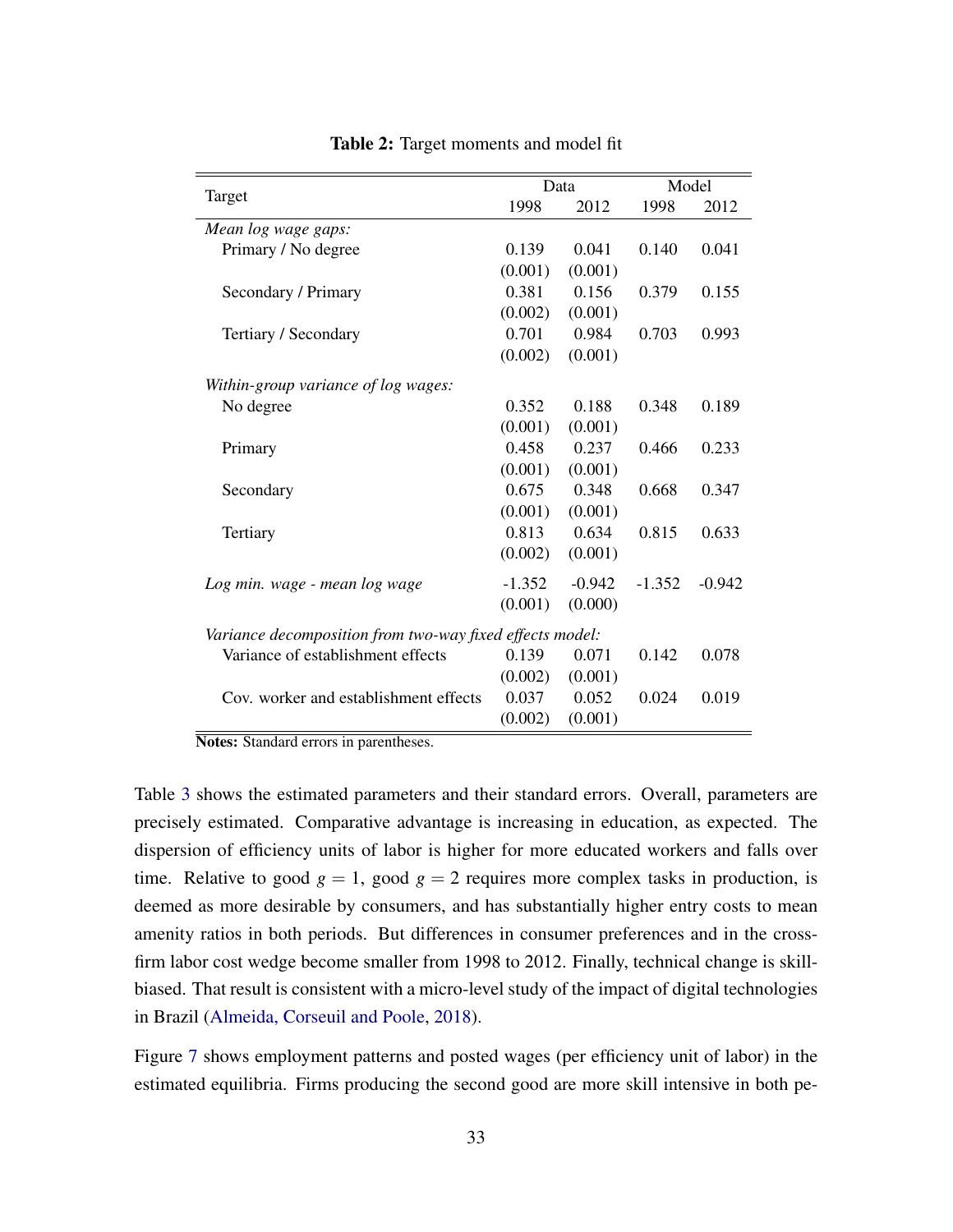**Table 2:** Target moments and model fit

| Target | Data | | Model | |
|---|---|---|---|---|
| | 1998 | 2012 | 1998 | 2012 |
| *Mean log wage gaps:* | | | | |
| Primary / No degree | 0.139 | 0.041 | 0.140 | 0.041 |
| | (0.001) | (0.001) | | |
| Secondary / Primary | 0.381 | 0.156 | 0.379 | 0.155 |
| | (0.002) | (0.001) | | |
| Tertiary / Secondary | 0.701 | 0.984 | 0.703 | 0.993 |
| | (0.002) | (0.001) | | |
| *Within-group variance of log wages:* | | | | |
| No degree | 0.352 | 0.188 | 0.348 | 0.189 |
| | (0.001) | (0.001) | | |
| Primary | 0.458 | 0.237 | 0.466 | 0.233 |
| | (0.001) | (0.001) | | |
| Secondary | 0.675 | 0.348 | 0.668 | 0.347 |
| | (0.001) | (0.001) | | |
| Tertiary | 0.813 | 0.634 | 0.815 | 0.633 |
| | (0.002) | (0.001) | | |
| *Log min. wage - mean log wage* | -1.352 | -0.942 | -1.352 | -0.942 |
| | (0.001) | (0.000) | | |
| *Variance decomposition from two-way fixed effects model:* | | | | |
| Variance of establishment effects | 0.139 | 0.071 | 0.142 | 0.078 |
| | (0.002) | (0.001) | | |
| Cov. worker and establishment effects | 0.037 | 0.052 | 0.024 | 0.019 |
| | (0.002) | (0.001) | | |

**Notes:** Standard errors in parentheses.

Table 3 shows the estimated parameters and their standard errors. Overall, parameters are precisely estimated. Comparative advantage is increasing in education, as expected. The dispersion of efficiency units of labor is higher for more educated workers and falls over time. Relative to good $g = 1$, good $g = 2$ requires more complex tasks in production, is deemed as more desirable by consumers, and has substantially higher entry costs to mean amenity ratios in both periods. But differences in consumer preferences and in the cross-firm labor cost wedge become smaller from 1998 to 2012. Finally, technical change is skill-biased. That result is consistent with a micro-level study of the impact of digital technologies in Brazil (Almeida, Corseuil and Poole, 2018).

Figure 7 shows employment patterns and posted wages (per efficiency unit of labor) in the estimated equilibria. Firms producing the second good are more skill intensive in both pe-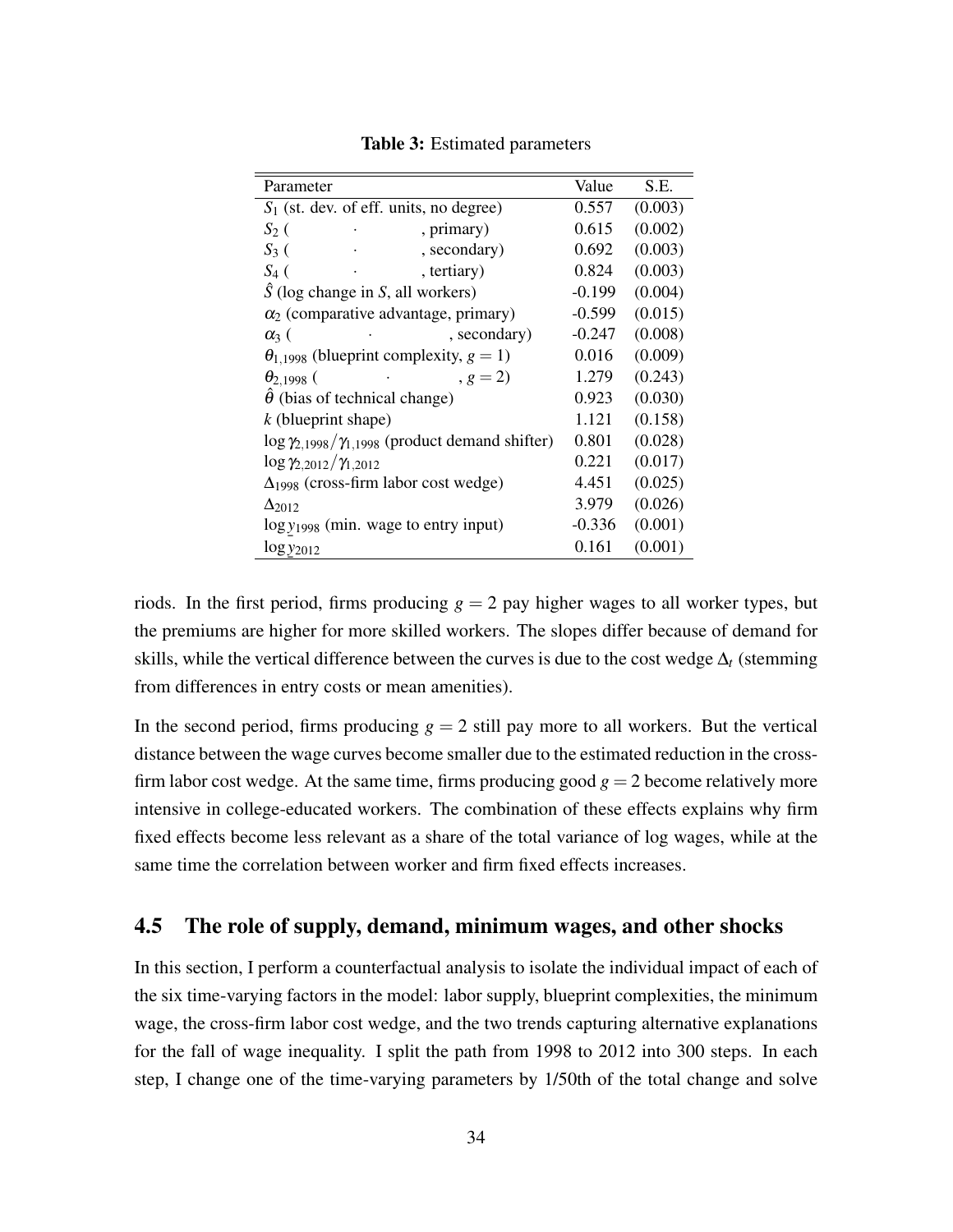**Table 3:** Estimated parameters

| Parameter | Value | S.E. |
|---|---|---|
| $S_1$ (st. dev. of eff. units, no degree) | 0.557 | (0.003) |
| $S_2$ ( · , primary) | 0.615 | (0.002) |
| $S_3$ ( · , secondary) | 0.692 | (0.003) |
| $S_4$ ( · , tertiary) | 0.824 | (0.003) |
| $\hat{S}$ (log change in $S$, all workers) | -0.199 | (0.004) |
| $\alpha_2$ (comparative advantage, primary) | -0.599 | (0.015) |
| $\alpha_3$ ( · , secondary) | -0.247 | (0.008) |
| $\theta_{1,1998}$ (blueprint complexity, $g = 1$) | 0.016 | (0.009) |
| $\theta_{2,1998}$ ( · , $g = 2$) | 1.279 | (0.243) |
| $\hat{\theta}$ (bias of technical change) | 0.923 | (0.030) |
| $k$ (blueprint shape) | 1.121 | (0.158) |
| $\log \gamma_{2,1998}/\gamma_{1,1998}$ (product demand shifter) | 0.801 | (0.028) |
| $\log \gamma_{2,2012}/\gamma_{1,2012}$ | 0.221 | (0.017) |
| $\Delta_{1998}$ (cross-firm labor cost wedge) | 4.451 | (0.025) |
| $\Delta_{2012}$ | 3.979 | (0.026) |
| $\log \underline{y}_{1998}$ (min. wage to entry input) | -0.336 | (0.001) |
| $\log \underline{y}_{2012}$ | 0.161 | (0.001) |

riods. In the first period, firms producing $g = 2$ pay higher wages to all worker types, but the premiums are higher for more skilled workers. The slopes differ because of demand for skills, while the vertical difference between the curves is due to the cost wedge $\Delta_t$ (stemming from differences in entry costs or mean amenities).

In the second period, firms producing $g = 2$ still pay more to all workers. But the vertical distance between the wage curves become smaller due to the estimated reduction in the cross-firm labor cost wedge. At the same time, firms producing good $g = 2$ become relatively more intensive in college-educated workers. The combination of these effects explains why firm fixed effects become less relevant as a share of the total variance of log wages, while at the same time the correlation between worker and firm fixed effects increases.

## 4.5 The role of supply, demand, minimum wages, and other shocks

In this section, I perform a counterfactual analysis to isolate the individual impact of each of the six time-varying factors in the model: labor supply, blueprint complexities, the minimum wage, the cross-firm labor cost wedge, and the two trends capturing alternative explanations for the fall of wage inequality. I split the path from 1998 to 2012 into 300 steps. In each step, I change one of the time-varying parameters by 1/50th of the total change and solve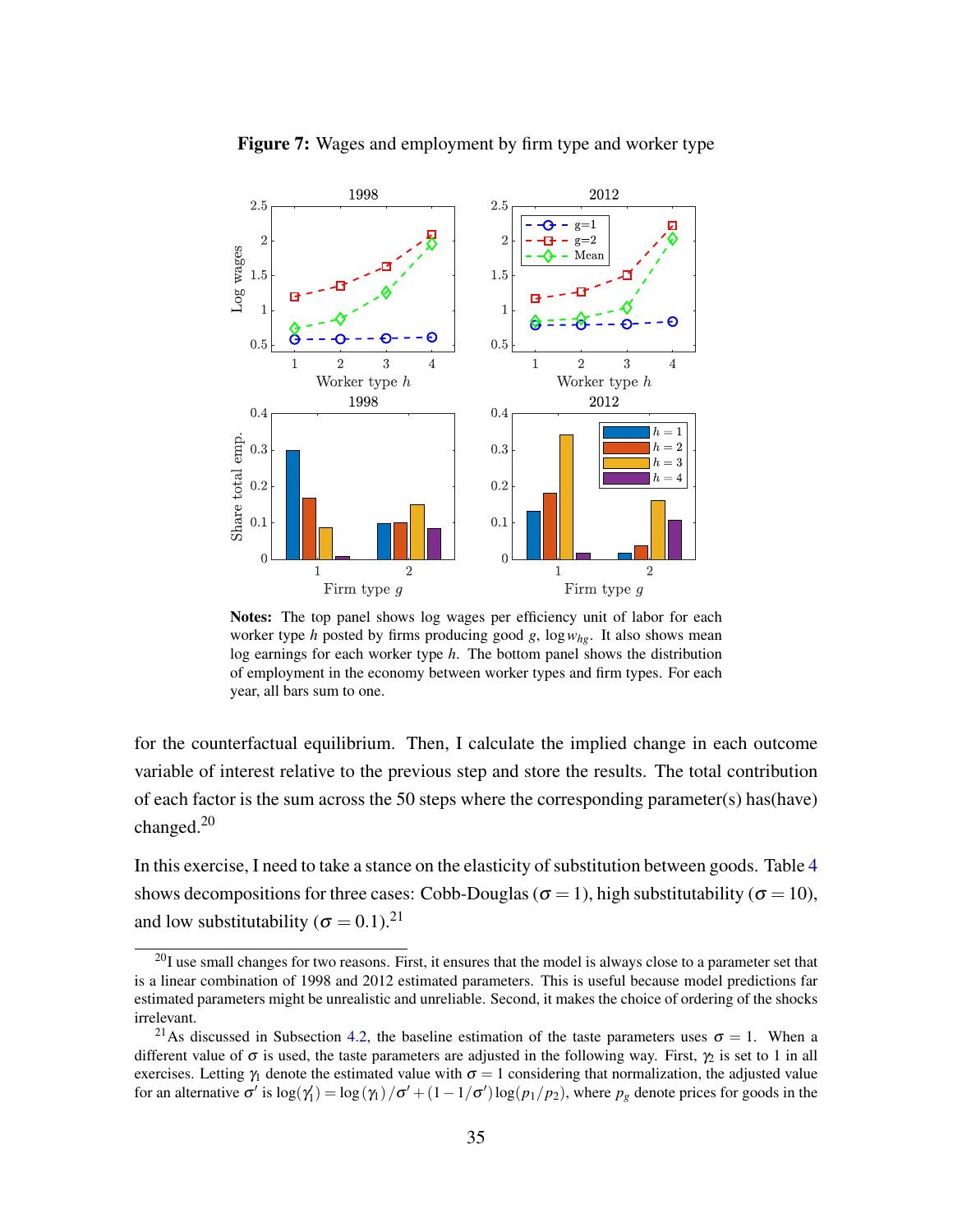**Figure 7:** Wages and employment by firm type and worker type

**Notes:** The top panel shows log wages per efficiency unit of labor for each worker type $h$ posted by firms producing good $g$, $\log w_{hg}$. It also shows mean log earnings for each worker type $h$. The bottom panel shows the distribution of employment in the economy between worker types and firm types. For each year, all bars sum to one.

for the counterfactual equilibrium. Then, I calculate the implied change in each outcome variable of interest relative to the previous step and store the results. The total contribution of each factor is the sum across the 50 steps where the corresponding parameter(s) has(have) changed.[20]

In this exercise, I need to take a stance on the elasticity of substitution between goods. Table 4 shows decompositions for three cases: Cobb-Douglas ($\sigma = 1$), high substitutability ($\sigma = 10$), and low substitutability ($\sigma = 0.1$).[21]

[20] I use small changes for two reasons. First, it ensures that the model is always close to a parameter set that is a linear combination of 1998 and 2012 estimated parameters. This is useful because model predictions far estimated parameters might be unrealistic and unreliable. Second, it makes the choice of ordering of the shocks irrelevant.

[21] As discussed in Subsection 4.2, the baseline estimation of the taste parameters uses $\sigma = 1$. When a different value of $\sigma$ is used, the taste parameters are adjusted in the following way. First, $\gamma_2$ is set to 1 in all exercises. Letting $\gamma_1$ denote the estimated value with $\sigma = 1$ considering that normalization, the adjusted value for an alternative $\sigma'$ is $\log(\gamma_1') = \log(\gamma_1)/\sigma' + (1 - 1/\sigma')\log(p_1/p_2)$, where $p_g$ denote prices for goods in the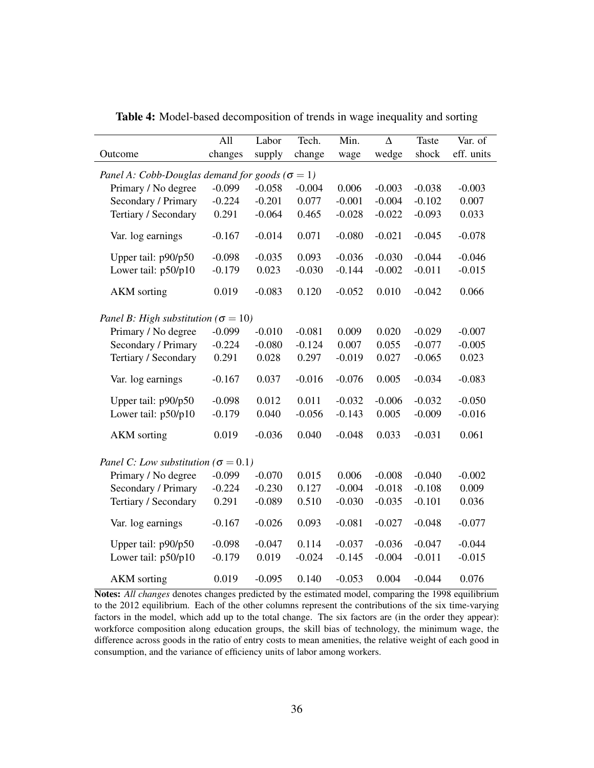**Table 4:** Model-based decomposition of trends in wage inequality and sorting

| Outcome | All changes | Labor supply | Tech. change | Min. wage | $\Delta$ wedge | Taste shock | Var. of eff. units |
|---|---|---|---|---|---|---|---|
| *Panel A: Cobb-Douglas demand for goods ($\sigma = 1$)* | | | | | | | |
| Primary / No degree | -0.099 | -0.058 | -0.004 | 0.006 | -0.003 | -0.038 | -0.003 |
| Secondary / Primary | -0.224 | -0.201 | 0.077 | -0.001 | -0.004 | -0.102 | 0.007 |
| Tertiary / Secondary | 0.291 | -0.064 | 0.465 | -0.028 | -0.022 | -0.093 | 0.033 |
| Var. log earnings | -0.167 | -0.014 | 0.071 | -0.080 | -0.021 | -0.045 | -0.078 |
| Upper tail: p90/p50 | -0.098 | -0.035 | 0.093 | -0.036 | -0.030 | -0.044 | -0.046 |
| Lower tail: p50/p10 | -0.179 | 0.023 | -0.030 | -0.144 | -0.002 | -0.011 | -0.015 |
| AKM sorting | 0.019 | -0.083 | 0.120 | -0.052 | 0.010 | -0.042 | 0.066 |
| *Panel B: High substitution ($\sigma = 10$)* | | | | | | | |
| Primary / No degree | -0.099 | -0.010 | -0.081 | 0.009 | 0.020 | -0.029 | -0.007 |
| Secondary / Primary | -0.224 | -0.080 | -0.124 | 0.007 | 0.055 | -0.077 | -0.005 |
| Tertiary / Secondary | 0.291 | 0.028 | 0.297 | -0.019 | 0.027 | -0.065 | 0.023 |
| Var. log earnings | -0.167 | 0.037 | -0.016 | -0.076 | 0.005 | -0.034 | -0.083 |
| Upper tail: p90/p50 | -0.098 | 0.012 | 0.011 | -0.032 | -0.006 | -0.032 | -0.050 |
| Lower tail: p50/p10 | -0.179 | 0.040 | -0.056 | -0.143 | 0.005 | -0.009 | -0.016 |
| AKM sorting | 0.019 | -0.036 | 0.040 | -0.048 | 0.033 | -0.031 | 0.061 |
| *Panel C: Low substitution ($\sigma = 0.1$)* | | | | | | | |
| Primary / No degree | -0.099 | -0.070 | 0.015 | 0.006 | -0.008 | -0.040 | -0.002 |
| Secondary / Primary | -0.224 | -0.230 | 0.127 | -0.004 | -0.018 | -0.108 | 0.009 |
| Tertiary / Secondary | 0.291 | -0.089 | 0.510 | -0.030 | -0.035 | -0.101 | 0.036 |
| Var. log earnings | -0.167 | -0.026 | 0.093 | -0.081 | -0.027 | -0.048 | -0.077 |
| Upper tail: p90/p50 | -0.098 | -0.047 | 0.114 | -0.037 | -0.036 | -0.047 | -0.044 |
| Lower tail: p50/p10 | -0.179 | 0.019 | -0.024 | -0.145 | -0.004 | -0.011 | -0.015 |
| AKM sorting | 0.019 | -0.095 | 0.140 | -0.053 | 0.004 | -0.044 | 0.076 |

**Notes:** *All changes* denotes changes predicted by the estimated model, comparing the 1998 equilibrium to the 2012 equilibrium. Each of the other columns represent the contributions of the six time-varying factors in the model, which add up to the total change. The six factors are (in the order they appear): workforce composition along education groups, the skill bias of technology, the minimum wage, the difference across goods in the ratio of entry costs to mean amenities, the relative weight of each good in consumption, and the variance of efficiency units of labor among workers.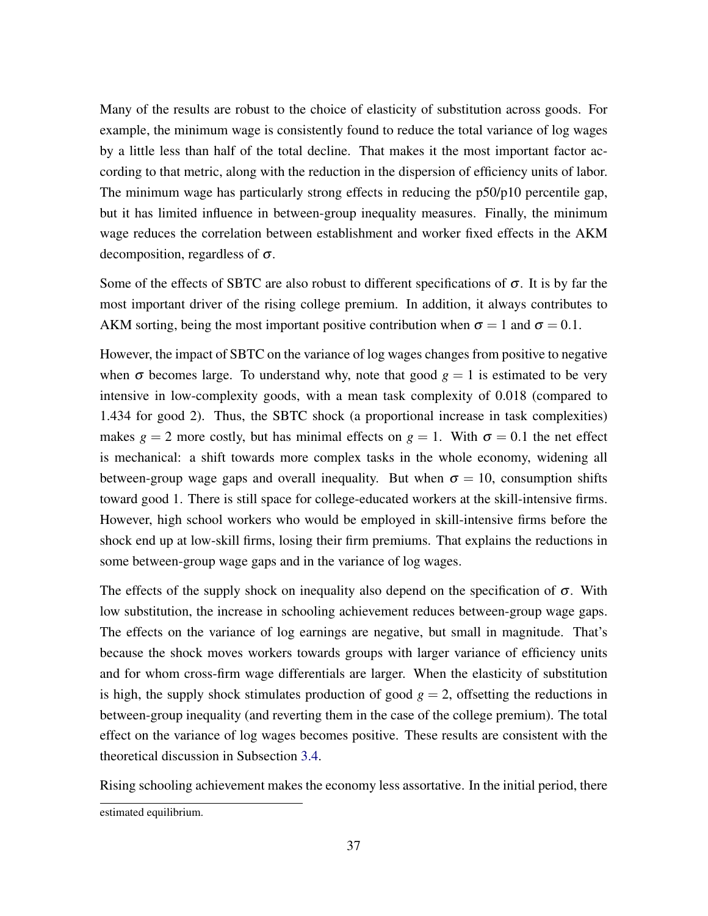Many of the results are robust to the choice of elasticity of substitution across goods. For example, the minimum wage is consistently found to reduce the total variance of log wages by a little less than half of the total decline. That makes it the most important factor according to that metric, along with the reduction in the dispersion of efficiency units of labor. The minimum wage has particularly strong effects in reducing the p50/p10 percentile gap, but it has limited influence in between-group inequality measures. Finally, the minimum wage reduces the correlation between establishment and worker fixed effects in the AKM decomposition, regardless of $\sigma$.

Some of the effects of SBTC are also robust to different specifications of $\sigma$. It is by far the most important driver of the rising college premium. In addition, it always contributes to AKM sorting, being the most important positive contribution when $\sigma = 1$ and $\sigma = 0.1$.

However, the impact of SBTC on the variance of log wages changes from positive to negative when $\sigma$ becomes large. To understand why, note that good $g = 1$ is estimated to be very intensive in low-complexity goods, with a mean task complexity of 0.018 (compared to 1.434 for good 2). Thus, the SBTC shock (a proportional increase in task complexities) makes $g = 2$ more costly, but has minimal effects on $g = 1$. With $\sigma = 0.1$ the net effect is mechanical: a shift towards more complex tasks in the whole economy, widening all between-group wage gaps and overall inequality. But when $\sigma = 10$, consumption shifts toward good 1. There is still space for college-educated workers at the skill-intensive firms. However, high school workers who would be employed in skill-intensive firms before the shock end up at low-skill firms, losing their firm premiums. That explains the reductions in some between-group wage gaps and in the variance of log wages.

The effects of the supply shock on inequality also depend on the specification of $\sigma$. With low substitution, the increase in schooling achievement reduces between-group wage gaps. The effects on the variance of log earnings are negative, but small in magnitude. That's because the shock moves workers towards groups with larger variance of efficiency units and for whom cross-firm wage differentials are larger. When the elasticity of substitution is high, the supply shock stimulates production of good $g = 2$, offsetting the reductions in between-group inequality (and reverting them in the case of the college premium). The total effect on the variance of log wages becomes positive. These results are consistent with the theoretical discussion in Subsection 3.4.

Rising schooling achievement makes the economy less assortative. In the initial period, there

estimated equilibrium.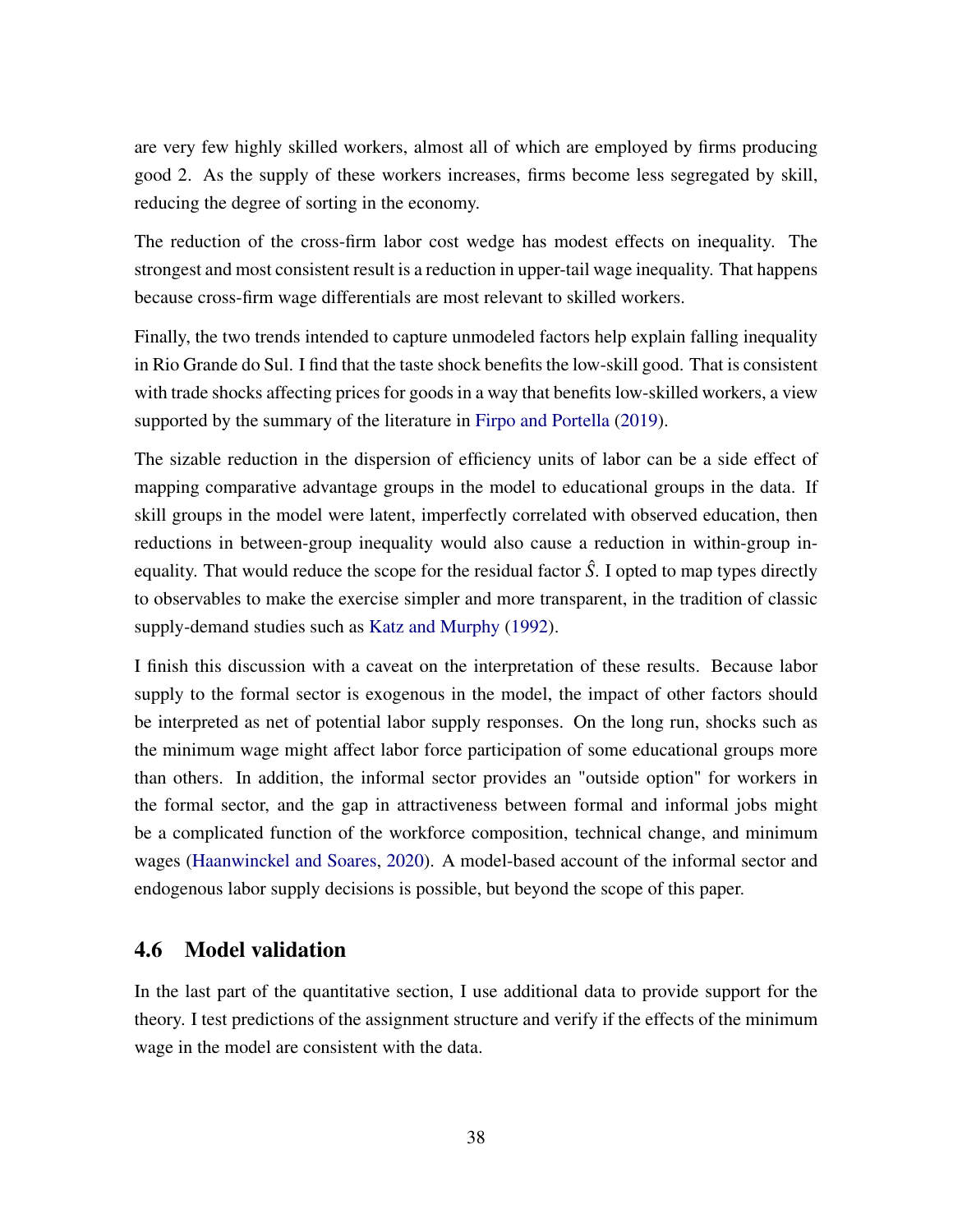are very few highly skilled workers, almost all of which are employed by firms producing good 2. As the supply of these workers increases, firms become less segregated by skill, reducing the degree of sorting in the economy.

The reduction of the cross-firm labor cost wedge has modest effects on inequality. The strongest and most consistent result is a reduction in upper-tail wage inequality. That happens because cross-firm wage differentials are most relevant to skilled workers.

Finally, the two trends intended to capture unmodeled factors help explain falling inequality in Rio Grande do Sul. I find that the taste shock benefits the low-skill good. That is consistent with trade shocks affecting prices for goods in a way that benefits low-skilled workers, a view supported by the summary of the literature in Firpo and Portella (2019).

The sizable reduction in the dispersion of efficiency units of labor can be a side effect of mapping comparative advantage groups in the model to educational groups in the data. If skill groups in the model were latent, imperfectly correlated with observed education, then reductions in between-group inequality would also cause a reduction in within-group inequality. That would reduce the scope for the residual factor $\hat{S}$. I opted to map types directly to observables to make the exercise simpler and more transparent, in the tradition of classic supply-demand studies such as Katz and Murphy (1992).

I finish this discussion with a caveat on the interpretation of these results. Because labor supply to the formal sector is exogenous in the model, the impact of other factors should be interpreted as net of potential labor supply responses. On the long run, shocks such as the minimum wage might affect labor force participation of some educational groups more than others. In addition, the informal sector provides an "outside option" for workers in the formal sector, and the gap in attractiveness between formal and informal jobs might be a complicated function of the workforce composition, technical change, and minimum wages (Haanwinckel and Soares, 2020). A model-based account of the informal sector and endogenous labor supply decisions is possible, but beyond the scope of this paper.

## 4.6 Model validation

In the last part of the quantitative section, I use additional data to provide support for the theory. I test predictions of the assignment structure and verify if the effects of the minimum wage in the model are consistent with the data.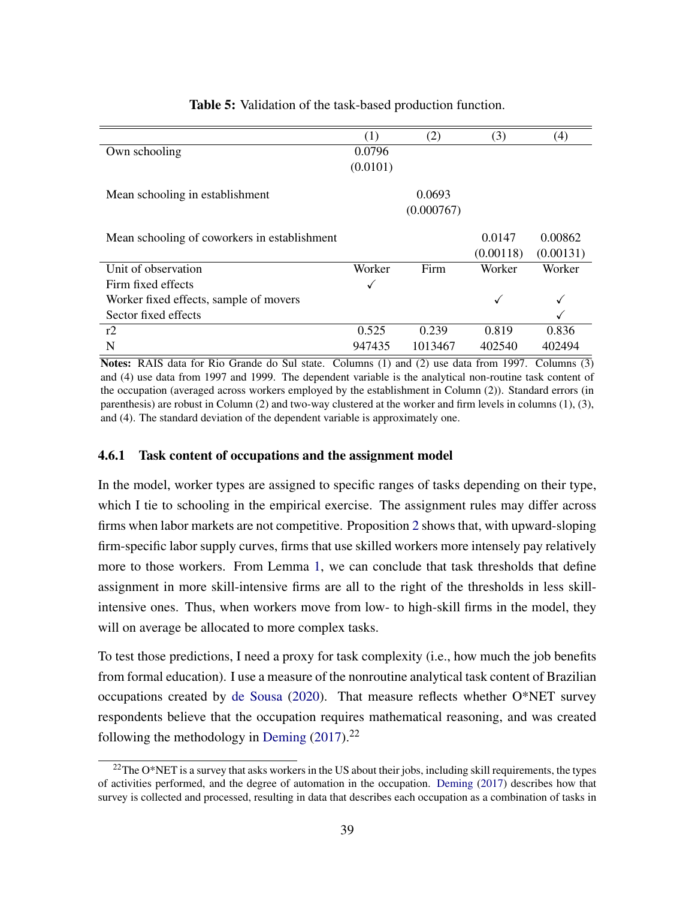**Table 5:** Validation of the task-based production function.

| | (1) | (2) | (3) | (4) |
|---|---|---|---|---|
| Own schooling | 0.0796 | | | |
| | (0.0101) | | | |
| Mean schooling in establishment | | 0.0693 | | |
| | | (0.000767) | | |
| Mean schooling of coworkers in establishment | | | 0.0147 | 0.00862 |
| | | | (0.00118) | (0.00131) |
| Unit of observation | Worker | Firm | Worker | Worker |
| Firm fixed effects | ✓ | | | |
| Worker fixed effects, sample of movers | | | ✓ | ✓ |
| Sector fixed effects | | | | ✓ |
| r2 | 0.525 | 0.239 | 0.819 | 0.836 |
| N | 947435 | 1013467 | 402540 | 402494 |

**Notes:** RAIS data for Rio Grande do Sul state. Columns (1) and (2) use data from 1997. Columns (3) and (4) use data from 1997 and 1999. The dependent variable is the analytical non-routine task content of the occupation (averaged across workers employed by the establishment in Column (2)). Standard errors (in parenthesis) are robust in Column (2) and two-way clustered at the worker and firm levels in columns (1), (3), and (4). The standard deviation of the dependent variable is approximately one.

### 4.6.1 Task content of occupations and the assignment model

In the model, worker types are assigned to specific ranges of tasks depending on their type, which I tie to schooling in the empirical exercise. The assignment rules may differ across firms when labor markets are not competitive. Proposition 2 shows that, with upward-sloping firm-specific labor supply curves, firms that use skilled workers more intensely pay relatively more to those workers. From Lemma 1, we can conclude that task thresholds that define assignment in more skill-intensive firms are all to the right of the thresholds in less skill-intensive ones. Thus, when workers move from low- to high-skill firms in the model, they will on average be allocated to more complex tasks.

To test those predictions, I need a proxy for task complexity (i.e., how much the job benefits from formal education). I use a measure of the nonroutine analytical task content of Brazilian occupations created by de Sousa (2020). That measure reflects whether O*NET survey respondents believe that the occupation requires mathematical reasoning, and was created following the methodology in Deming (2017).[22]

[22] The O*NET is a survey that asks workers in the US about their jobs, including skill requirements, the types of activities performed, and the degree of automation in the occupation. Deming (2017) describes how that survey is collected and processed, resulting in data that describes each occupation as a combination of tasks in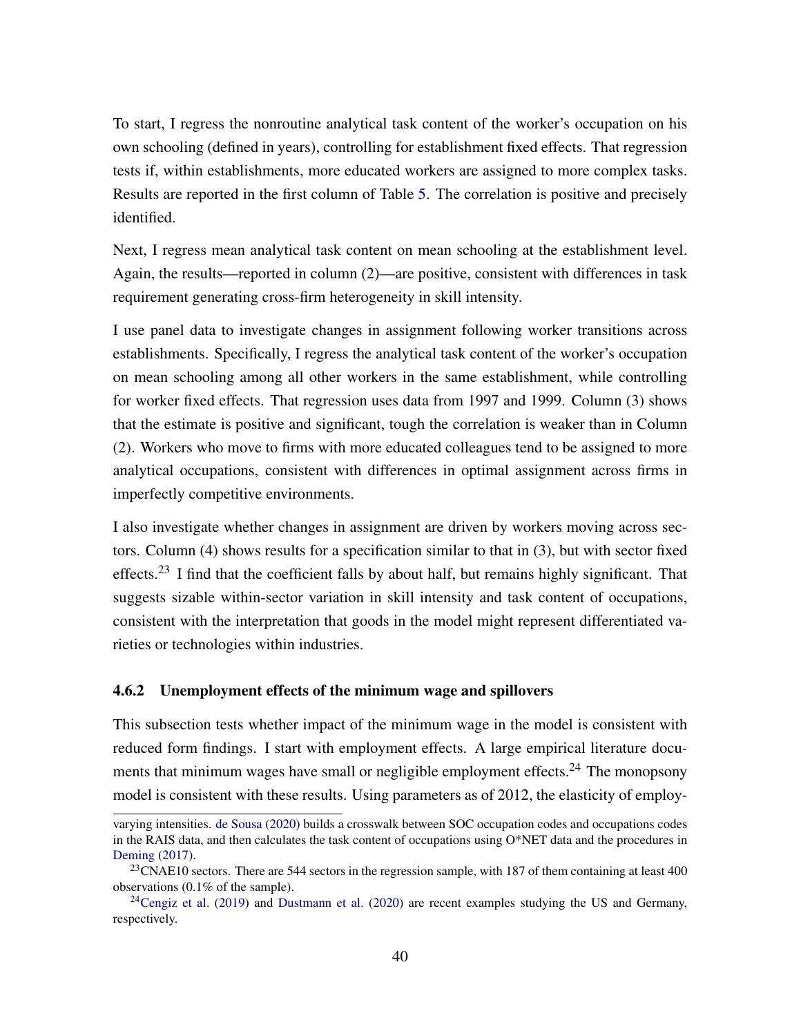To start, I regress the nonroutine analytical task content of the worker's occupation on his own schooling (defined in years), controlling for establishment fixed effects. That regression tests if, within establishments, more educated workers are assigned to more complex tasks. Results are reported in the first column of Table 5. The correlation is positive and precisely identified.

Next, I regress mean analytical task content on mean schooling at the establishment level. Again, the results—reported in column (2)—are positive, consistent with differences in task requirement generating cross-firm heterogeneity in skill intensity.

I use panel data to investigate changes in assignment following worker transitions across establishments. Specifically, I regress the analytical task content of the worker's occupation on mean schooling among all other workers in the same establishment, while controlling for worker fixed effects. That regression uses data from 1997 and 1999. Column (3) shows that the estimate is positive and significant, tough the correlation is weaker than in Column (2). Workers who move to firms with more educated colleagues tend to be assigned to more analytical occupations, consistent with differences in optimal assignment across firms in imperfectly competitive environments.

I also investigate whether changes in assignment are driven by workers moving across sectors. Column (4) shows results for a specification similar to that in (3), but with sector fixed effects.[23] I find that the coefficient falls by about half, but remains highly significant. That suggests sizable within-sector variation in skill intensity and task content of occupations, consistent with the interpretation that goods in the model might represent differentiated varieties or technologies within industries.

### 4.6.2 Unemployment effects of the minimum wage and spillovers

This subsection tests whether impact of the minimum wage in the model is consistent with reduced form findings. I start with employment effects. A large empirical literature documents that minimum wages have small or negligible employment effects.[24] The monopsony model is consistent with these results. Using parameters as of 2012, the elasticity of employ-

---

varying intensities. de Sousa (2020) builds a crosswalk between SOC occupation codes and occupations codes in the RAIS data, and then calculates the task content of occupations using O*NET data and the procedures in Deming (2017).

[23] CNAE10 sectors. There are 544 sectors in the regression sample, with 187 of them containing at least 400 observations (0.1% of the sample).

[24] Cengiz et al. (2019) and Dustmann et al. (2020) are recent examples studying the US and Germany, respectively.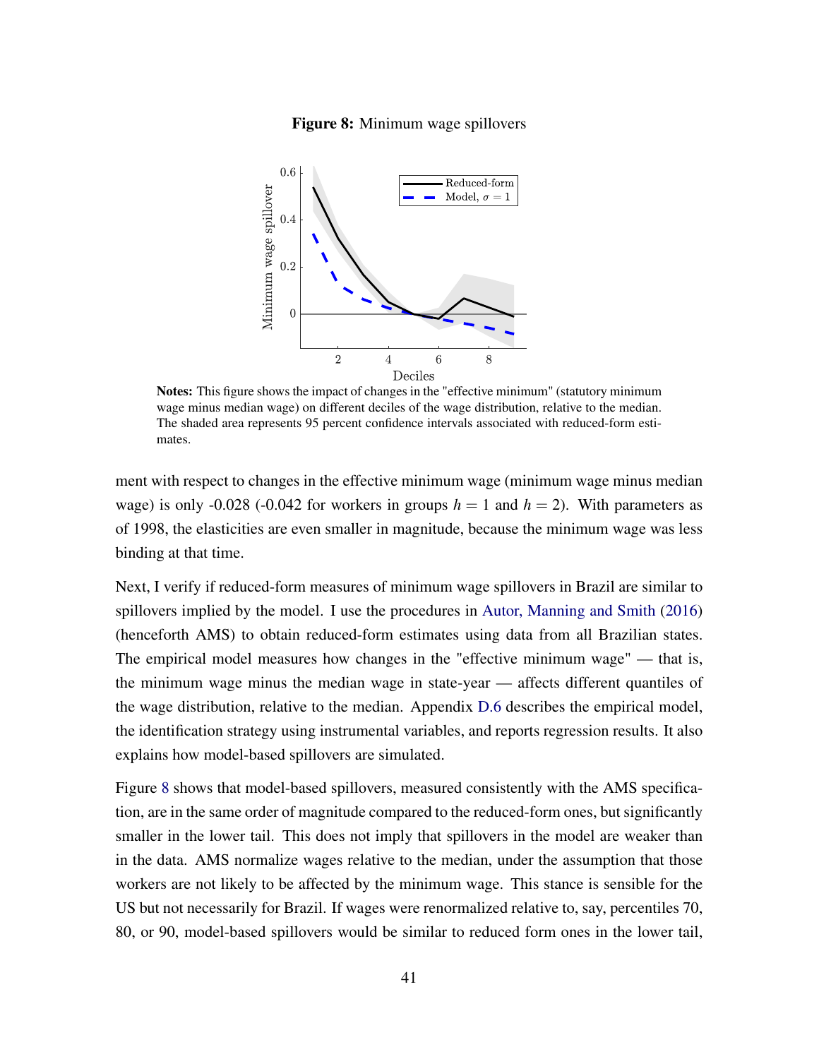**Figure 8:** Minimum wage spillovers

**Notes:** This figure shows the impact of changes in the "effective minimum" (statutory minimum wage minus median wage) on different deciles of the wage distribution, relative to the median. The shaded area represents 95 percent confidence intervals associated with reduced-form estimates.

ment with respect to changes in the effective minimum wage (minimum wage minus median wage) is only -0.028 (-0.042 for workers in groups $h = 1$ and $h = 2$). With parameters as of 1998, the elasticities are even smaller in magnitude, because the minimum wage was less binding at that time.

Next, I verify if reduced-form measures of minimum wage spillovers in Brazil are similar to spillovers implied by the model. I use the procedures in Autor, Manning and Smith (2016) (henceforth AMS) to obtain reduced-form estimates using data from all Brazilian states. The empirical model measures how changes in the "effective minimum wage" — that is, the minimum wage minus the median wage in state-year — affects different quantiles of the wage distribution, relative to the median. Appendix D.6 describes the empirical model, the identification strategy using instrumental variables, and reports regression results. It also explains how model-based spillovers are simulated.

Figure 8 shows that model-based spillovers, measured consistently with the AMS specification, are in the same order of magnitude compared to the reduced-form ones, but significantly smaller in the lower tail. This does not imply that spillovers in the model are weaker than in the data. AMS normalize wages relative to the median, under the assumption that those workers are not likely to be affected by the minimum wage. This stance is sensible for the US but not necessarily for Brazil. If wages were renormalized relative to, say, percentiles 70, 80, or 90, model-based spillovers would be similar to reduced form ones in the lower tail,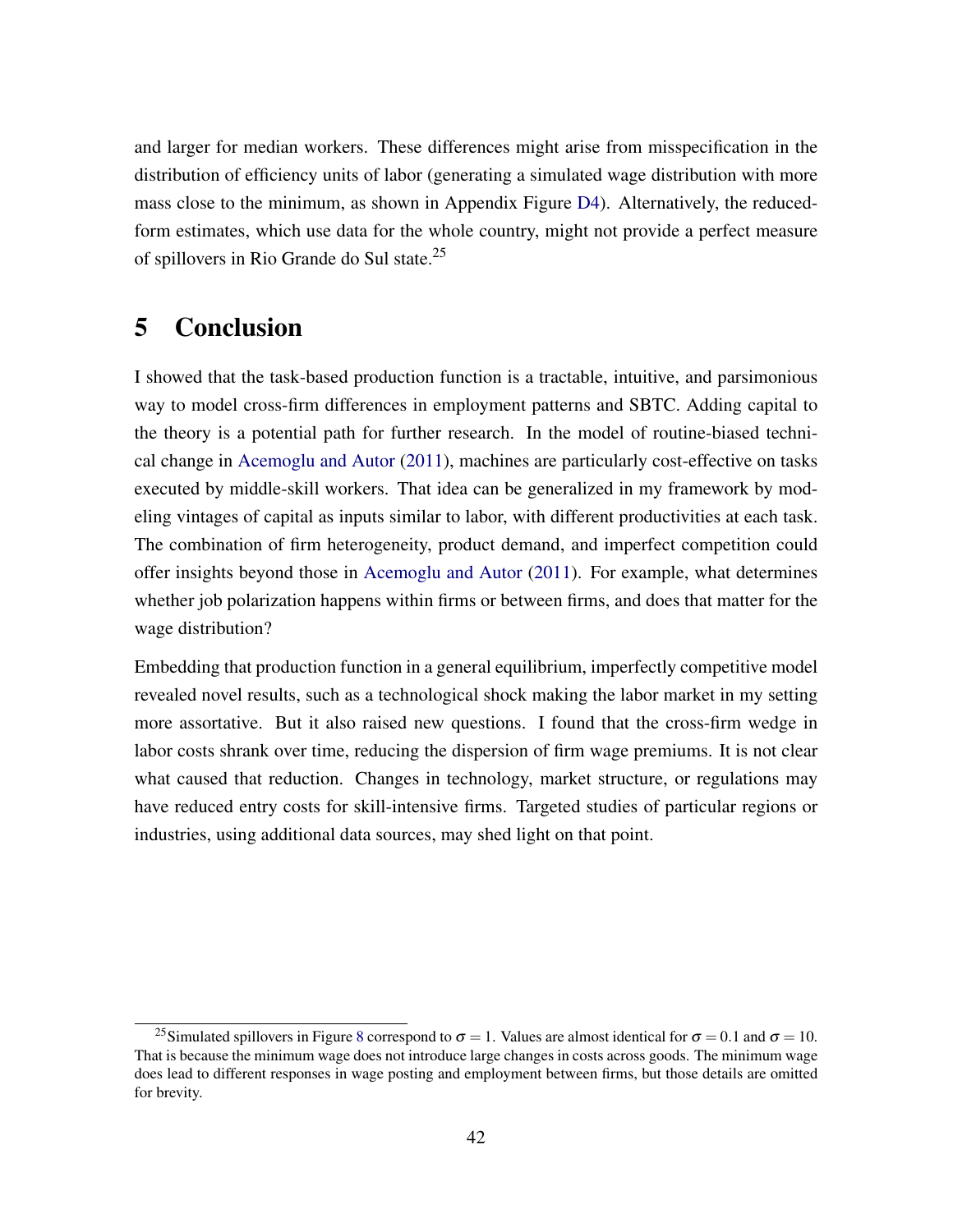and larger for median workers. These differences might arise from misspecification in the distribution of efficiency units of labor (generating a simulated wage distribution with more mass close to the minimum, as shown in Appendix Figure D4). Alternatively, the reduced-form estimates, which use data for the whole country, might not provide a perfect measure of spillovers in Rio Grande do Sul state.[25]

# 5 Conclusion

I showed that the task-based production function is a tractable, intuitive, and parsimonious way to model cross-firm differences in employment patterns and SBTC. Adding capital to the theory is a potential path for further research. In the model of routine-biased technical change in Acemoglu and Autor (2011), machines are particularly cost-effective on tasks executed by middle-skill workers. That idea can be generalized in my framework by modeling vintages of capital as inputs similar to labor, with different productivities at each task. The combination of firm heterogeneity, product demand, and imperfect competition could offer insights beyond those in Acemoglu and Autor (2011). For example, what determines whether job polarization happens within firms or between firms, and does that matter for the wage distribution?

Embedding that production function in a general equilibrium, imperfectly competitive model revealed novel results, such as a technological shock making the labor market in my setting more assortative. But it also raised new questions. I found that the cross-firm wedge in labor costs shrank over time, reducing the dispersion of firm wage premiums. It is not clear what caused that reduction. Changes in technology, market structure, or regulations may have reduced entry costs for skill-intensive firms. Targeted studies of particular regions or industries, using additional data sources, may shed light on that point.

[25] Simulated spillovers in Figure 8 correspond to $\sigma = 1$. Values are almost identical for $\sigma = 0.1$ and $\sigma = 10$. That is because the minimum wage does not introduce large changes in costs across goods. The minimum wage does lead to different responses in wage posting and employment between firms, but those details are omitted for brevity.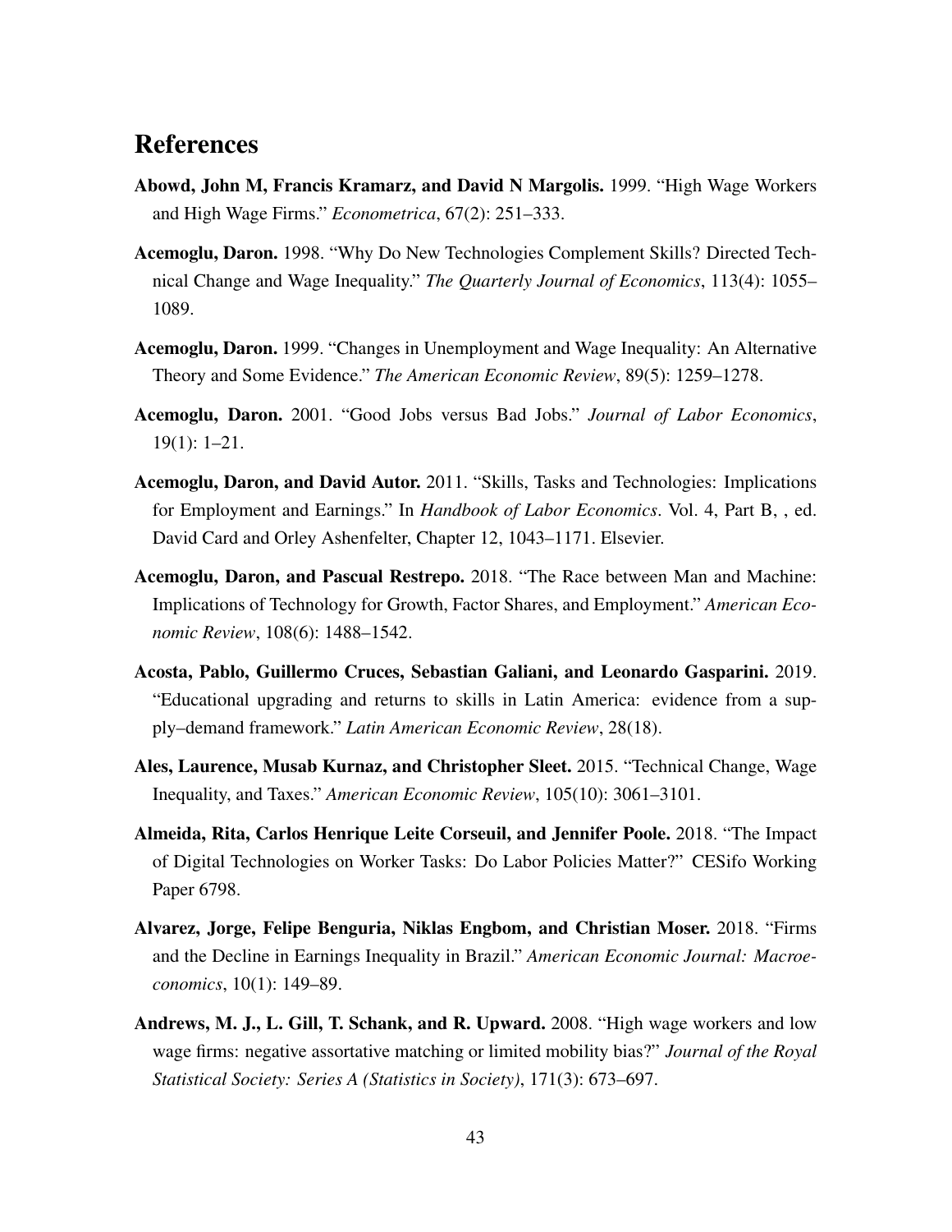# References

**Abowd, John M, Francis Kramarz, and David N Margolis.** 1999. "High Wage Workers and High Wage Firms." *Econometrica*, 67(2): 251–333.

**Acemoglu, Daron.** 1998. "Why Do New Technologies Complement Skills? Directed Technical Change and Wage Inequality." *The Quarterly Journal of Economics*, 113(4): 1055–1089.

**Acemoglu, Daron.** 1999. "Changes in Unemployment and Wage Inequality: An Alternative Theory and Some Evidence." *The American Economic Review*, 89(5): 1259–1278.

**Acemoglu, Daron.** 2001. "Good Jobs versus Bad Jobs." *Journal of Labor Economics*, 19(1): 1–21.

**Acemoglu, Daron, and David Autor.** 2011. "Skills, Tasks and Technologies: Implications for Employment and Earnings." In *Handbook of Labor Economics*. Vol. 4, Part B, , ed. David Card and Orley Ashenfelter, Chapter 12, 1043–1171. Elsevier.

**Acemoglu, Daron, and Pascual Restrepo.** 2018. "The Race between Man and Machine: Implications of Technology for Growth, Factor Shares, and Employment." *American Economic Review*, 108(6): 1488–1542.

**Acosta, Pablo, Guillermo Cruces, Sebastian Galiani, and Leonardo Gasparini.** 2019. "Educational upgrading and returns to skills in Latin America: evidence from a supply–demand framework." *Latin American Economic Review*, 28(18).

**Ales, Laurence, Musab Kurnaz, and Christopher Sleet.** 2015. "Technical Change, Wage Inequality, and Taxes." *American Economic Review*, 105(10): 3061–3101.

**Almeida, Rita, Carlos Henrique Leite Corseuil, and Jennifer Poole.** 2018. "The Impact of Digital Technologies on Worker Tasks: Do Labor Policies Matter?" CESifo Working Paper 6798.

**Alvarez, Jorge, Felipe Benguria, Niklas Engbom, and Christian Moser.** 2018. "Firms and the Decline in Earnings Inequality in Brazil." *American Economic Journal: Macroeconomics*, 10(1): 149–89.

**Andrews, M. J., L. Gill, T. Schank, and R. Upward.** 2008. "High wage workers and low wage firms: negative assortative matching or limited mobility bias?" *Journal of the Royal Statistical Society: Series A (Statistics in Society)*, 171(3): 673–697.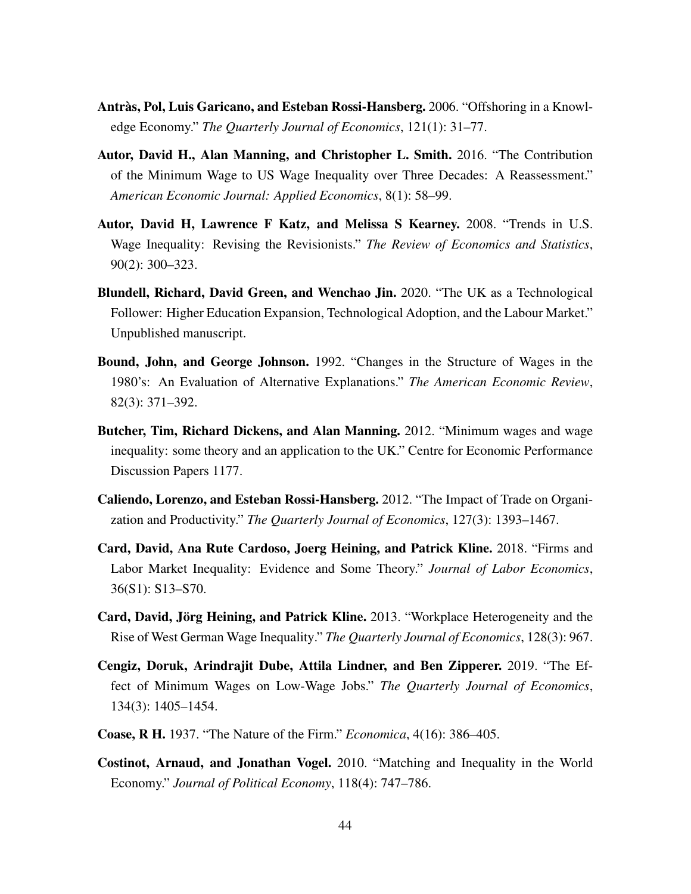**Antràs, Pol, Luis Garicano, and Esteban Rossi-Hansberg.** 2006. "Offshoring in a Knowledge Economy." *The Quarterly Journal of Economics*, 121(1): 31–77.

**Autor, David H., Alan Manning, and Christopher L. Smith.** 2016. "The Contribution of the Minimum Wage to US Wage Inequality over Three Decades: A Reassessment." *American Economic Journal: Applied Economics*, 8(1): 58–99.

**Autor, David H, Lawrence F Katz, and Melissa S Kearney.** 2008. "Trends in U.S. Wage Inequality: Revising the Revisionists." *The Review of Economics and Statistics*, 90(2): 300–323.

**Blundell, Richard, David Green, and Wenchao Jin.** 2020. "The UK as a Technological Follower: Higher Education Expansion, Technological Adoption, and the Labour Market." Unpublished manuscript.

**Bound, John, and George Johnson.** 1992. "Changes in the Structure of Wages in the 1980's: An Evaluation of Alternative Explanations." *The American Economic Review*, 82(3): 371–392.

**Butcher, Tim, Richard Dickens, and Alan Manning.** 2012. "Minimum wages and wage inequality: some theory and an application to the UK." Centre for Economic Performance Discussion Papers 1177.

**Caliendo, Lorenzo, and Esteban Rossi-Hansberg.** 2012. "The Impact of Trade on Organization and Productivity." *The Quarterly Journal of Economics*, 127(3): 1393–1467.

**Card, David, Ana Rute Cardoso, Joerg Heining, and Patrick Kline.** 2018. "Firms and Labor Market Inequality: Evidence and Some Theory." *Journal of Labor Economics*, 36(S1): S13–S70.

**Card, David, Jörg Heining, and Patrick Kline.** 2013. "Workplace Heterogeneity and the Rise of West German Wage Inequality." *The Quarterly Journal of Economics*, 128(3): 967.

**Cengiz, Doruk, Arindrajit Dube, Attila Lindner, and Ben Zipperer.** 2019. "The Effect of Minimum Wages on Low-Wage Jobs." *The Quarterly Journal of Economics*, 134(3): 1405–1454.

**Coase, R H.** 1937. "The Nature of the Firm." *Economica*, 4(16): 386–405.

**Costinot, Arnaud, and Jonathan Vogel.** 2010. "Matching and Inequality in the World Economy." *Journal of Political Economy*, 118(4): 747–786.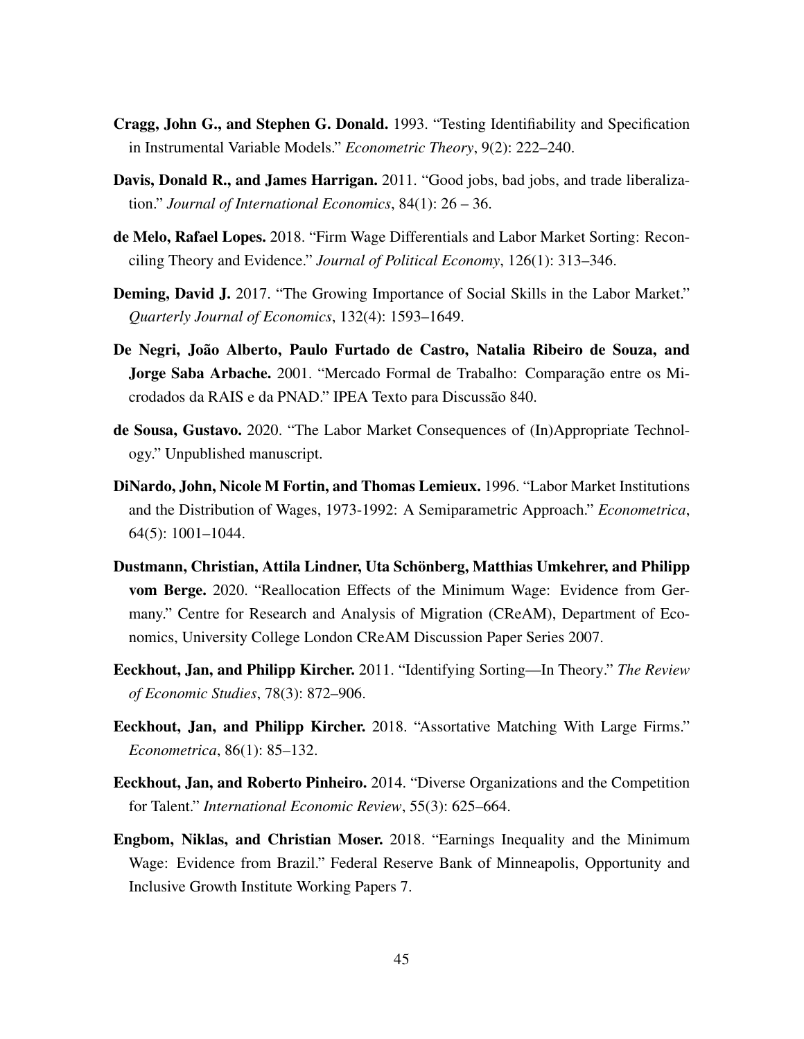**Cragg, John G., and Stephen G. Donald.** 1993. "Testing Identifiability and Specification in Instrumental Variable Models." *Econometric Theory*, 9(2): 222–240.

**Davis, Donald R., and James Harrigan.** 2011. "Good jobs, bad jobs, and trade liberalization." *Journal of International Economics*, 84(1): 26 – 36.

**de Melo, Rafael Lopes.** 2018. "Firm Wage Differentials and Labor Market Sorting: Reconciling Theory and Evidence." *Journal of Political Economy*, 126(1): 313–346.

**Deming, David J.** 2017. "The Growing Importance of Social Skills in the Labor Market." *Quarterly Journal of Economics*, 132(4): 1593–1649.

**De Negri, João Alberto, Paulo Furtado de Castro, Natalia Ribeiro de Souza, and Jorge Saba Arbache.** 2001. "Mercado Formal de Trabalho: Comparação entre os Microdados da RAIS e da PNAD." IPEA Texto para Discussão 840.

**de Sousa, Gustavo.** 2020. "The Labor Market Consequences of (In)Appropriate Technology." Unpublished manuscript.

**DiNardo, John, Nicole M Fortin, and Thomas Lemieux.** 1996. "Labor Market Institutions and the Distribution of Wages, 1973-1992: A Semiparametric Approach." *Econometrica*, 64(5): 1001–1044.

**Dustmann, Christian, Attila Lindner, Uta Schönberg, Matthias Umkehrer, and Philipp vom Berge.** 2020. "Reallocation Effects of the Minimum Wage: Evidence from Germany." Centre for Research and Analysis of Migration (CReAM), Department of Economics, University College London CReAM Discussion Paper Series 2007.

**Eeckhout, Jan, and Philipp Kircher.** 2011. "Identifying Sorting—In Theory." *The Review of Economic Studies*, 78(3): 872–906.

**Eeckhout, Jan, and Philipp Kircher.** 2018. "Assortative Matching With Large Firms." *Econometrica*, 86(1): 85–132.

**Eeckhout, Jan, and Roberto Pinheiro.** 2014. "Diverse Organizations and the Competition for Talent." *International Economic Review*, 55(3): 625–664.

**Engbom, Niklas, and Christian Moser.** 2018. "Earnings Inequality and the Minimum Wage: Evidence from Brazil." Federal Reserve Bank of Minneapolis, Opportunity and Inclusive Growth Institute Working Papers 7.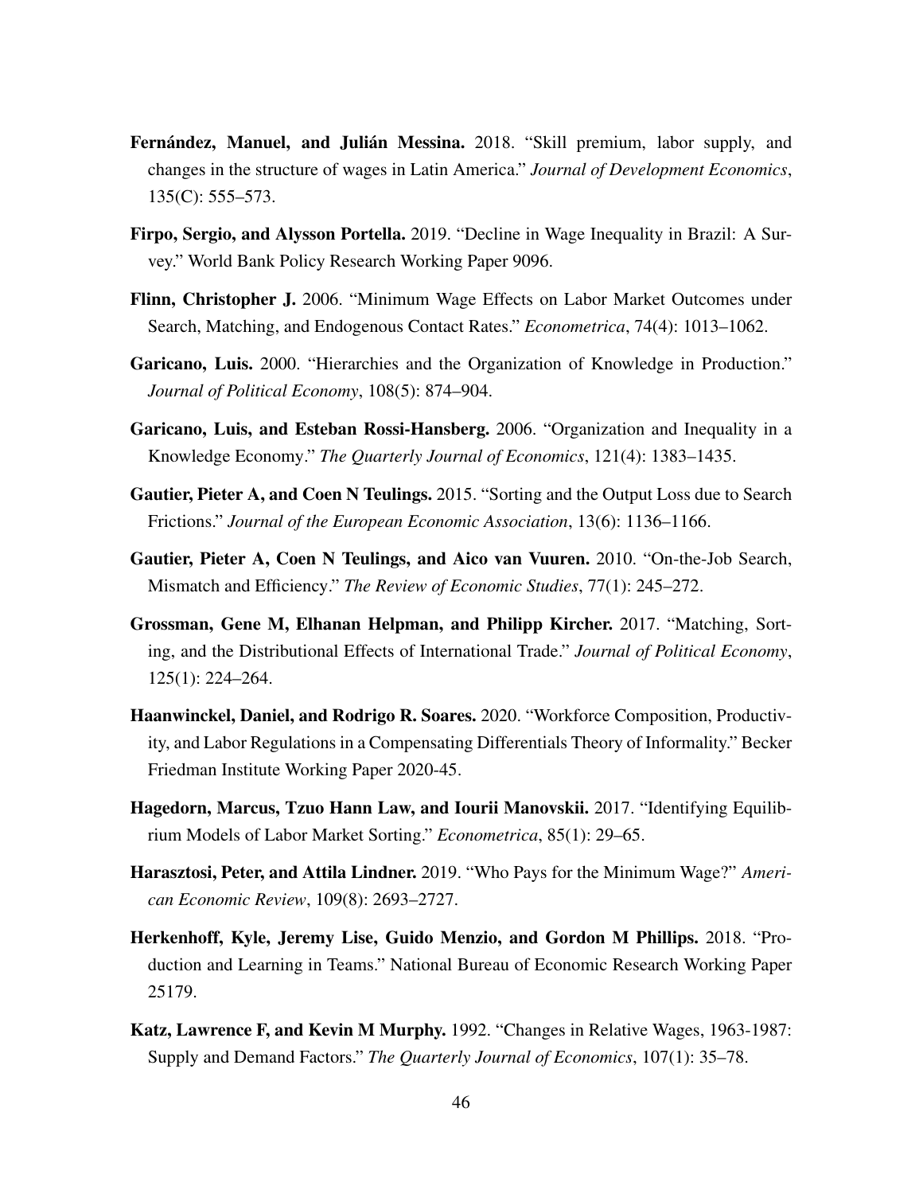**Fernández, Manuel, and Julián Messina.** 2018. "Skill premium, labor supply, and changes in the structure of wages in Latin America." *Journal of Development Economics*, 135(C): 555–573.

**Firpo, Sergio, and Alysson Portella.** 2019. "Decline in Wage Inequality in Brazil: A Survey." World Bank Policy Research Working Paper 9096.

**Flinn, Christopher J.** 2006. "Minimum Wage Effects on Labor Market Outcomes under Search, Matching, and Endogenous Contact Rates." *Econometrica*, 74(4): 1013–1062.

**Garicano, Luis.** 2000. "Hierarchies and the Organization of Knowledge in Production." *Journal of Political Economy*, 108(5): 874–904.

**Garicano, Luis, and Esteban Rossi-Hansberg.** 2006. "Organization and Inequality in a Knowledge Economy." *The Quarterly Journal of Economics*, 121(4): 1383–1435.

**Gautier, Pieter A, and Coen N Teulings.** 2015. "Sorting and the Output Loss due to Search Frictions." *Journal of the European Economic Association*, 13(6): 1136–1166.

**Gautier, Pieter A, Coen N Teulings, and Aico van Vuuren.** 2010. "On-the-Job Search, Mismatch and Efficiency." *The Review of Economic Studies*, 77(1): 245–272.

**Grossman, Gene M, Elhanan Helpman, and Philipp Kircher.** 2017. "Matching, Sorting, and the Distributional Effects of International Trade." *Journal of Political Economy*, 125(1): 224–264.

**Haanwinckel, Daniel, and Rodrigo R. Soares.** 2020. "Workforce Composition, Productivity, and Labor Regulations in a Compensating Differentials Theory of Informality." Becker Friedman Institute Working Paper 2020-45.

**Hagedorn, Marcus, Tzuo Hann Law, and Iourii Manovskii.** 2017. "Identifying Equilibrium Models of Labor Market Sorting." *Econometrica*, 85(1): 29–65.

**Harasztosi, Peter, and Attila Lindner.** 2019. "Who Pays for the Minimum Wage?" *American Economic Review*, 109(8): 2693–2727.

**Herkenhoff, Kyle, Jeremy Lise, Guido Menzio, and Gordon M Phillips.** 2018. "Production and Learning in Teams." National Bureau of Economic Research Working Paper 25179.

**Katz, Lawrence F, and Kevin M Murphy.** 1992. "Changes in Relative Wages, 1963-1987: Supply and Demand Factors." *The Quarterly Journal of Economics*, 107(1): 35–78.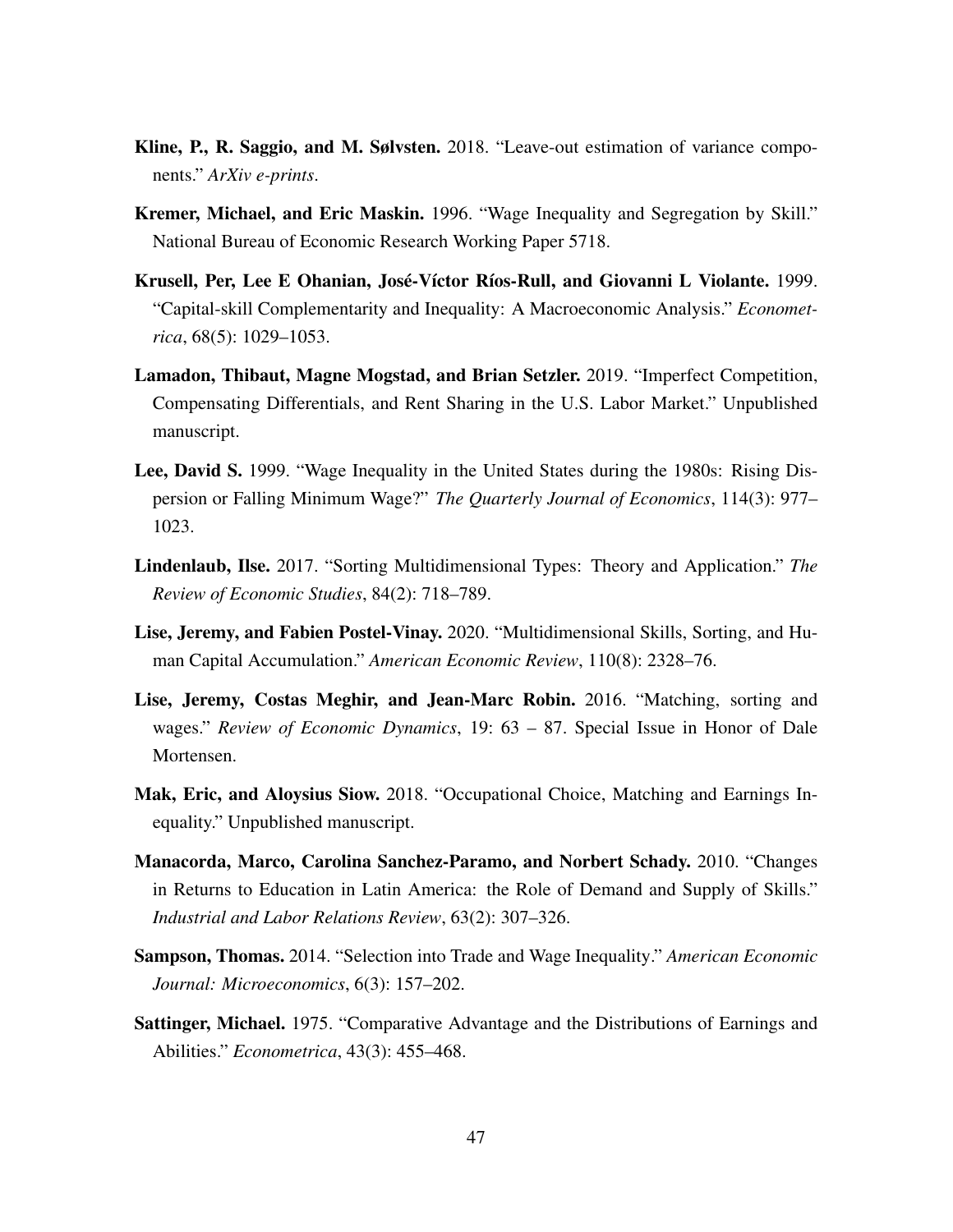**Kline, P., R. Saggio, and M. Sølvsten.** 2018. "Leave-out estimation of variance components." *ArXiv e-prints*.

**Kremer, Michael, and Eric Maskin.** 1996. "Wage Inequality and Segregation by Skill." National Bureau of Economic Research Working Paper 5718.

**Krusell, Per, Lee E Ohanian, José-Víctor Ríos-Rull, and Giovanni L Violante.** 1999. "Capital-skill Complementarity and Inequality: A Macroeconomic Analysis." *Econometrica*, 68(5): 1029–1053.

**Lamadon, Thibaut, Magne Mogstad, and Brian Setzler.** 2019. "Imperfect Competition, Compensating Differentials, and Rent Sharing in the U.S. Labor Market." Unpublished manuscript.

**Lee, David S.** 1999. "Wage Inequality in the United States during the 1980s: Rising Dispersion or Falling Minimum Wage?" *The Quarterly Journal of Economics*, 114(3): 977–1023.

**Lindenlaub, Ilse.** 2017. "Sorting Multidimensional Types: Theory and Application." *The Review of Economic Studies*, 84(2): 718–789.

**Lise, Jeremy, and Fabien Postel-Vinay.** 2020. "Multidimensional Skills, Sorting, and Human Capital Accumulation." *American Economic Review*, 110(8): 2328–76.

**Lise, Jeremy, Costas Meghir, and Jean-Marc Robin.** 2016. "Matching, sorting and wages." *Review of Economic Dynamics*, 19: 63 – 87. Special Issue in Honor of Dale Mortensen.

**Mak, Eric, and Aloysius Siow.** 2018. "Occupational Choice, Matching and Earnings Inequality." Unpublished manuscript.

**Manacorda, Marco, Carolina Sanchez-Paramo, and Norbert Schady.** 2010. "Changes in Returns to Education in Latin America: the Role of Demand and Supply of Skills." *Industrial and Labor Relations Review*, 63(2): 307–326.

**Sampson, Thomas.** 2014. "Selection into Trade and Wage Inequality." *American Economic Journal: Microeconomics*, 6(3): 157–202.

**Sattinger, Michael.** 1975. "Comparative Advantage and the Distributions of Earnings and Abilities." *Econometrica*, 43(3): 455–468.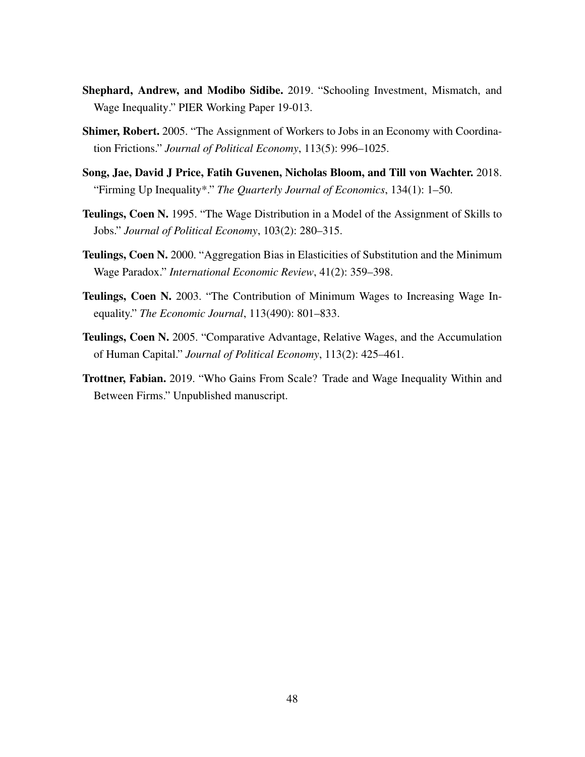**Shephard, Andrew, and Modibo Sidibe.** 2019. "Schooling Investment, Mismatch, and Wage Inequality." PIER Working Paper 19-013.

**Shimer, Robert.** 2005. "The Assignment of Workers to Jobs in an Economy with Coordination Frictions." *Journal of Political Economy*, 113(5): 996–1025.

**Song, Jae, David J Price, Fatih Guvenen, Nicholas Bloom, and Till von Wachter.** 2018. "Firming Up Inequality*." *The Quarterly Journal of Economics*, 134(1): 1–50.

**Teulings, Coen N.** 1995. "The Wage Distribution in a Model of the Assignment of Skills to Jobs." *Journal of Political Economy*, 103(2): 280–315.

**Teulings, Coen N.** 2000. "Aggregation Bias in Elasticities of Substitution and the Minimum Wage Paradox." *International Economic Review*, 41(2): 359–398.

**Teulings, Coen N.** 2003. "The Contribution of Minimum Wages to Increasing Wage Inequality." *The Economic Journal*, 113(490): 801–833.

**Teulings, Coen N.** 2005. "Comparative Advantage, Relative Wages, and the Accumulation of Human Capital." *Journal of Political Economy*, 113(2): 425–461.

**Trottner, Fabian.** 2019. "Who Gains From Scale? Trade and Wage Inequality Within and Between Firms." Unpublished manuscript.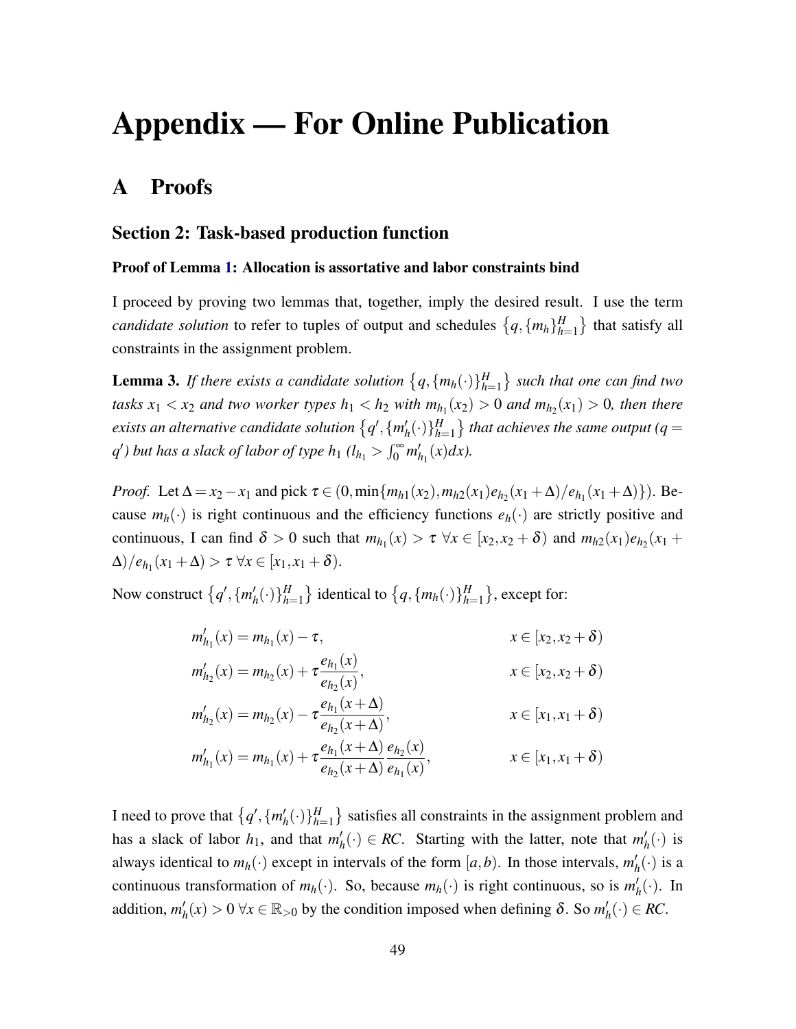# Appendix — For Online Publication

## A Proofs

### Section 2: Task-based production function

**Proof of Lemma 1: Allocation is assortative and labor constraints bind**

I proceed by proving two lemmas that, together, imply the desired result. I use the term *candidate solution* to refer to tuples of output and schedules $\left\{q, \{m_h\}_{h=1}^H\right\}$ that satisfy all constraints in the assignment problem.

**Lemma 3.** *If there exists a candidate solution $\left\{q, \{m_h(\cdot)\}_{h=1}^H\right\}$ such that one can find two tasks $x_1 < x_2$ and two worker types $h_1 < h_2$ with $m_{h_1}(x_2) > 0$ and $m_{h_2}(x_1) > 0$, then there exists an alternative candidate solution $\left\{q', \{m'_h(\cdot)\}_{h=1}^H\right\}$ that achieves the same output ($q = q'$) but has a slack of labor of type $h_1$ ($l_{h_1} > \int_0^\infty m'_{h_1}(x)dx$).*

*Proof.* Let $\Delta = x_2 - x_1$ and pick $\tau \in (0, \min\{m_{h1}(x_2), m_{h2}(x_1)e_{h_2}(x_1+\Delta)/e_{h_1}(x_1+\Delta)\})$. Because $m_h(\cdot)$ is right continuous and the efficiency functions $e_h(\cdot)$ are strictly positive and continuous, I can find $\delta > 0$ such that $m_{h_1}(x) > \tau \ \forall x \in [x_2, x_2+\delta)$ and $m_{h2}(x_1)e_{h_2}(x_1+\Delta)/e_{h_1}(x_1+\Delta) > \tau \ \forall x \in [x_1, x_1+\delta)$.

Now construct $\left\{q', \{m'_h(\cdot)\}_{h=1}^H\right\}$ identical to $\left\{q, \{m_h(\cdot)\}_{h=1}^H\right\}$, except for:

$$
\begin{aligned}
m'_{h_1}(x) &= m_{h_1}(x) - \tau, && x \in [x_2, x_2+\delta) \\
m'_{h_2}(x) &= m_{h_2}(x) + \tau \frac{e_{h_1}(x)}{e_{h_2}(x)}, && x \in [x_2, x_2+\delta) \\
m'_{h_2}(x) &= m_{h_2}(x) - \tau \frac{e_{h_1}(x+\Delta)}{e_{h_2}(x+\Delta)}, && x \in [x_1, x_1+\delta) \\
m'_{h_1}(x) &= m_{h_1}(x) + \tau \frac{e_{h_1}(x+\Delta)}{e_{h_2}(x+\Delta)} \frac{e_{h_2}(x)}{e_{h_1}(x)}, && x \in [x_1, x_1+\delta)
\end{aligned}
$$

I need to prove that $\left\{q', \{m'_h(\cdot)\}_{h=1}^H\right\}$ satisfies all constraints in the assignment problem and has a slack of labor $h_1$, and that $m'_h(\cdot) \in RC$. Starting with the latter, note that $m'_h(\cdot)$ is always identical to $m_h(\cdot)$ except in intervals of the form $[a, b)$. In those intervals, $m'_h(\cdot)$ is a continuous transformation of $m_h(\cdot)$. So, because $m_h(\cdot)$ is right continuous, so is $m'_h(\cdot)$. In addition, $m'_h(x) > 0 \ \forall x \in \mathbb{R}_{>0}$ by the condition imposed when defining $\delta$. So $m'_h(\cdot) \in RC$.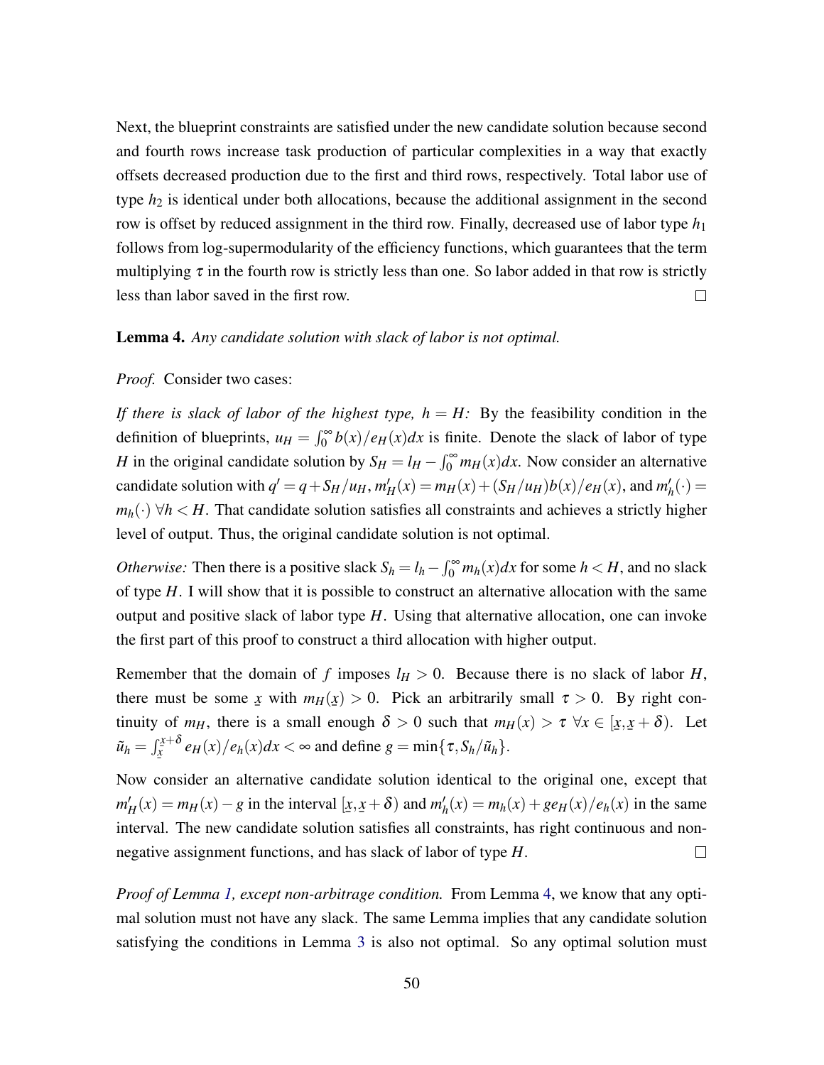Next, the blueprint constraints are satisfied under the new candidate solution because second and fourth rows increase task production of particular complexities in a way that exactly offsets decreased production due to the first and third rows, respectively. Total labor use of type $h_2$ is identical under both allocations, because the additional assignment in the second row is offset by reduced assignment in the third row. Finally, decreased use of labor type $h_1$ follows from log-supermodularity of the efficiency functions, which guarantees that the term multiplying $\tau$ in the fourth row is strictly less than one. So labor added in that row is strictly less than labor saved in the first row. $\square$

**Lemma 4.** *Any candidate solution with slack of labor is not optimal.*

*Proof.* Consider two cases:

*If there is slack of labor of the highest type, $h = H$:* By the feasibility condition in the definition of blueprints, $u_H = \int_0^\infty b(x)/e_H(x)dx$ is finite. Denote the slack of labor of type $H$ in the original candidate solution by $S_H = l_H - \int_0^\infty m_H(x)dx$. Now consider an alternative candidate solution with $q' = q + S_H/u_H$, $m'_H(x) = m_H(x) + (S_H/u_H)b(x)/e_H(x)$, and $m'_h(\cdot) = m_h(\cdot)\ \forall h < H$. That candidate solution satisfies all constraints and achieves a strictly higher level of output. Thus, the original candidate solution is not optimal.

*Otherwise:* Then there is a positive slack $S_h = l_h - \int_0^\infty m_h(x)dx$ for some $h < H$, and no slack of type $H$. I will show that it is possible to construct an alternative allocation with the same output and positive slack of labor type $H$. Using that alternative allocation, one can invoke the first part of this proof to construct a third allocation with higher output.

Remember that the domain of $f$ imposes $l_H > 0$. Because there is no slack of labor $H$, there must be some $\underline{x}$ with $m_H(\underline{x}) > 0$. Pick an arbitrarily small $\tau > 0$. By right continuity of $m_H$, there is a small enough $\delta > 0$ such that $m_H(x) > \tau\ \forall x \in [\underline{x}, \underline{x} + \delta)$. Let $\tilde{u}_h = \int_{\underline{x}}^{\underline{x}+\delta} e_H(x)/e_h(x)dx < \infty$ and define $g = \min\{\tau, S_h/\tilde{u}_h\}$.

Now consider an alternative candidate solution identical to the original one, except that $m'_H(x) = m_H(x) - g$ in the interval $[\underline{x}, \underline{x} + \delta)$ and $m'_h(x) = m_h(x) + g e_H(x)/e_h(x)$ in the same interval. The new candidate solution satisfies all constraints, has right continuous and non-negative assignment functions, and has slack of labor of type $H$. $\square$

*Proof of Lemma 1, except non-arbitrage condition.* From Lemma 4, we know that any optimal solution must not have any slack. The same Lemma implies that any candidate solution satisfying the conditions in Lemma 3 is also not optimal. So any optimal solution must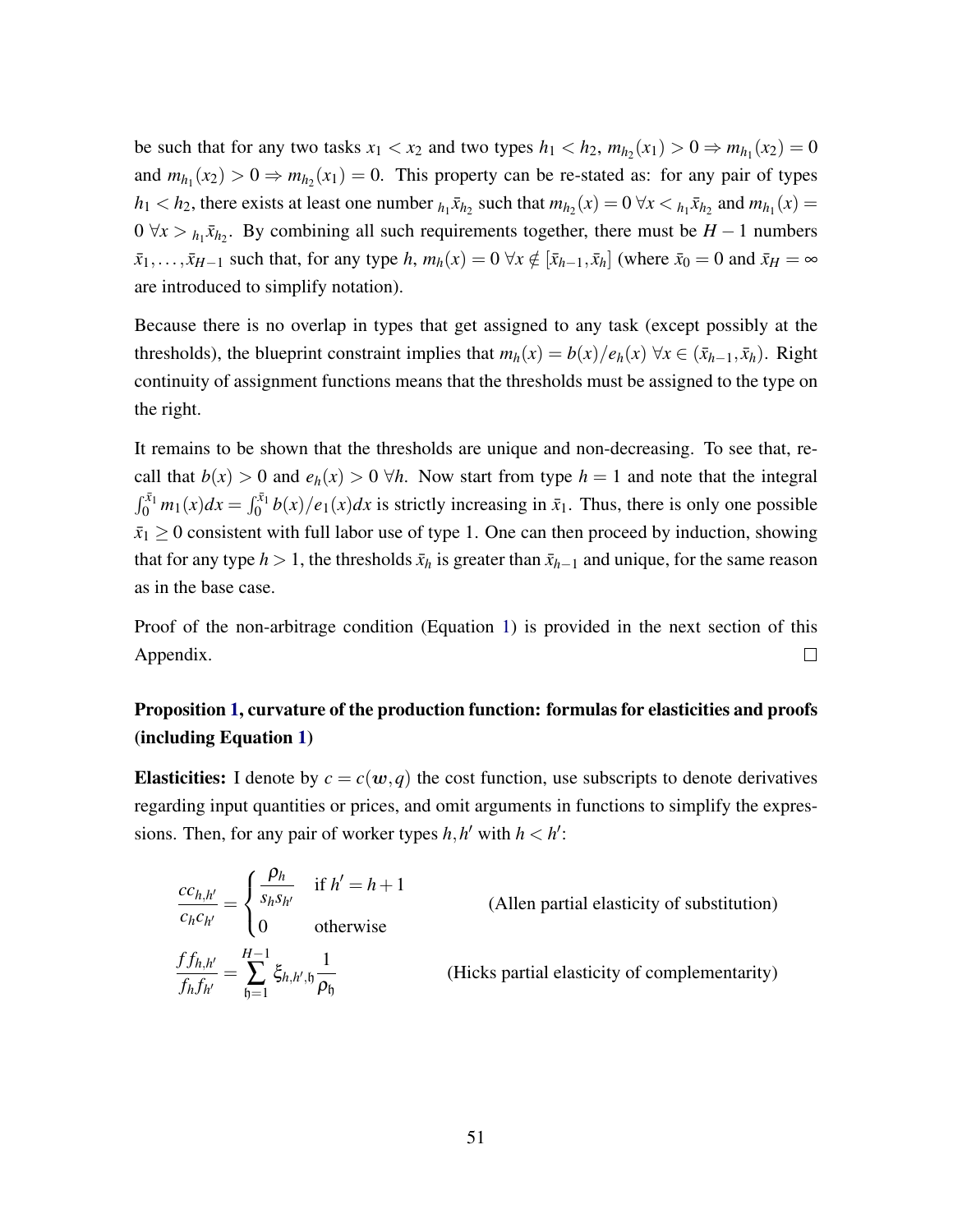be such that for any two tasks $x_1 < x_2$ and two types $h_1 < h_2$, $m_{h_2}(x_1) > 0 \Rightarrow m_{h_1}(x_2) = 0$ and $m_{h_1}(x_2) > 0 \Rightarrow m_{h_2}(x_1) = 0$. This property can be re-stated as: for any pair of types $h_1 < h_2$, there exists at least one number ${}_{h_1}\bar{x}_{h_2}$ such that $m_{h_2}(x) = 0 \; \forall x < {}_{h_1}\bar{x}_{h_2}$ and $m_{h_1}(x) = 0 \; \forall x > {}_{h_1}\bar{x}_{h_2}$. By combining all such requirements together, there must be $H-1$ numbers $\bar{x}_1, \ldots, \bar{x}_{H-1}$ such that, for any type $h$, $m_h(x) = 0 \; \forall x \notin [\bar{x}_{h-1}, \bar{x}_h]$ (where $\bar{x}_0 = 0$ and $\bar{x}_H = \infty$ are introduced to simplify notation).

Because there is no overlap in types that get assigned to any task (except possibly at the thresholds), the blueprint constraint implies that $m_h(x) = b(x)/e_h(x) \; \forall x \in (\bar{x}_{h-1}, \bar{x}_h)$. Right continuity of assignment functions means that the thresholds must be assigned to the type on the right.

It remains to be shown that the thresholds are unique and non-decreasing. To see that, recall that $b(x) > 0$ and $e_h(x) > 0 \; \forall h$. Now start from type $h = 1$ and note that the integral $\int_0^{\bar{x}_1} m_1(x)dx = \int_0^{\bar{x}_1} b(x)/e_1(x)dx$ is strictly increasing in $\bar{x}_1$. Thus, there is only one possible $\bar{x}_1 \geq 0$ consistent with full labor use of type 1. One can then proceed by induction, showing that for any type $h > 1$, the thresholds $\bar{x}_h$ is greater than $\bar{x}_{h-1}$ and unique, for the same reason as in the base case.

Proof of the non-arbitrage condition (Equation 1) is provided in the next section of this Appendix. □

**Proposition 1, curvature of the production function: formulas for elasticities and proofs (including Equation 1)**

**Elasticities:** I denote by $c = c(\boldsymbol{w}, q)$ the cost function, use subscripts to denote derivatives regarding input quantities or prices, and omit arguments in functions to simplify the expressions. Then, for any pair of worker types $h, h'$ with $h < h'$:

$$\frac{cc_{h,h'}}{c_h c_{h'}} = \begin{cases} \dfrac{\rho_h}{s_h s_{h'}} & \text{if } h' = h+1 \\ 0 & \text{otherwise} \end{cases} \qquad \text{(Allen partial elasticity of substitution)}$$

$$\frac{ff_{h,h'}}{f_h f_{h'}} = \sum_{\mathfrak{h}=1}^{H-1} \xi_{h,h',\mathfrak{h}} \frac{1}{\rho_{\mathfrak{h}}} \qquad \text{(Hicks partial elasticity of complementarity)}$$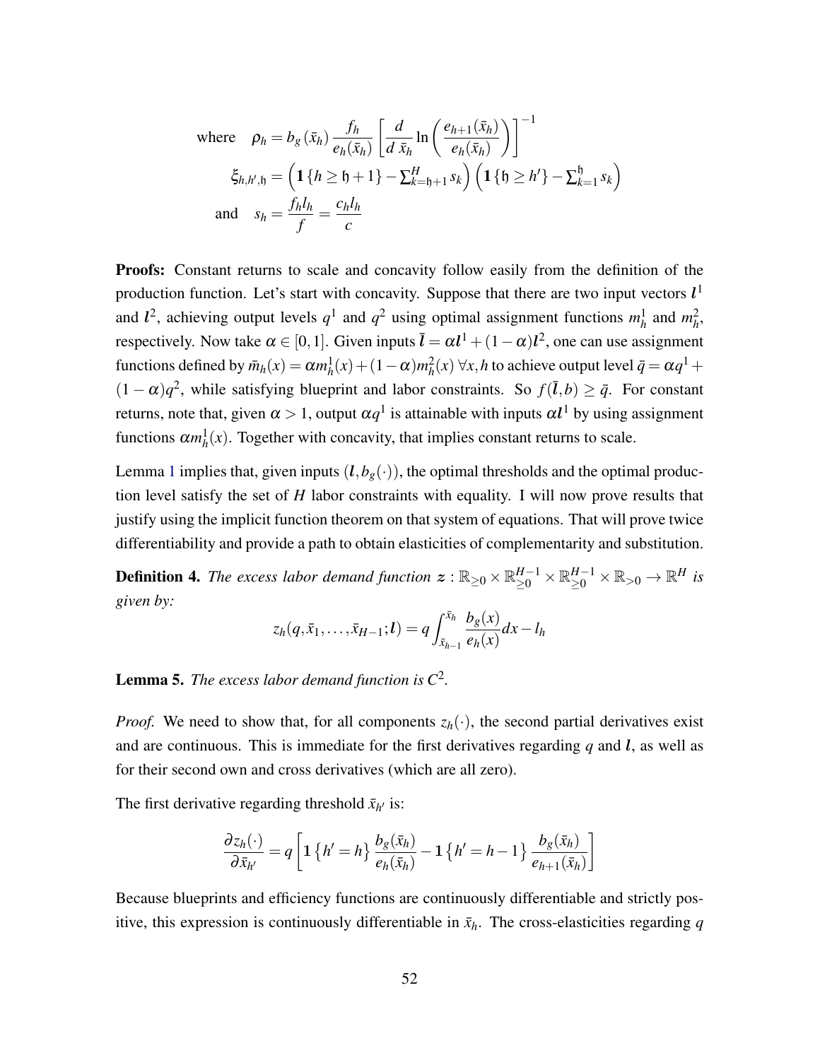$$
\begin{aligned}
\text{where} \quad \rho_h &= b_g(\bar{x}_h) \frac{f_h}{e_h(\bar{x}_h)} \left[ \frac{d}{d\,\bar{x}_h} \ln\left( \frac{e_{h+1}(\bar{x}_h)}{e_h(\bar{x}_h)} \right) \right]^{-1} \\
\xi_{h,h',\mathfrak{h}} &= \left( \mathbf{1}\{h \geq \mathfrak{h}+1\} - \textstyle\sum_{k=\mathfrak{h}+1}^{H} s_k \right) \left( \mathbf{1}\{\mathfrak{h} \geq h'\} - \textstyle\sum_{k=1}^{\mathfrak{h}} s_k \right) \\
\text{and} \quad s_h &= \frac{f_h l_h}{f} = \frac{c_h l_h}{c}
\end{aligned}
$$

**Proofs:** Constant returns to scale and concavity follow easily from the definition of the production function. Let's start with concavity. Suppose that there are two input vectors $\boldsymbol{l}^1$ and $\boldsymbol{l}^2$, achieving output levels $q^1$ and $q^2$ using optimal assignment functions $m_h^1$ and $m_h^2$, respectively. Now take $\alpha \in [0,1]$. Given inputs $\bar{\boldsymbol{l}} = \alpha \boldsymbol{l}^1 + (1-\alpha)\boldsymbol{l}^2$, one can use assignment functions defined by $\bar{m}_h(x) = \alpha m_h^1(x) + (1-\alpha) m_h^2(x)\ \forall x, h$ to achieve output level $\bar{q} = \alpha q^1 + (1-\alpha) q^2$, while satisfying blueprint and labor constraints. So $f(\bar{\boldsymbol{l}}, b) \geq \bar{q}$. For constant returns, note that, given $\alpha > 1$, output $\alpha q^1$ is attainable with inputs $\alpha \boldsymbol{l}^1$ by using assignment functions $\alpha m_h^1(x)$. Together with concavity, that implies constant returns to scale.

Lemma 1 implies that, given inputs $(\boldsymbol{l}, b_g(\cdot))$, the optimal thresholds and the optimal production level satisfy the set of $H$ labor constraints with equality. I will now prove results that justify using the implicit function theorem on that system of equations. That will prove twice differentiability and provide a path to obtain elasticities of complementarity and substitution.

**Definition 4.** *The excess labor demand function* $\boldsymbol{z} : \mathbb{R}_{\geq 0} \times \mathbb{R}_{\geq 0}^{H-1} \times \mathbb{R}_{\geq 0}^{H-1} \times \mathbb{R}_{>0} \to \mathbb{R}^H$ *is given by:*

$$
z_h(q, \bar{x}_1, \ldots, \bar{x}_{H-1}; \boldsymbol{l}) = q \int_{\bar{x}_{h-1}}^{\bar{x}_h} \frac{b_g(x)}{e_h(x)} dx - l_h
$$

**Lemma 5.** *The excess labor demand function is $C^2$.*

*Proof.* We need to show that, for all components $z_h(\cdot)$, the second partial derivatives exist and are continuous. This is immediate for the first derivatives regarding $q$ and $\boldsymbol{l}$, as well as for their second own and cross derivatives (which are all zero).

The first derivative regarding threshold $\bar{x}_{h'}$ is:

$$
\frac{\partial z_h(\cdot)}{\partial \bar{x}_{h'}} = q \left[ \mathbf{1}\{h' = h\} \frac{b_g(\bar{x}_h)}{e_h(\bar{x}_h)} - \mathbf{1}\{h' = h-1\} \frac{b_g(\bar{x}_h)}{e_{h+1}(\bar{x}_h)} \right]
$$

Because blueprints and efficiency functions are continuously differentiable and strictly positive, this expression is continuously differentiable in $\bar{x}_h$. The cross-elasticities regarding $q$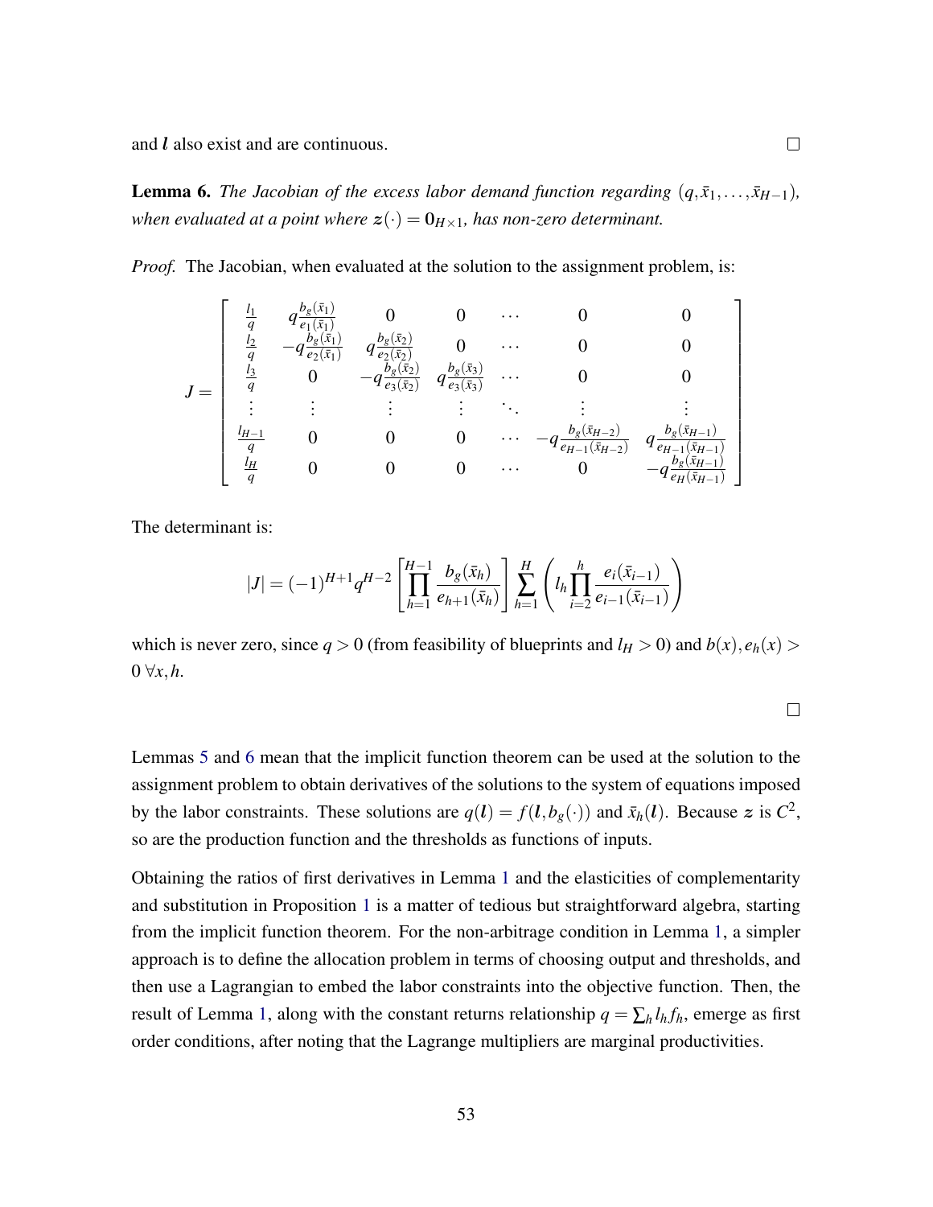and $\boldsymbol{l}$ also exist and are continuous. □

**Lemma 6.** *The Jacobian of the excess labor demand function regarding $(q, \bar{x}_1, \ldots, \bar{x}_{H-1})$, when evaluated at a point where $\boldsymbol{z}(\cdot) = \boldsymbol{0}_{H\times 1}$, has non-zero determinant.*

*Proof.* The Jacobian, when evaluated at the solution to the assignment problem, is:

$$J = \begin{bmatrix} \frac{l_1}{q} & q\frac{b_g(\bar{x}_1)}{e_1(\bar{x}_1)} & 0 & 0 & \cdots & 0 & 0 \\ \frac{l_2}{q} & -q\frac{b_g(\bar{x}_1)}{e_2(\bar{x}_1)} & q\frac{b_g(\bar{x}_2)}{e_2(\bar{x}_2)} & 0 & \cdots & 0 & 0 \\ \frac{l_3}{q} & 0 & -q\frac{b_g(\bar{x}_2)}{e_3(\bar{x}_2)} & q\frac{b_g(\bar{x}_3)}{e_3(\bar{x}_3)} & \cdots & 0 & 0 \\ \vdots & \vdots & \vdots & \vdots & \ddots & \vdots & \vdots \\ \frac{l_{H-1}}{q} & 0 & 0 & 0 & \cdots & -q\frac{b_g(\bar{x}_{H-2})}{e_{H-1}(\bar{x}_{H-2})} & q\frac{b_g(\bar{x}_{H-1})}{e_{H-1}(\bar{x}_{H-1})} \\ \frac{l_H}{q} & 0 & 0 & 0 & \cdots & 0 & -q\frac{b_g(\bar{x}_{H-1})}{e_H(\bar{x}_{H-1})} \end{bmatrix}$$

The determinant is:

$$|J| = (-1)^{H+1} q^{H-2} \left[\prod_{h=1}^{H-1} \frac{b_g(\bar{x}_h)}{e_{h+1}(\bar{x}_h)}\right] \sum_{h=1}^{H} \left( l_h \prod_{i=2}^{h} \frac{e_i(\bar{x}_{i-1})}{e_{i-1}(\bar{x}_{i-1})} \right)$$

which is never zero, since $q > 0$ (from feasibility of blueprints and $l_H > 0$) and $b(x), e_h(x) > 0 \; \forall x, h$.

□

Lemmas 5 and 6 mean that the implicit function theorem can be used at the solution to the assignment problem to obtain derivatives of the solutions to the system of equations imposed by the labor constraints. These solutions are $q(\boldsymbol{l}) = f(\boldsymbol{l}, b_g(\cdot))$ and $\bar{x}_h(\boldsymbol{l})$. Because $\boldsymbol{z}$ is $C^2$, so are the production function and the thresholds as functions of inputs.

Obtaining the ratios of first derivatives in Lemma 1 and the elasticities of complementarity and substitution in Proposition 1 is a matter of tedious but straightforward algebra, starting from the implicit function theorem. For the non-arbitrage condition in Lemma 1, a simpler approach is to define the allocation problem in terms of choosing output and thresholds, and then use a Lagrangian to embed the labor constraints into the objective function. Then, the result of Lemma 1, along with the constant returns relationship $q = \sum_h l_h f_h$, emerge as first order conditions, after noting that the Lagrange multipliers are marginal productivities.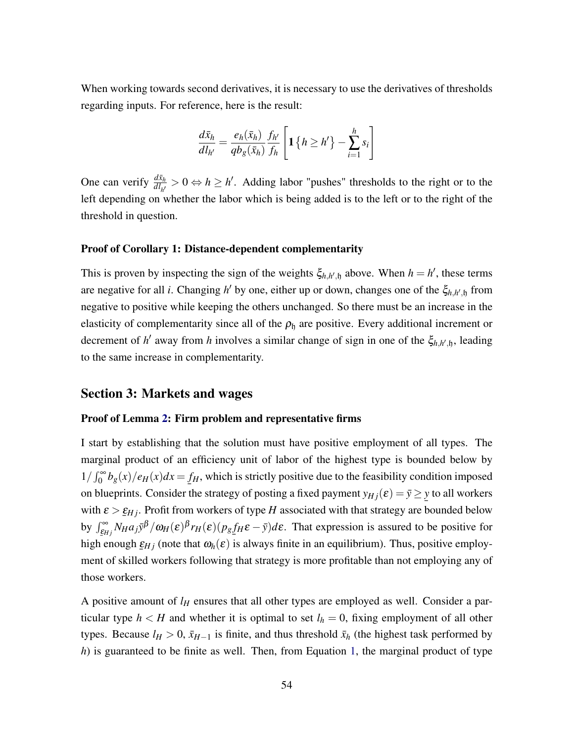When working towards second derivatives, it is necessary to use the derivatives of thresholds regarding inputs. For reference, here is the result:

$$\frac{d\bar{x}_h}{dl_{h'}} = \frac{e_h(\bar{x}_h)}{qb_g(\bar{x}_h)} \frac{f_{h'}}{f_h} \left[ \mathbf{1}\left\{h \geq h'\right\} - \sum_{i=1}^{h} s_i \right]$$

One can verify $\frac{d\bar{x}_h}{dl_{h'}} > 0 \Leftrightarrow h \geq h'$. Adding labor "pushes" thresholds to the right or to the left depending on whether the labor which is being added is to the left or to the right of the threshold in question.

**Proof of Corollary 1: Distance-dependent complementarity**

This is proven by inspecting the sign of the weights $\xi_{h,h',\mathfrak{h}}$ above. When $h = h'$, these terms are negative for all $i$. Changing $h'$ by one, either up or down, changes one of the $\xi_{h,h',\mathfrak{h}}$ from negative to positive while keeping the others unchanged. So there must be an increase in the elasticity of complementarity since all of the $\rho_{\mathfrak{h}}$ are positive. Every additional increment or decrement of $h'$ away from $h$ involves a similar change of sign in one of the $\xi_{h,h',\mathfrak{h}}$, leading to the same increase in complementarity.

## Section 3: Markets and wages

**Proof of Lemma 2: Firm problem and representative firms**

I start by establishing that the solution must have positive employment of all types. The marginal product of an efficiency unit of labor of the highest type is bounded below by $1/\int_0^\infty b_g(x)/e_H(x)dx = \underline{f}_H$, which is strictly positive due to the feasibility condition imposed on blueprints. Consider the strategy of posting a fixed payment $y_{Hj}(\varepsilon) = \bar{y} \geq \underline{y}$ to all workers with $\varepsilon > \underline{\varepsilon}_{Hj}$. Profit from workers of type $H$ associated with that strategy are bounded below by $\int_{\underline{\varepsilon}_{Hj}}^\infty N_H a_j \bar{y}^\beta / \omega_H(\varepsilon)^\beta r_H(\varepsilon)(p_g \underline{f}_H \varepsilon - \bar{y})d\varepsilon$. That expression is assured to be positive for high enough $\underline{\varepsilon}_{Hj}$ (note that $\omega_h(\varepsilon)$ is always finite in an equilibrium). Thus, positive employment of skilled workers following that strategy is more profitable than not employing any of those workers.

A positive amount of $l_H$ ensures that all other types are employed as well. Consider a particular type $h < H$ and whether it is optimal to set $l_h = 0$, fixing employment of all other types. Because $l_H > 0$, $\bar{x}_{H-1}$ is finite, and thus threshold $\bar{x}_h$ (the highest task performed by $h$) is guaranteed to be finite as well. Then, from Equation 1, the marginal product of type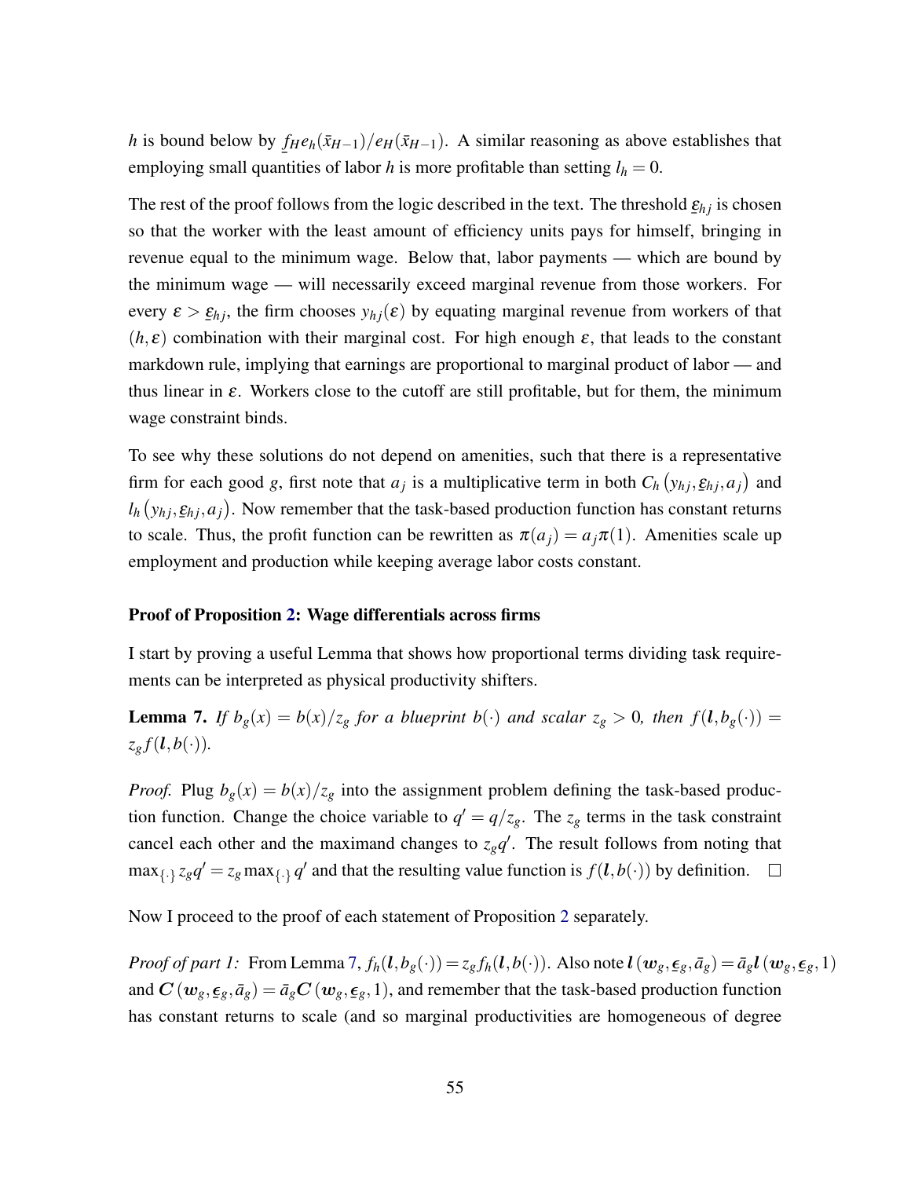$h$ is bound below by $\underline{f}_H e_h(\bar{x}_{H-1})/e_H(\bar{x}_{H-1})$. A similar reasoning as above establishes that employing small quantities of labor $h$ is more profitable than setting $l_h = 0$.

The rest of the proof follows from the logic described in the text. The threshold $\underline{\varepsilon}_{hj}$ is chosen so that the worker with the least amount of efficiency units pays for himself, bringing in revenue equal to the minimum wage. Below that, labor payments — which are bound by the minimum wage — will necessarily exceed marginal revenue from those workers. For every $\varepsilon > \underline{\varepsilon}_{hj}$, the firm chooses $y_{hj}(\varepsilon)$ by equating marginal revenue from workers of that $(h, \varepsilon)$ combination with their marginal cost. For high enough $\varepsilon$, that leads to the constant markdown rule, implying that earnings are proportional to marginal product of labor — and thus linear in $\varepsilon$. Workers close to the cutoff are still profitable, but for them, the minimum wage constraint binds.

To see why these solutions do not depend on amenities, such that there is a representative firm for each good $g$, first note that $a_j$ is a multiplicative term in both $C_h\left(y_{hj}, \underline{\varepsilon}_{hj}, a_j\right)$ and $l_h\left(y_{hj}, \underline{\varepsilon}_{hj}, a_j\right)$. Now remember that the task-based production function has constant returns to scale. Thus, the profit function can be rewritten as $\pi(a_j) = a_j \pi(1)$. Amenities scale up employment and production while keeping average labor costs constant.

**Proof of Proposition 2: Wage differentials across firms**

I start by proving a useful Lemma that shows how proportional terms dividing task requirements can be interpreted as physical productivity shifters.

**Lemma 7.** *If $b_g(x) = b(x)/z_g$ for a blueprint $b(\cdot)$ and scalar $z_g > 0$, then $f(\boldsymbol{l}, b_g(\cdot)) = z_g f(\boldsymbol{l}, b(\cdot))$.*

*Proof.* Plug $b_g(x) = b(x)/z_g$ into the assignment problem defining the task-based production function. Change the choice variable to $q' = q/z_g$. The $z_g$ terms in the task constraint cancel each other and the maximand changes to $z_g q'$. The result follows from noting that $\max_{\{\cdot\}} z_g q' = z_g \max_{\{\cdot\}} q'$ and that the resulting value function is $f(\boldsymbol{l}, b(\cdot))$ by definition. $\square$

Now I proceed to the proof of each statement of Proposition 2 separately.

*Proof of part 1:* From Lemma 7, $f_h(\boldsymbol{l}, b_g(\cdot)) = z_g f_h(\boldsymbol{l}, b(\cdot))$. Also note $\boldsymbol{l}\left(\boldsymbol{w}_g, \underline{\boldsymbol{\epsilon}}_g, \bar{a}_g\right) = \bar{a}_g \boldsymbol{l}\left(\boldsymbol{w}_g, \underline{\boldsymbol{\epsilon}}_g, 1\right)$ and $\boldsymbol{C}\left(\boldsymbol{w}_g, \underline{\boldsymbol{\epsilon}}_g, \bar{a}_g\right) = \bar{a}_g \boldsymbol{C}\left(\boldsymbol{w}_g, \underline{\boldsymbol{\epsilon}}_g, 1\right)$, and remember that the task-based production function has constant returns to scale (and so marginal productivities are homogeneous of degree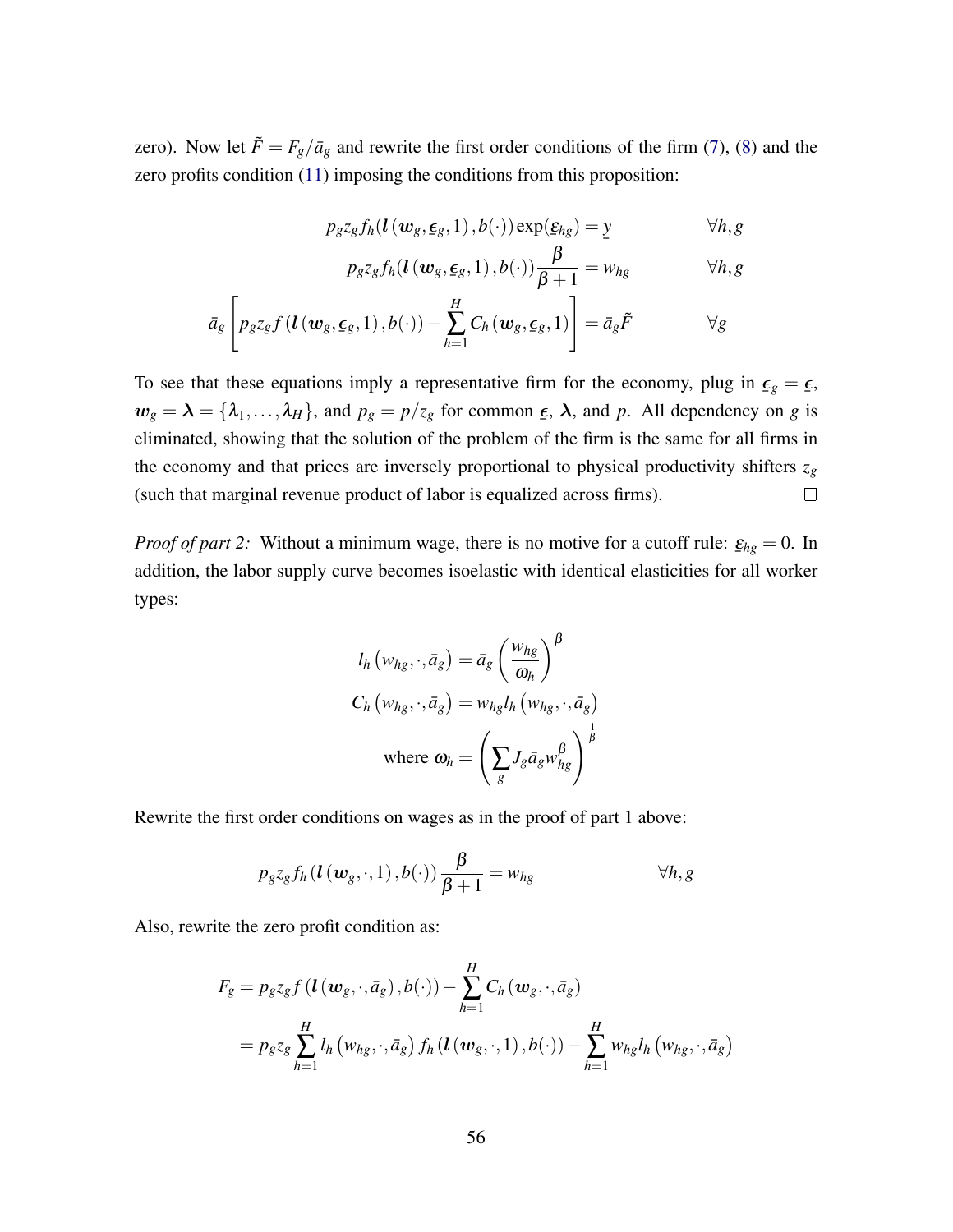zero). Now let $\tilde{F} = F_g/\bar{a}_g$ and rewrite the first order conditions of the firm (7), (8) and the zero profits condition (11) imposing the conditions from this proposition:

$$p_g z_g f_h(\boldsymbol{l}(\boldsymbol{w}_g, \underline{\boldsymbol{\epsilon}}_g, 1), b(\cdot)) \exp(\underline{\varepsilon}_{hg}) = \underline{y} \qquad \forall h, g$$

$$p_g z_g f_h(\boldsymbol{l}(\boldsymbol{w}_g, \underline{\boldsymbol{\epsilon}}_g, 1), b(\cdot)) \frac{\beta}{\beta+1} = w_{hg} \qquad \forall h, g$$

$$\bar{a}_g \left[ p_g z_g f(\boldsymbol{l}(\boldsymbol{w}_g, \underline{\boldsymbol{\epsilon}}_g, 1), b(\cdot)) - \sum_{h=1}^{H} C_h(\boldsymbol{w}_g, \underline{\boldsymbol{\epsilon}}_g, 1) \right] = \bar{a}_g \tilde{F} \qquad \forall g$$

To see that these equations imply a representative firm for the economy, plug in $\underline{\boldsymbol{\epsilon}}_g = \underline{\boldsymbol{\epsilon}}$, $\boldsymbol{w}_g = \boldsymbol{\lambda} = \{\lambda_1, \ldots, \lambda_H\}$, and $p_g = p/z_g$ for common $\underline{\boldsymbol{\epsilon}}$, $\boldsymbol{\lambda}$, and $p$. All dependency on $g$ is eliminated, showing that the solution of the problem of the firm is the same for all firms in the economy and that prices are inversely proportional to physical productivity shifters $z_g$ (such that marginal revenue product of labor is equalized across firms). $\square$

*Proof of part 2:* Without a minimum wage, there is no motive for a cutoff rule: $\underline{\varepsilon}_{hg} = 0$. In addition, the labor supply curve becomes isoelastic with identical elasticities for all worker types:

$$l_h(w_{hg}, \cdot, \bar{a}_g) = \bar{a}_g \left( \frac{w_{hg}}{\omega_h} \right)^{\beta}$$

$$C_h(w_{hg}, \cdot, \bar{a}_g) = w_{hg} l_h(w_{hg}, \cdot, \bar{a}_g)$$

$$\text{where } \omega_h = \left( \sum_g J_g \bar{a}_g w_{hg}^{\beta} \right)^{\frac{1}{\beta}}$$

Rewrite the first order conditions on wages as in the proof of part 1 above:

$$p_g z_g f_h(\boldsymbol{l}(\boldsymbol{w}_g, \cdot, 1), b(\cdot)) \frac{\beta}{\beta+1} = w_{hg} \qquad \forall h, g$$

Also, rewrite the zero profit condition as:

$$\begin{aligned}
F_g &= p_g z_g f(\boldsymbol{l}(\boldsymbol{w}_g, \cdot, \bar{a}_g), b(\cdot)) - \sum_{h=1}^{H} C_h(\boldsymbol{w}_g, \cdot, \bar{a}_g) \\
&= p_g z_g \sum_{h=1}^{H} l_h(w_{hg}, \cdot, \bar{a}_g) f_h(\boldsymbol{l}(\boldsymbol{w}_g, \cdot, 1), b(\cdot)) - \sum_{h=1}^{H} w_{hg} l_h(w_{hg}, \cdot, \bar{a}_g)
\end{aligned}$$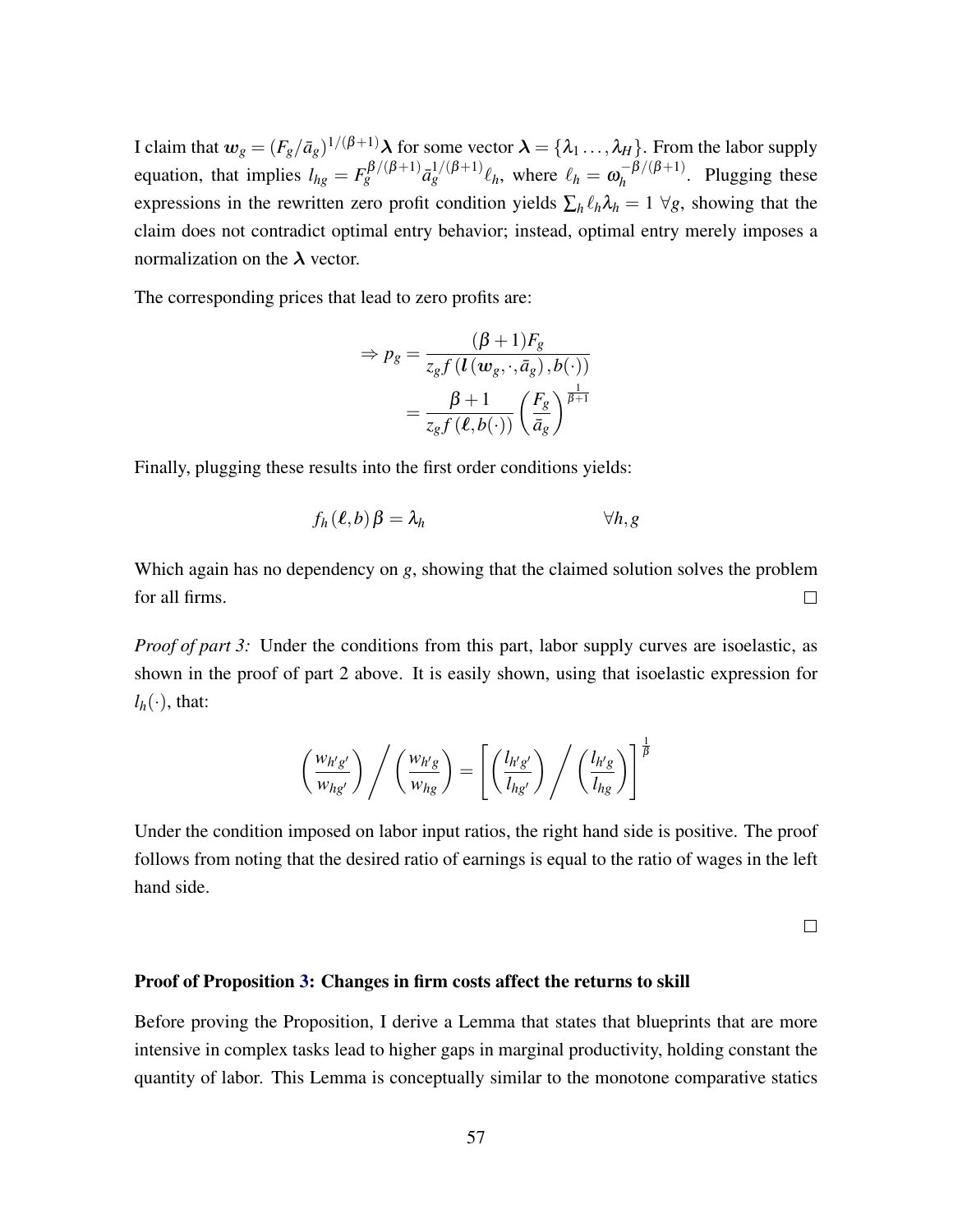I claim that $\boldsymbol{w}_g = (F_g/\bar{a}_g)^{1/(\beta+1)}\boldsymbol{\lambda}$ for some vector $\boldsymbol{\lambda} = \{\lambda_1 \ldots, \lambda_H\}$. From the labor supply equation, that implies $l_{hg} = F_g^{\beta/(\beta+1)}\bar{a}_g^{-1/(\beta+1)}\ell_h$, where $\ell_h = \omega_h^{-\beta/(\beta+1)}$. Plugging these expressions in the rewritten zero profit condition yields $\sum_h \ell_h \lambda_h = 1 \; \forall g$, showing that the claim does not contradict optimal entry behavior; instead, optimal entry merely imposes a normalization on the $\boldsymbol{\lambda}$ vector.

The corresponding prices that lead to zero profits are:

$$
\begin{aligned}
\Rightarrow p_g &= \frac{(\beta+1)F_g}{z_g f\left(\boldsymbol{l}\left(\boldsymbol{w}_g, \cdot, \bar{a}_g\right), b(\cdot)\right)} \\
&= \frac{\beta+1}{z_g f\left(\boldsymbol{\ell}, b(\cdot)\right)}\left(\frac{F_g}{\bar{a}_g}\right)^{\frac{1}{\beta+1}}
\end{aligned}
$$

Finally, plugging these results into the first order conditions yields:

$$
f_h\left(\boldsymbol{\ell}, b\right)\beta = \lambda_h \qquad\qquad \forall h, g
$$

Which again has no dependency on $g$, showing that the claimed solution solves the problem for all firms. □

*Proof of part 3:* Under the conditions from this part, labor supply curves are isoelastic, as shown in the proof of part 2 above. It is easily shown, using that isoelastic expression for $l_h(\cdot)$, that:

$$
\left(\frac{w_{h'g'}}{w_{hg'}}\right) \Bigg/ \left(\frac{w_{h'g}}{w_{hg}}\right) = \left[\left(\frac{l_{h'g'}}{l_{hg'}}\right) \Bigg/ \left(\frac{l_{h'g}}{l_{hg}}\right)\right]^{\frac{1}{\beta}}
$$

Under the condition imposed on labor input ratios, the right hand side is positive. The proof follows from noting that the desired ratio of earnings is equal to the ratio of wages in the left hand side.

□

**Proof of Proposition 3: Changes in firm costs affect the returns to skill**

Before proving the Proposition, I derive a Lemma that states that blueprints that are more intensive in complex tasks lead to higher gaps in marginal productivity, holding constant the quantity of labor. This Lemma is conceptually similar to the monotone comparative statics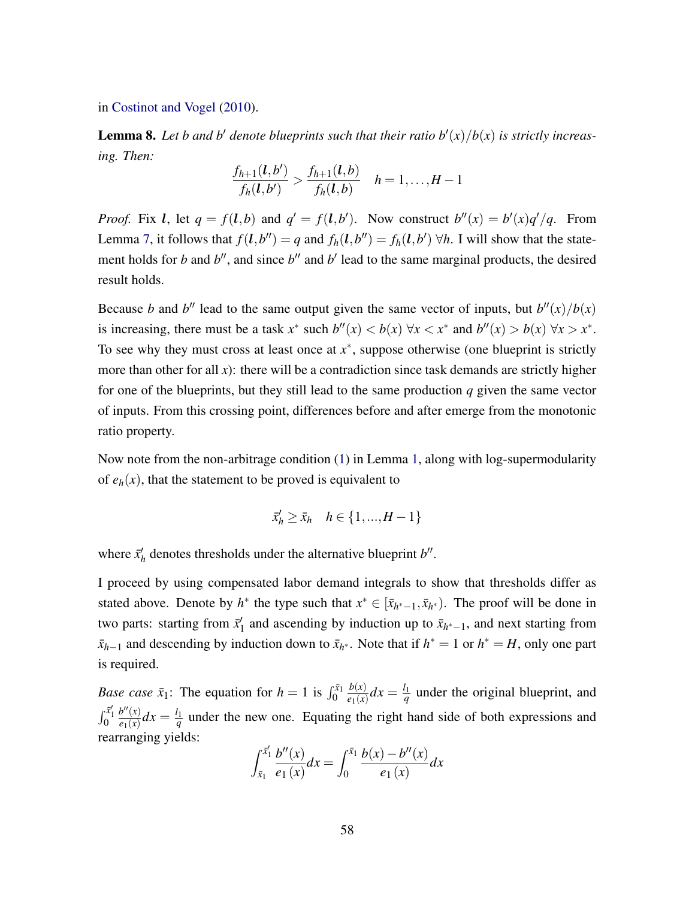in Costinot and Vogel (2010).

**Lemma 8.** *Let $b$ and $b'$ denote blueprints such that their ratio $b'(x)/b(x)$ is strictly increasing. Then:*

$$\frac{f_{h+1}(\boldsymbol{l},b')}{f_h(\boldsymbol{l},b')} > \frac{f_{h+1}(\boldsymbol{l},b)}{f_h(\boldsymbol{l},b)} \quad h = 1,\ldots,H-1$$

*Proof.* Fix $\boldsymbol{l}$, let $q = f(\boldsymbol{l},b)$ and $q' = f(\boldsymbol{l},b')$. Now construct $b''(x) = b'(x)q'/q$. From Lemma 7, it follows that $f(\boldsymbol{l},b'') = q$ and $f_h(\boldsymbol{l},b'') = f_h(\boldsymbol{l},b')$ $\forall h$. I will show that the statement holds for $b$ and $b''$, and since $b''$ and $b'$ lead to the same marginal products, the desired result holds.

Because $b$ and $b''$ lead to the same output given the same vector of inputs, but $b''(x)/b(x)$ is increasing, there must be a task $x^*$ such $b''(x) < b(x)$ $\forall x < x^*$ and $b''(x) > b(x)$ $\forall x > x^*$. To see why they must cross at least once at $x^*$, suppose otherwise (one blueprint is strictly more than other for all $x$): there will be a contradiction since task demands are strictly higher for one of the blueprints, but they still lead to the same production $q$ given the same vector of inputs. From this crossing point, differences before and after emerge from the monotonic ratio property.

Now note from the non-arbitrage condition (1) in Lemma 1, along with log-supermodularity of $e_h(x)$, that the statement to be proved is equivalent to

$$\bar{x}'_h \geq \bar{x}_h \quad h \in \{1,...,H-1\}$$

where $\bar{x}'_h$ denotes thresholds under the alternative blueprint $b''$.

I proceed by using compensated labor demand integrals to show that thresholds differ as stated above. Denote by $h^*$ the type such that $x^* \in [\bar{x}_{h^*-1}, \bar{x}_{h^*})$. The proof will be done in two parts: starting from $\bar{x}'_1$ and ascending by induction up to $\bar{x}_{h^*-1}$, and next starting from $\bar{x}_{h-1}$ and descending by induction down to $\bar{x}_{h^*}$. Note that if $h^* = 1$ or $h^* = H$, only one part is required.

*Base case $\bar{x}_1$*: The equation for $h = 1$ is $\int_0^{\bar{x}_1} \frac{b(x)}{e_1(x)}dx = \frac{l_1}{q}$ under the original blueprint, and $\int_0^{\bar{x}'_1} \frac{b''(x)}{e_1(x)}dx = \frac{l_1}{q}$ under the new one. Equating the right hand side of both expressions and rearranging yields:

$$\int_{\bar{x}_1}^{\bar{x}'_1} \frac{b''(x)}{e_1(x)}dx = \int_0^{\bar{x}_1} \frac{b(x) - b''(x)}{e_1(x)}dx$$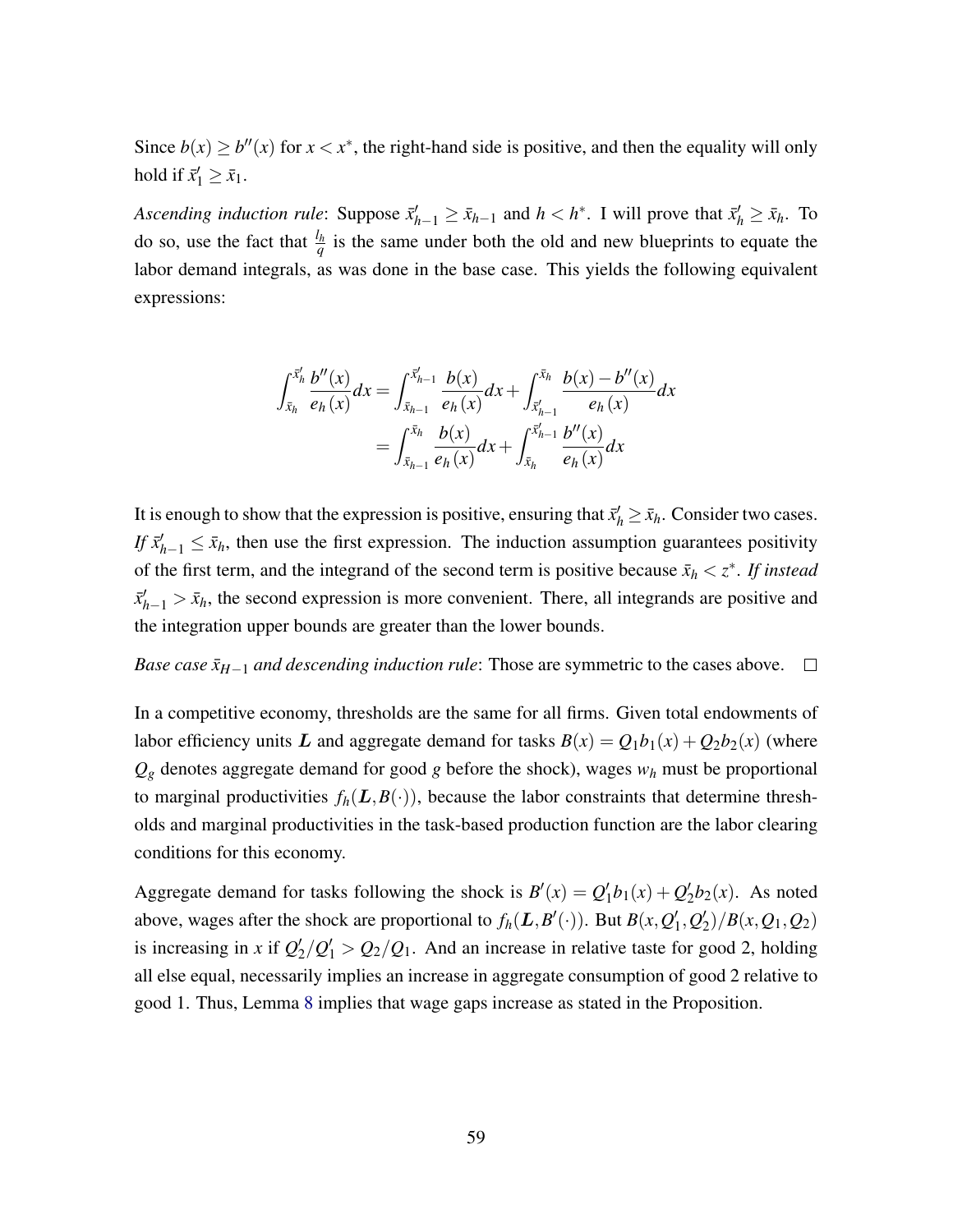Since $b(x) \geq b''(x)$ for $x < x^*$, the right-hand side is positive, and then the equality will only hold if $\bar{x}'_1 \geq \bar{x}_1$.

*Ascending induction rule*: Suppose $\bar{x}'_{h-1} \geq \bar{x}_{h-1}$ and $h < h^*$. I will prove that $\bar{x}'_h \geq \bar{x}_h$. To do so, use the fact that $\frac{l_h}{q}$ is the same under both the old and new blueprints to equate the labor demand integrals, as was done in the base case. This yields the following equivalent expressions:

$$
\begin{aligned}
\int_{\bar{x}_h}^{\bar{x}'_h} \frac{b''(x)}{e_h(x)} dx &= \int_{\bar{x}_{h-1}}^{\bar{x}'_{h-1}} \frac{b(x)}{e_h(x)} dx + \int_{\bar{x}'_{h-1}}^{\bar{x}_h} \frac{b(x) - b''(x)}{e_h(x)} dx \\
&= \int_{\bar{x}_{h-1}}^{\bar{x}_h} \frac{b(x)}{e_h(x)} dx + \int_{\bar{x}_h}^{\bar{x}'_{h-1}} \frac{b''(x)}{e_h(x)} dx
\end{aligned}
$$

It is enough to show that the expression is positive, ensuring that $\bar{x}'_h \geq \bar{x}_h$. Consider two cases. *If* $\bar{x}'_{h-1} \leq \bar{x}_h$, then use the first expression. The induction assumption guarantees positivity of the first term, and the integrand of the second term is positive because $\bar{x}_h < z^*$. *If instead* $\bar{x}'_{h-1} > \bar{x}_h$, the second expression is more convenient. There, all integrands are positive and the integration upper bounds are greater than the lower bounds.

*Base case $\bar{x}_{H-1}$ and descending induction rule*: Those are symmetric to the cases above. □

In a competitive economy, thresholds are the same for all firms. Given total endowments of labor efficiency units $\boldsymbol{L}$ and aggregate demand for tasks $B(x) = Q_1 b_1(x) + Q_2 b_2(x)$ (where $Q_g$ denotes aggregate demand for good $g$ before the shock), wages $w_h$ must be proportional to marginal productivities $f_h(\boldsymbol{L}, B(\cdot))$, because the labor constraints that determine thresholds and marginal productivities in the task-based production function are the labor clearing conditions for this economy.

Aggregate demand for tasks following the shock is $B'(x) = Q'_1 b_1(x) + Q'_2 b_2(x)$. As noted above, wages after the shock are proportional to $f_h(\boldsymbol{L}, B'(\cdot))$. But $B(x, Q'_1, Q'_2)/B(x, Q_1, Q_2)$ is increasing in $x$ if $Q'_2/Q'_1 > Q_2/Q_1$. And an increase in relative taste for good 2, holding all else equal, necessarily implies an increase in aggregate consumption of good 2 relative to good 1. Thus, Lemma 8 implies that wage gaps increase as stated in the Proposition.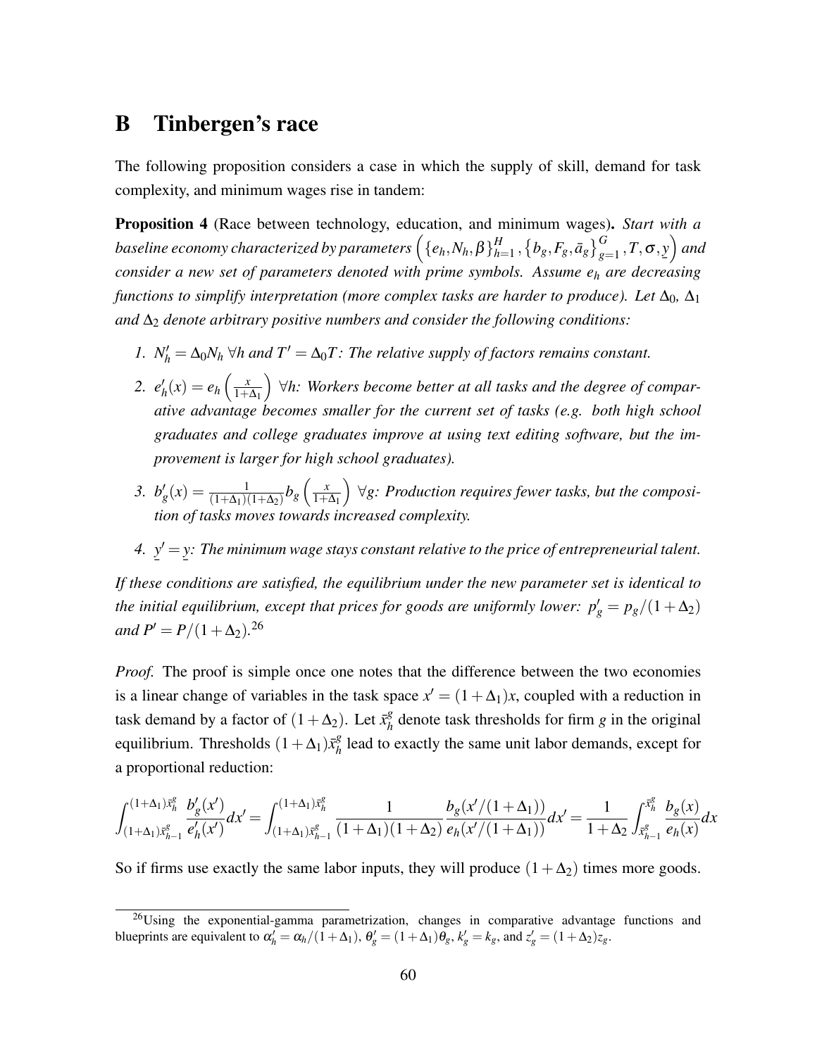# B Tinbergen's race

The following proposition considers a case in which the supply of skill, demand for task complexity, and minimum wages rise in tandem:

**Proposition 4** (Race between technology, education, and minimum wages)**.** *Start with a baseline economy characterized by parameters $\left(\{e_h, N_h, \beta\}_{h=1}^{H}, \{b_g, F_g, \bar{a}_g\}_{g=1}^{G}, T, \sigma, \underline{y}\right)$ and consider a new set of parameters denoted with prime symbols. Assume $e_h$ are decreasing functions to simplify interpretation (more complex tasks are harder to produce). Let $\Delta_0$, $\Delta_1$ and $\Delta_2$ denote arbitrary positive numbers and consider the following conditions:*

1. *$N'_h = \Delta_0 N_h$ $\forall h$ and $T' = \Delta_0 T$: The relative supply of factors remains constant.*
2. *$e'_h(x) = e_h\left(\frac{x}{1+\Delta_1}\right)$ $\forall h$: Workers become better at all tasks and the degree of comparative advantage becomes smaller for the current set of tasks (e.g. both high school graduates and college graduates improve at using text editing software, but the improvement is larger for high school graduates).*
3. *$b'_g(x) = \frac{1}{(1+\Delta_1)(1+\Delta_2)} b_g\left(\frac{x}{1+\Delta_1}\right)$ $\forall g$: Production requires fewer tasks, but the composition of tasks moves towards increased complexity.*
4. *$\underline{y}' = \underline{y}$: The minimum wage stays constant relative to the price of entrepreneurial talent.*

*If these conditions are satisfied, the equilibrium under the new parameter set is identical to the initial equilibrium, except that prices for goods are uniformly lower: $p'_g = p_g/(1+\Delta_2)$ and $P' = P/(1+\Delta_2)$.*[26]

*Proof.* The proof is simple once one notes that the difference between the two economies is a linear change of variables in the task space $x' = (1+\Delta_1)x$, coupled with a reduction in task demand by a factor of $(1+\Delta_2)$. Let $\bar{x}_h^g$ denote task thresholds for firm $g$ in the original equilibrium. Thresholds $(1+\Delta_1)\bar{x}_h^g$ lead to exactly the same unit labor demands, except for a proportional reduction:

$$\int_{(1+\Delta_1)\bar{x}_{h-1}^g}^{(1+\Delta_1)\bar{x}_h^g} \frac{b'_g(x')}{e'_h(x')} dx' = \int_{(1+\Delta_1)\bar{x}_{h-1}^g}^{(1+\Delta_1)\bar{x}_h^g} \frac{1}{(1+\Delta_1)(1+\Delta_2)} \frac{b_g(x'/(1+\Delta_1))}{e_h(x'/(1+\Delta_1))} dx' = \frac{1}{1+\Delta_2} \int_{\bar{x}_{h-1}^g}^{\bar{x}_h^g} \frac{b_g(x)}{e_h(x)} dx$$

So if firms use exactly the same labor inputs, they will produce $(1+\Delta_2)$ times more goods.

[26] Using the exponential-gamma parametrization, changes in comparative advantage functions and blueprints are equivalent to $\alpha'_h = \alpha_h/(1+\Delta_1)$, $\theta'_g = (1+\Delta_1)\theta_g$, $k'_g = k_g$, and $z'_g = (1+\Delta_2)z_g$.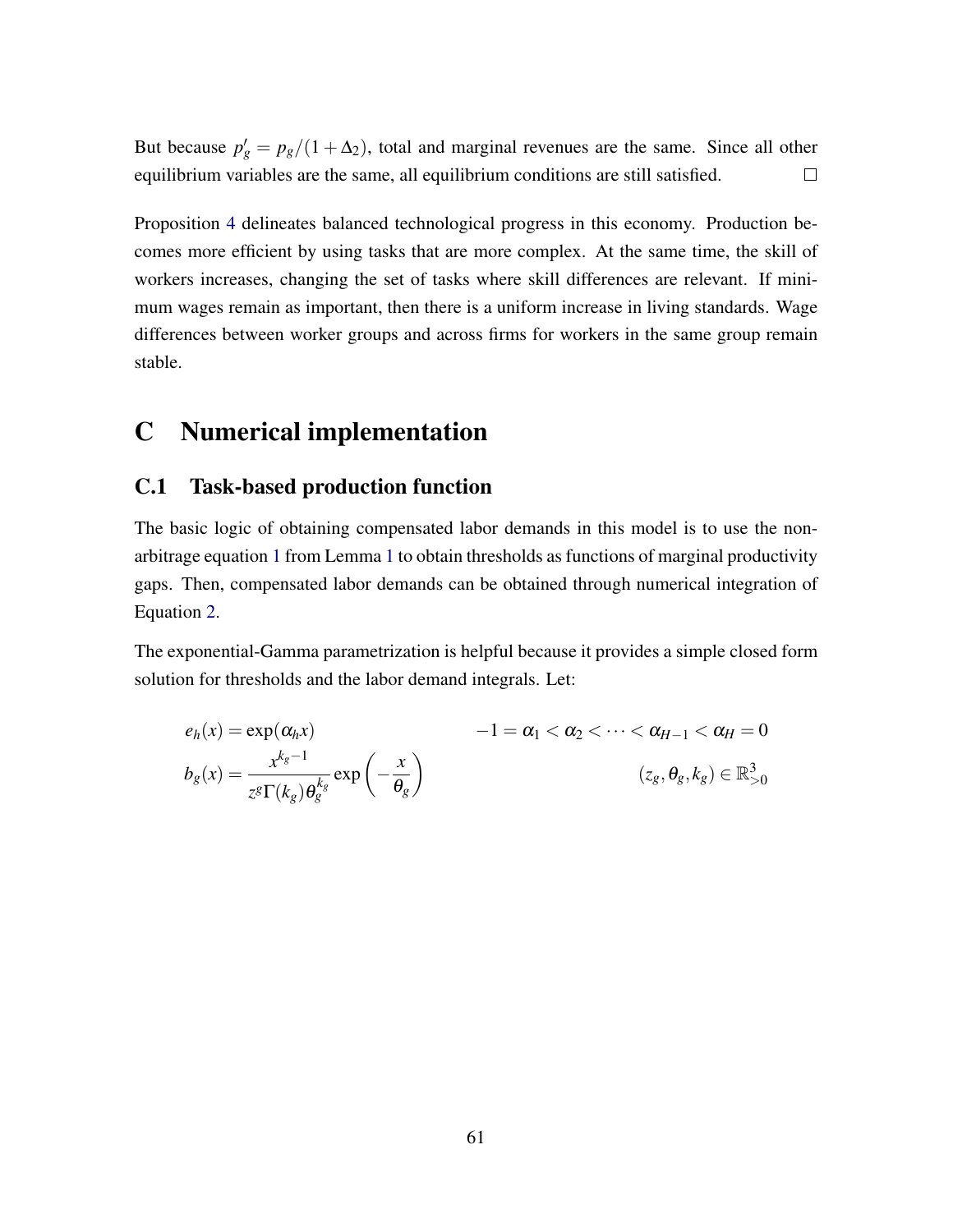But because $p'_g = p_g/(1+\Delta_2)$, total and marginal revenues are the same. Since all other equilibrium variables are the same, all equilibrium conditions are still satisfied. □

Proposition 4 delineates balanced technological progress in this economy. Production becomes more efficient by using tasks that are more complex. At the same time, the skill of workers increases, changing the set of tasks where skill differences are relevant. If minimum wages remain as important, then there is a uniform increase in living standards. Wage differences between worker groups and across firms for workers in the same group remain stable.

# C Numerical implementation

## C.1 Task-based production function

The basic logic of obtaining compensated labor demands in this model is to use the non-arbitrage equation 1 from Lemma 1 to obtain thresholds as functions of marginal productivity gaps. Then, compensated labor demands can be obtained through numerical integration of Equation 2.

The exponential-Gamma parametrization is helpful because it provides a simple closed form solution for thresholds and the labor demand integrals. Let:

$$
\begin{aligned}
e_h(x) &= \exp(\alpha_h x) & -1 = \alpha_1 < \alpha_2 < \cdots < \alpha_{H-1} < \alpha_H = 0 \\
b_g(x) &= \frac{x^{k_g-1}}{z^g \Gamma(k_g) \theta_g^{k_g}} \exp\left(-\frac{x}{\theta_g}\right) & (z_g, \theta_g, k_g) \in \mathbb{R}^3_{>0}
\end{aligned}
$$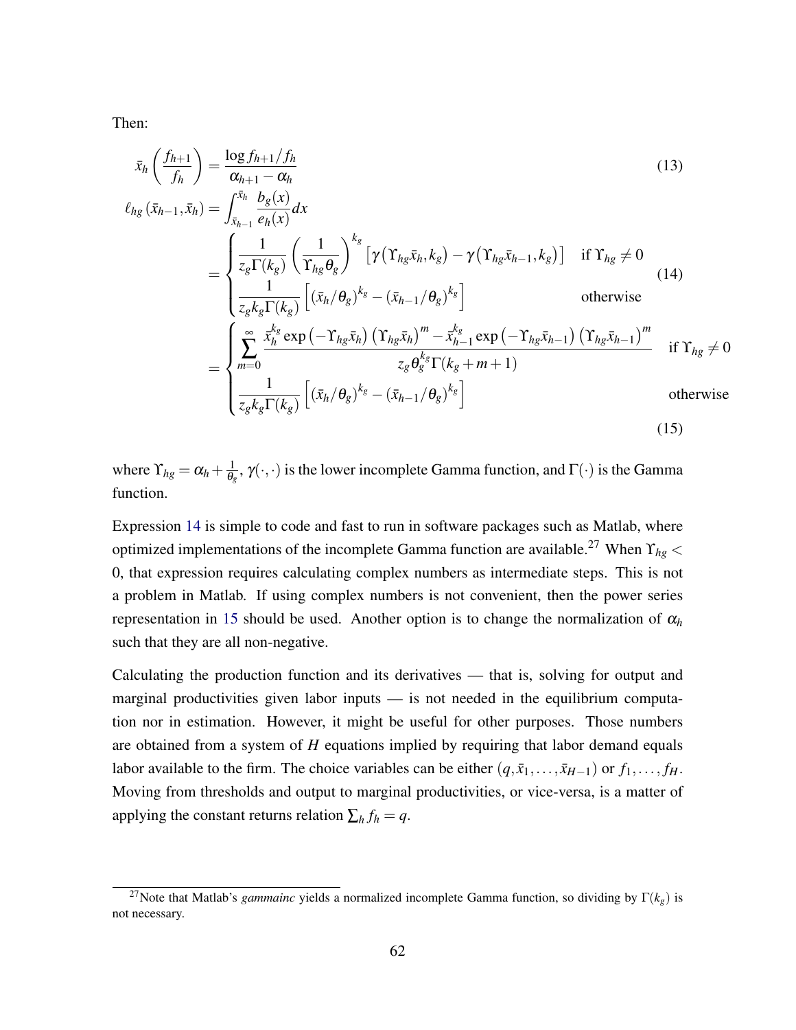Then:

$$\bar{x}_h\left(\frac{f_{h+1}}{f_h}\right) = \frac{\log f_{h+1}/f_h}{\alpha_{h+1}-\alpha_h} \tag{13}$$

$$\ell_{hg}\left(\bar{x}_{h-1},\bar{x}_h\right) = \int_{\bar{x}_{h-1}}^{\bar{x}_h} \frac{b_g(x)}{e_h(x)}dx$$

$$= \begin{cases} \frac{1}{z_g\Gamma(k_g)}\left(\frac{1}{\Upsilon_{hg}\theta_g}\right)^{k_g}\left[\gamma\left(\Upsilon_{hg}\bar{x}_h,k_g\right)-\gamma\left(\Upsilon_{hg}\bar{x}_{h-1},k_g\right)\right] & \text{if } \Upsilon_{hg}\neq 0 \\ \frac{1}{z_g k_g\Gamma(k_g)}\left[\left(\bar{x}_h/\theta_g\right)^{k_g}-\left(\bar{x}_{h-1}/\theta_g\right)^{k_g}\right] & \text{otherwise} \end{cases} \tag{14}$$

$$= \begin{cases} \sum_{m=0}^{\infty}\frac{\bar{x}_h^{k_g}\exp\left(-\Upsilon_{hg}\bar{x}_h\right)\left(\Upsilon_{hg}\bar{x}_h\right)^m-\bar{x}_{h-1}^{k_g}\exp\left(-\Upsilon_{hg}\bar{x}_{h-1}\right)\left(\Upsilon_{hg}\bar{x}_{h-1}\right)^m}{z_g\theta_g^{k_g}\Gamma(k_g+m+1)} & \text{if } \Upsilon_{hg}\neq 0 \\ \frac{1}{z_g k_g\Gamma(k_g)}\left[\left(\bar{x}_h/\theta_g\right)^{k_g}-\left(\bar{x}_{h-1}/\theta_g\right)^{k_g}\right] & \text{otherwise} \end{cases} \tag{15}$$

where $\Upsilon_{hg} = \alpha_h + \frac{1}{\theta_g}$, $\gamma(\cdot,\cdot)$ is the lower incomplete Gamma function, and $\Gamma(\cdot)$ is the Gamma function.

Expression 14 is simple to code and fast to run in software packages such as Matlab, where optimized implementations of the incomplete Gamma function are available.[27] When $\Upsilon_{hg} < 0$, that expression requires calculating complex numbers as intermediate steps. This is not a problem in Matlab. If using complex numbers is not convenient, then the power series representation in 15 should be used. Another option is to change the normalization of $\alpha_h$ such that they are all non-negative.

Calculating the production function and its derivatives — that is, solving for output and marginal productivities given labor inputs — is not needed in the equilibrium computation nor in estimation. However, it might be useful for other purposes. Those numbers are obtained from a system of $H$ equations implied by requiring that labor demand equals labor available to the firm. The choice variables can be either $(q,\bar{x}_1,\ldots,\bar{x}_{H-1})$ or $f_1,\ldots,f_H$. Moving from thresholds and output to marginal productivities, or vice-versa, is a matter of applying the constant returns relation $\sum_h f_h = q$.

[27] Note that Matlab's *gammainc* yields a normalized incomplete Gamma function, so dividing by $\Gamma(k_g)$ is not necessary.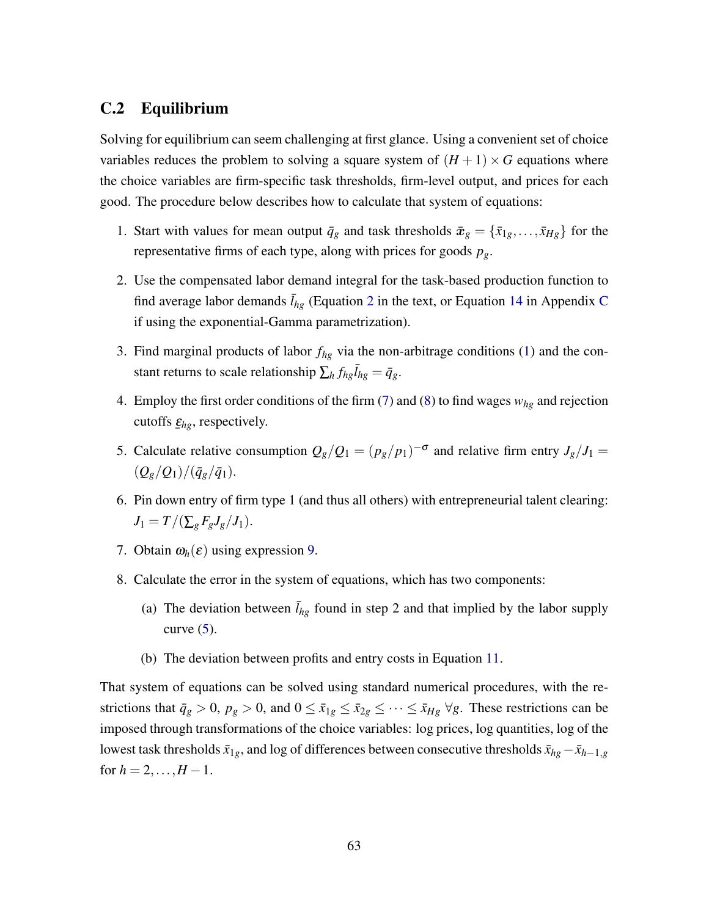## C.2 Equilibrium

Solving for equilibrium can seem challenging at first glance. Using a convenient set of choice variables reduces the problem to solving a square system of $(H+1)\times G$ equations where the choice variables are firm-specific task thresholds, firm-level output, and prices for each good. The procedure below describes how to calculate that system of equations:

1. Start with values for mean output $\bar{q}_g$ and task thresholds $\bar{\boldsymbol{x}}_g = \{\bar{x}_{1g}, \ldots, \bar{x}_{Hg}\}$ for the representative firms of each type, along with prices for goods $p_g$.

2. Use the compensated labor demand integral for the task-based production function to find average labor demands $\bar{l}_{hg}$ (Equation 2 in the text, or Equation 14 in Appendix C if using the exponential-Gamma parametrization).

3. Find marginal products of labor $f_{hg}$ via the non-arbitrage conditions (1) and the constant returns to scale relationship $\sum_h f_{hg}\bar{l}_{hg} = \bar{q}_g$.

4. Employ the first order conditions of the firm (7) and (8) to find wages $w_{hg}$ and rejection cutoffs $\underline{\varepsilon}_{hg}$, respectively.

5. Calculate relative consumption $Q_g/Q_1 = (p_g/p_1)^{-\sigma}$ and relative firm entry $J_g/J_1 = (Q_g/Q_1)/(\bar{q}_g/\bar{q}_1)$.

6. Pin down entry of firm type 1 (and thus all others) with entrepreneurial talent clearing: $J_1 = T/(\sum_g F_g J_g/J_1)$.

7. Obtain $\omega_h(\varepsilon)$ using expression 9.

8. Calculate the error in the system of equations, which has two components:

   (a) The deviation between $\bar{l}_{hg}$ found in step 2 and that implied by the labor supply curve (5).

   (b) The deviation between profits and entry costs in Equation 11.

That system of equations can be solved using standard numerical procedures, with the restrictions that $\bar{q}_g > 0$, $p_g > 0$, and $0 \leq \bar{x}_{1g} \leq \bar{x}_{2g} \leq \cdots \leq \bar{x}_{Hg}\ \forall g$. These restrictions can be imposed through transformations of the choice variables: log prices, log quantities, log of the lowest task thresholds $\bar{x}_{1g}$, and log of differences between consecutive thresholds $\bar{x}_{hg} - \bar{x}_{h-1,g}$ for $h = 2, \ldots, H-1$.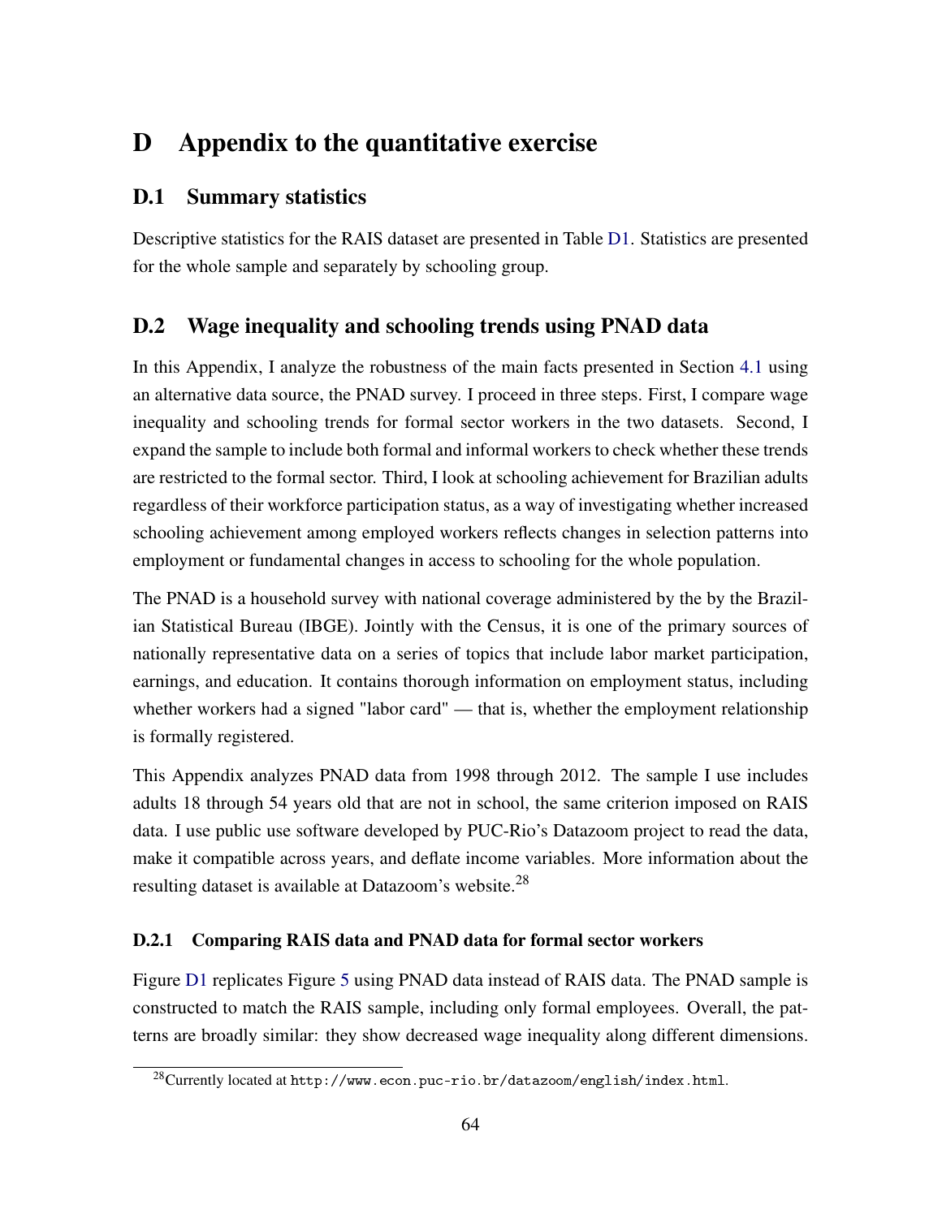# D Appendix to the quantitative exercise

## D.1 Summary statistics

Descriptive statistics for the RAIS dataset are presented in Table D1. Statistics are presented for the whole sample and separately by schooling group.

## D.2 Wage inequality and schooling trends using PNAD data

In this Appendix, I analyze the robustness of the main facts presented in Section 4.1 using an alternative data source, the PNAD survey. I proceed in three steps. First, I compare wage inequality and schooling trends for formal sector workers in the two datasets. Second, I expand the sample to include both formal and informal workers to check whether these trends are restricted to the formal sector. Third, I look at schooling achievement for Brazilian adults regardless of their workforce participation status, as a way of investigating whether increased schooling achievement among employed workers reflects changes in selection patterns into employment or fundamental changes in access to schooling for the whole population.

The PNAD is a household survey with national coverage administered by the by the Brazilian Statistical Bureau (IBGE). Jointly with the Census, it is one of the primary sources of nationally representative data on a series of topics that include labor market participation, earnings, and education. It contains thorough information on employment status, including whether workers had a signed "labor card" — that is, whether the employment relationship is formally registered.

This Appendix analyzes PNAD data from 1998 through 2012. The sample I use includes adults 18 through 54 years old that are not in school, the same criterion imposed on RAIS data. I use public use software developed by PUC-Rio's Datazoom project to read the data, make it compatible across years, and deflate income variables. More information about the resulting dataset is available at Datazoom's website.[28]

### D.2.1 Comparing RAIS data and PNAD data for formal sector workers

Figure D1 replicates Figure 5 using PNAD data instead of RAIS data. The PNAD sample is constructed to match the RAIS sample, including only formal employees. Overall, the patterns are broadly similar: they show decreased wage inequality along different dimensions.

[28] Currently located at http://www.econ.puc-rio.br/datazoom/english/index.html.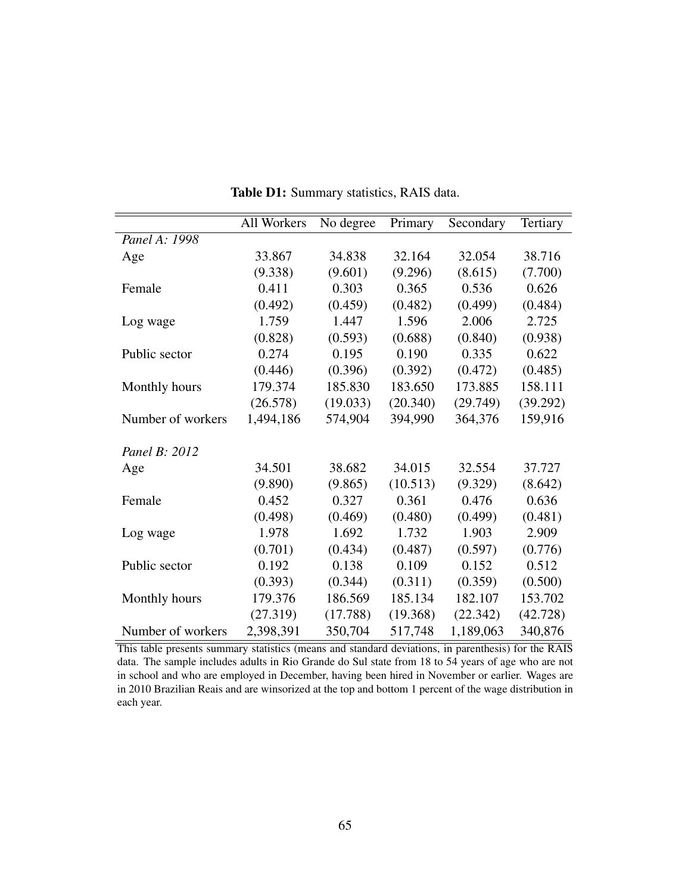**Table D1:** Summary statistics, RAIS data.

| | All Workers | No degree | Primary | Secondary | Tertiary |
|---|---|---|---|---|---|
| *Panel A: 1998* | | | | | |
| Age | 33.867 | 34.838 | 32.164 | 32.054 | 38.716 |
| | (9.338) | (9.601) | (9.296) | (8.615) | (7.700) |
| Female | 0.411 | 0.303 | 0.365 | 0.536 | 0.626 |
| | (0.492) | (0.459) | (0.482) | (0.499) | (0.484) |
| Log wage | 1.759 | 1.447 | 1.596 | 2.006 | 2.725 |
| | (0.828) | (0.593) | (0.688) | (0.840) | (0.938) |
| Public sector | 0.274 | 0.195 | 0.190 | 0.335 | 0.622 |
| | (0.446) | (0.396) | (0.392) | (0.472) | (0.485) |
| Monthly hours | 179.374 | 185.830 | 183.650 | 173.885 | 158.111 |
| | (26.578) | (19.033) | (20.340) | (29.749) | (39.292) |
| Number of workers | 1,494,186 | 574,904 | 394,990 | 364,376 | 159,916 |
| | | | | | |
| *Panel B: 2012* | | | | | |
| Age | 34.501 | 38.682 | 34.015 | 32.554 | 37.727 |
| | (9.890) | (9.865) | (10.513) | (9.329) | (8.642) |
| Female | 0.452 | 0.327 | 0.361 | 0.476 | 0.636 |
| | (0.498) | (0.469) | (0.480) | (0.499) | (0.481) |
| Log wage | 1.978 | 1.692 | 1.732 | 1.903 | 2.909 |
| | (0.701) | (0.434) | (0.487) | (0.597) | (0.776) |
| Public sector | 0.192 | 0.138 | 0.109 | 0.152 | 0.512 |
| | (0.393) | (0.344) | (0.311) | (0.359) | (0.500) |
| Monthly hours | 179.376 | 186.569 | 185.134 | 182.107 | 153.702 |
| | (27.319) | (17.788) | (19.368) | (22.342) | (42.728) |
| Number of workers | 2,398,391 | 350,704 | 517,748 | 1,189,063 | 340,876 |

This table presents summary statistics (means and standard deviations, in parenthesis) for the RAIS data. The sample includes adults in Rio Grande do Sul state from 18 to 54 years of age who are not in school and who are employed in December, having been hired in November or earlier. Wages are in 2010 Brazilian Reais and are winsorized at the top and bottom 1 percent of the wage distribution in each year.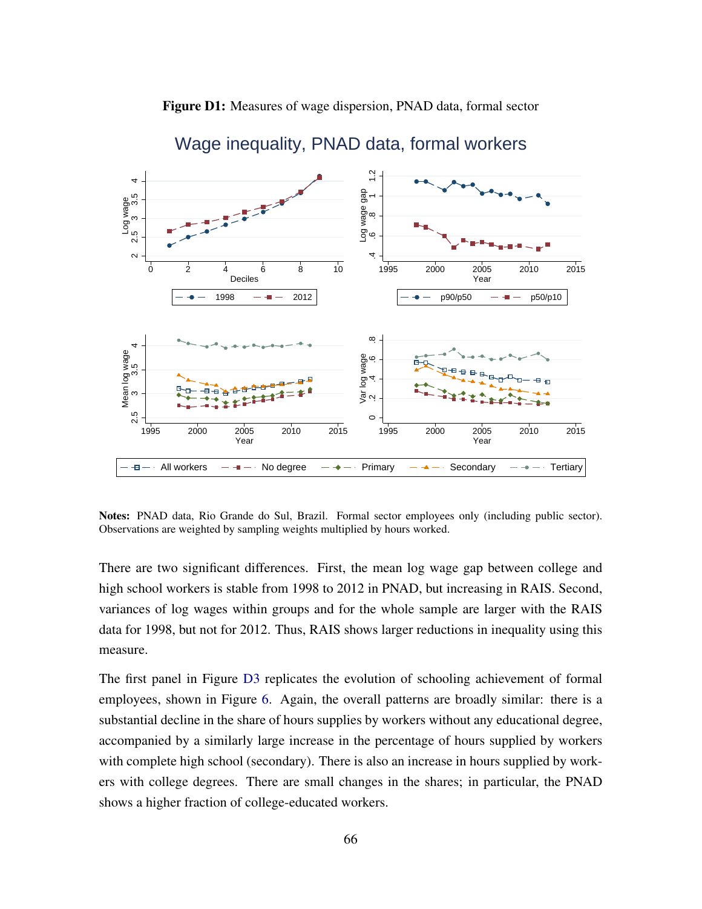**Figure D1:** Measures of wage dispersion, PNAD data, formal sector

**Notes:** PNAD data, Rio Grande do Sul, Brazil. Formal sector employees only (including public sector). Observations are weighted by sampling weights multiplied by hours worked.

There are two significant differences. First, the mean log wage gap between college and high school workers is stable from 1998 to 2012 in PNAD, but increasing in RAIS. Second, variances of log wages within groups and for the whole sample are larger with the RAIS data for 1998, but not for 2012. Thus, RAIS shows larger reductions in inequality using this measure.

The first panel in Figure D3 replicates the evolution of schooling achievement of formal employees, shown in Figure 6. Again, the overall patterns are broadly similar: there is a substantial decline in the share of hours supplies by workers without any educational degree, accompanied by a similarly large increase in the percentage of hours supplied by workers with complete high school (secondary). There is also an increase in hours supplied by workers with college degrees. There are small changes in the shares; in particular, the PNAD shows a higher fraction of college-educated workers.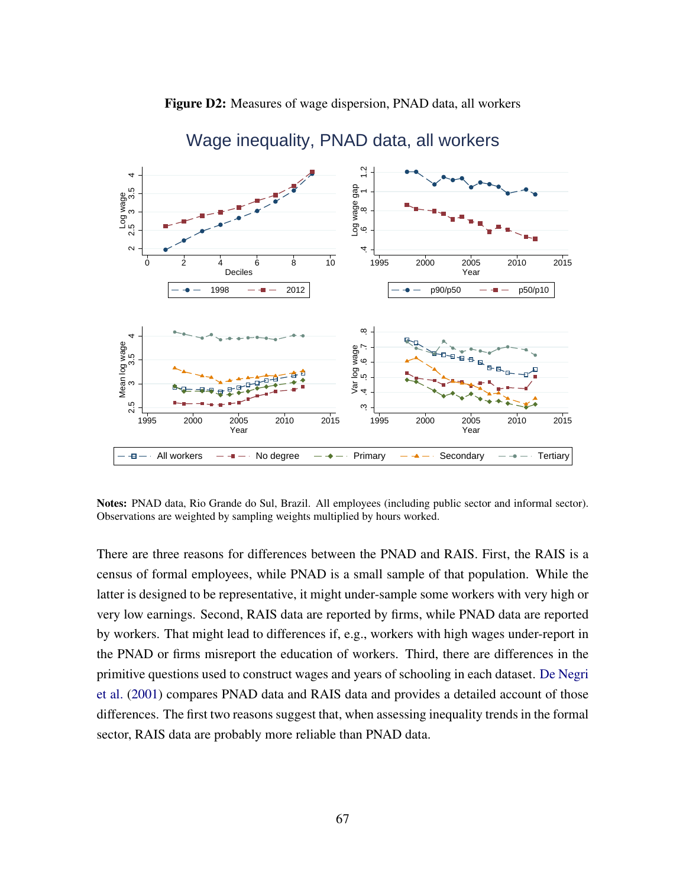**Figure D2:** Measures of wage dispersion, PNAD data, all workers

**Notes:** PNAD data, Rio Grande do Sul, Brazil. All employees (including public sector and informal sector). Observations are weighted by sampling weights multiplied by hours worked.

There are three reasons for differences between the PNAD and RAIS. First, the RAIS is a census of formal employees, while PNAD is a small sample of that population. While the latter is designed to be representative, it might under-sample some workers with very high or very low earnings. Second, RAIS data are reported by firms, while PNAD data are reported by workers. That might lead to differences if, e.g., workers with high wages under-report in the PNAD or firms misreport the education of workers. Third, there are differences in the primitive questions used to construct wages and years of schooling in each dataset. De Negri et al. (2001) compares PNAD data and RAIS data and provides a detailed account of those differences. The first two reasons suggest that, when assessing inequality trends in the formal sector, RAIS data are probably more reliable than PNAD data.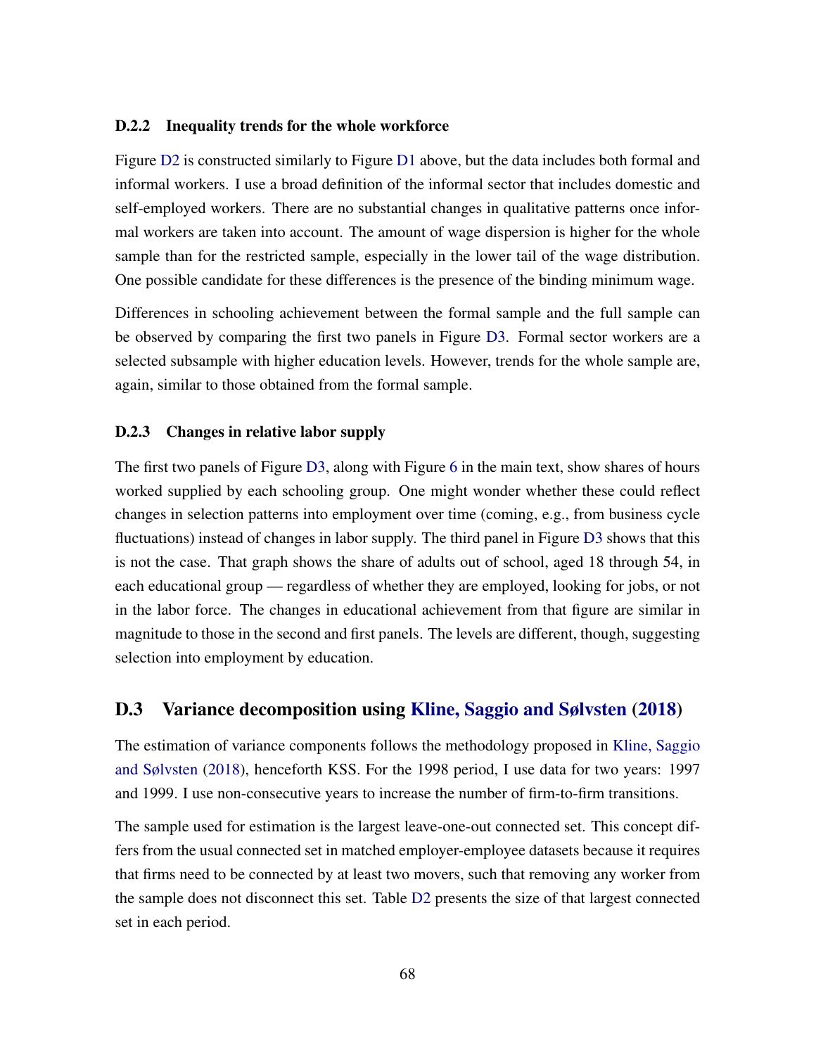#### D.2.2 Inequality trends for the whole workforce

Figure D2 is constructed similarly to Figure D1 above, but the data includes both formal and informal workers. I use a broad definition of the informal sector that includes domestic and self-employed workers. There are no substantial changes in qualitative patterns once informal workers are taken into account. The amount of wage dispersion is higher for the whole sample than for the restricted sample, especially in the lower tail of the wage distribution. One possible candidate for these differences is the presence of the binding minimum wage.

Differences in schooling achievement between the formal sample and the full sample can be observed by comparing the first two panels in Figure D3. Formal sector workers are a selected subsample with higher education levels. However, trends for the whole sample are, again, similar to those obtained from the formal sample.

#### D.2.3 Changes in relative labor supply

The first two panels of Figure D3, along with Figure 6 in the main text, show shares of hours worked supplied by each schooling group. One might wonder whether these could reflect changes in selection patterns into employment over time (coming, e.g., from business cycle fluctuations) instead of changes in labor supply. The third panel in Figure D3 shows that this is not the case. That graph shows the share of adults out of school, aged 18 through 54, in each educational group — regardless of whether they are employed, looking for jobs, or not in the labor force. The changes in educational achievement from that figure are similar in magnitude to those in the second and first panels. The levels are different, though, suggesting selection into employment by education.

### D.3 Variance decomposition using Kline, Saggio and Sølvsten (2018)

The estimation of variance components follows the methodology proposed in Kline, Saggio and Sølvsten (2018), henceforth KSS. For the 1998 period, I use data for two years: 1997 and 1999. I use non-consecutive years to increase the number of firm-to-firm transitions.

The sample used for estimation is the largest leave-one-out connected set. This concept differs from the usual connected set in matched employer-employee datasets because it requires that firms need to be connected by at least two movers, such that removing any worker from the sample does not disconnect this set. Table D2 presents the size of that largest connected set in each period.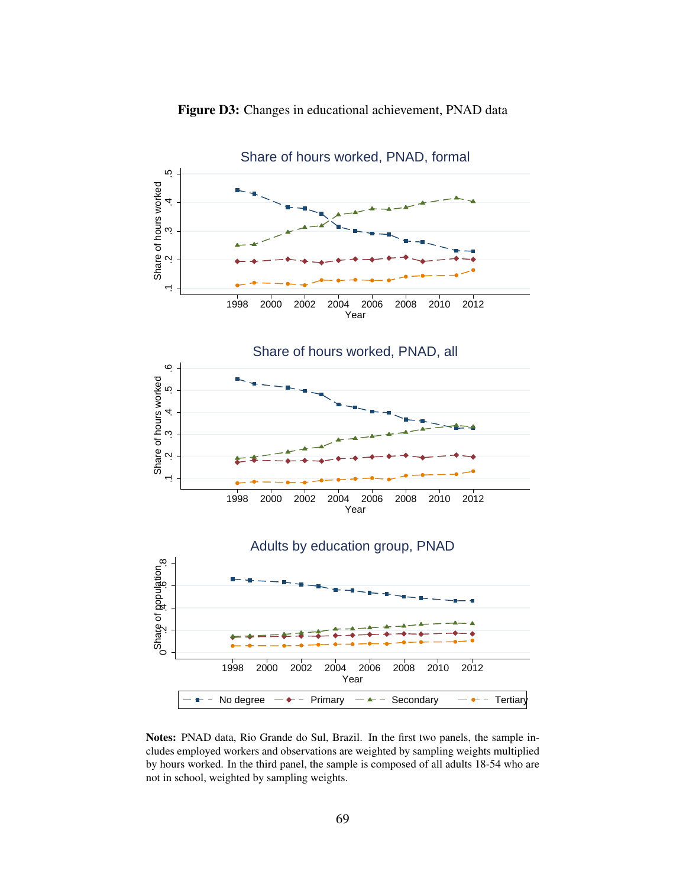**Figure D3:** Changes in educational achievement, PNAD data

**Notes:** PNAD data, Rio Grande do Sul, Brazil. In the first two panels, the sample includes employed workers and observations are weighted by sampling weights multiplied by hours worked. In the third panel, the sample is composed of all adults 18-54 who are not in school, weighted by sampling weights.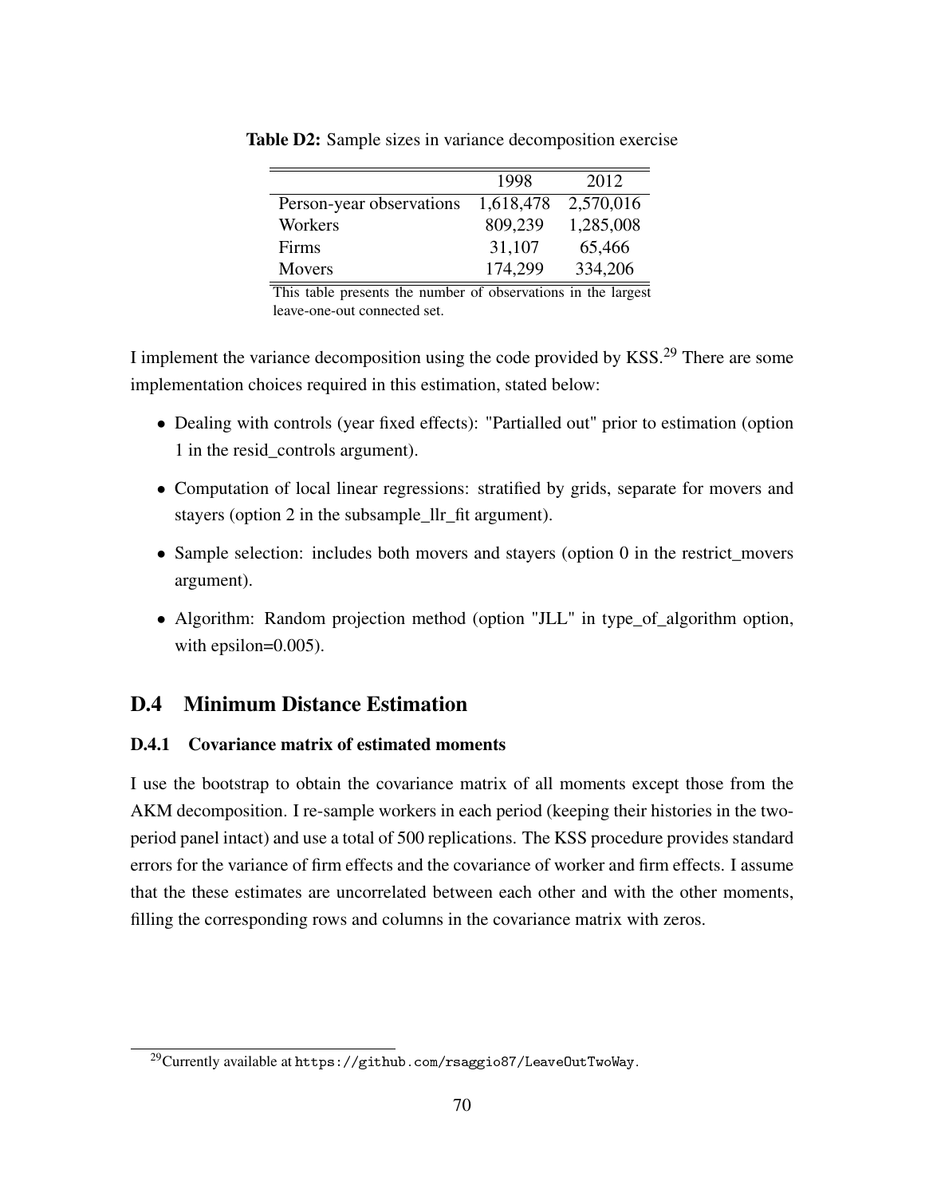**Table D2:** Sample sizes in variance decomposition exercise

| | 1998 | 2012 |
|---|---|---|
| Person-year observations | 1,618,478 | 2,570,016 |
| Workers | 809,239 | 1,285,008 |
| Firms | 31,107 | 65,466 |
| Movers | 174,299 | 334,206 |

This table presents the number of observations in the largest leave-one-out connected set.

I implement the variance decomposition using the code provided by KSS.[29] There are some implementation choices required in this estimation, stated below:

- Dealing with controls (year fixed effects): "Partialled out" prior to estimation (option 1 in the resid_controls argument).
- Computation of local linear regressions: stratified by grids, separate for movers and stayers (option 2 in the subsample_llr_fit argument).
- Sample selection: includes both movers and stayers (option 0 in the restrict_movers argument).
- Algorithm: Random projection method (option "JLL" in type_of_algorithm option, with epsilon=0.005).

## D.4 Minimum Distance Estimation

### D.4.1 Covariance matrix of estimated moments

I use the bootstrap to obtain the covariance matrix of all moments except those from the AKM decomposition. I re-sample workers in each period (keeping their histories in the two-period panel intact) and use a total of 500 replications. The KSS procedure provides standard errors for the variance of firm effects and the covariance of worker and firm effects. I assume that the these estimates are uncorrelated between each other and with the other moments, filling the corresponding rows and columns in the covariance matrix with zeros.

[29] Currently available at `https://github.com/rsaggio87/LeaveOutTwoWay`.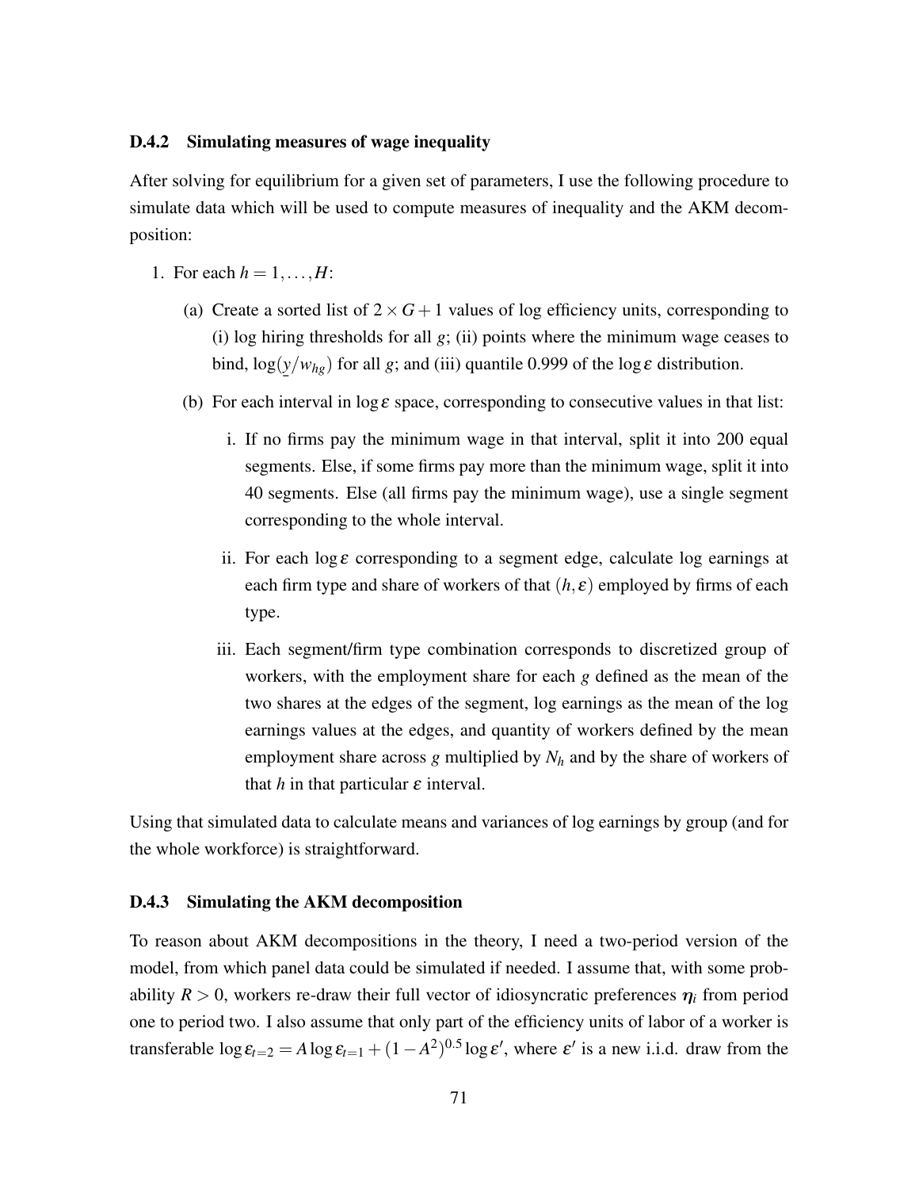### D.4.2 Simulating measures of wage inequality

After solving for equilibrium for a given set of parameters, I use the following procedure to simulate data which will be used to compute measures of inequality and the AKM decomposition:

1. For each $h = 1, \ldots, H$:
   (a) Create a sorted list of $2 \times G + 1$ values of log efficiency units, corresponding to (i) log hiring thresholds for all $g$; (ii) points where the minimum wage ceases to bind, $\log(\underline{y}/w_{hg})$ for all $g$; and (iii) quantile 0.999 of the $\log \varepsilon$ distribution.
   (b) For each interval in $\log \varepsilon$ space, corresponding to consecutive values in that list:
      i. If no firms pay the minimum wage in that interval, split it into 200 equal segments. Else, if some firms pay more than the minimum wage, split it into 40 segments. Else (all firms pay the minimum wage), use a single segment corresponding to the whole interval.
      ii. For each $\log \varepsilon$ corresponding to a segment edge, calculate log earnings at each firm type and share of workers of that $(h, \varepsilon)$ employed by firms of each type.
      iii. Each segment/firm type combination corresponds to discretized group of workers, with the employment share for each $g$ defined as the mean of the two shares at the edges of the segment, log earnings as the mean of the log earnings values at the edges, and quantity of workers defined by the mean employment share across $g$ multiplied by $N_h$ and by the share of workers of that $h$ in that particular $\varepsilon$ interval.

Using that simulated data to calculate means and variances of log earnings by group (and for the whole workforce) is straightforward.

### D.4.3 Simulating the AKM decomposition

To reason about AKM decompositions in the theory, I need a two-period version of the model, from which panel data could be simulated if needed. I assume that, with some probability $R > 0$, workers re-draw their full vector of idiosyncratic preferences $\eta_i$ from period one to period two. I also assume that only part of the efficiency units of labor of a worker is transferable $\log \varepsilon_{t=2} = A \log \varepsilon_{t=1} + (1 - A^2)^{0.5} \log \varepsilon'$, where $\varepsilon'$ is a new i.i.d. draw from the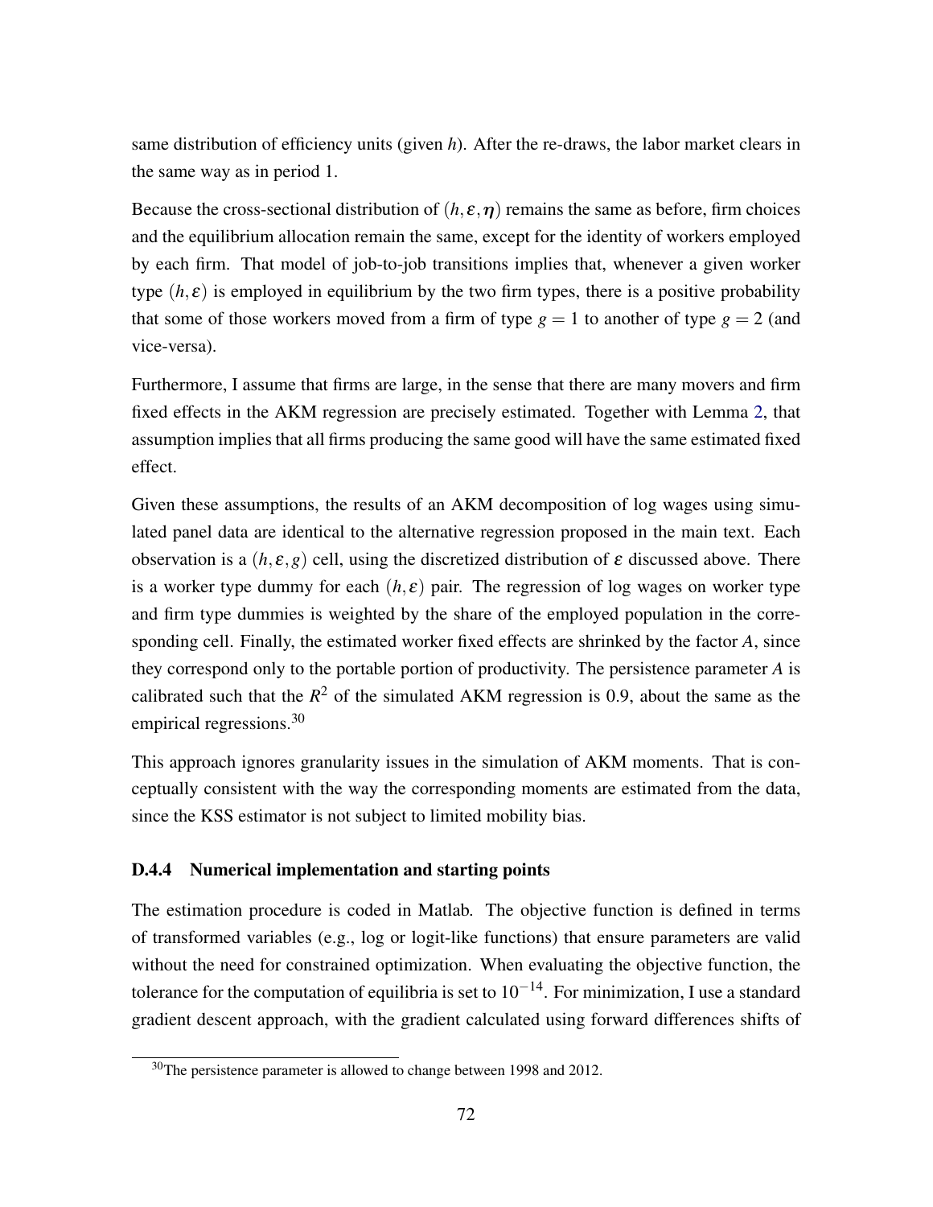same distribution of efficiency units (given $h$). After the re-draws, the labor market clears in the same way as in period 1.

Because the cross-sectional distribution of $(h, \varepsilon, \eta)$ remains the same as before, firm choices and the equilibrium allocation remain the same, except for the identity of workers employed by each firm. That model of job-to-job transitions implies that, whenever a given worker type $(h, \varepsilon)$ is employed in equilibrium by the two firm types, there is a positive probability that some of those workers moved from a firm of type $g = 1$ to another of type $g = 2$ (and vice-versa).

Furthermore, I assume that firms are large, in the sense that there are many movers and firm fixed effects in the AKM regression are precisely estimated. Together with Lemma 2, that assumption implies that all firms producing the same good will have the same estimated fixed effect.

Given these assumptions, the results of an AKM decomposition of log wages using simulated panel data are identical to the alternative regression proposed in the main text. Each observation is a $(h, \varepsilon, g)$ cell, using the discretized distribution of $\varepsilon$ discussed above. There is a worker type dummy for each $(h, \varepsilon)$ pair. The regression of log wages on worker type and firm type dummies is weighted by the share of the employed population in the corresponding cell. Finally, the estimated worker fixed effects are shrinked by the factor $A$, since they correspond only to the portable portion of productivity. The persistence parameter $A$ is calibrated such that the $R^2$ of the simulated AKM regression is 0.9, about the same as the empirical regressions.[30]

This approach ignores granularity issues in the simulation of AKM moments. That is conceptually consistent with the way the corresponding moments are estimated from the data, since the KSS estimator is not subject to limited mobility bias.

### D.4.4 Numerical implementation and starting points

The estimation procedure is coded in Matlab. The objective function is defined in terms of transformed variables (e.g., log or logit-like functions) that ensure parameters are valid without the need for constrained optimization. When evaluating the objective function, the tolerance for the computation of equilibria is set to $10^{-14}$. For minimization, I use a standard gradient descent approach, with the gradient calculated using forward differences shifts of

[30] The persistence parameter is allowed to change between 1998 and 2012.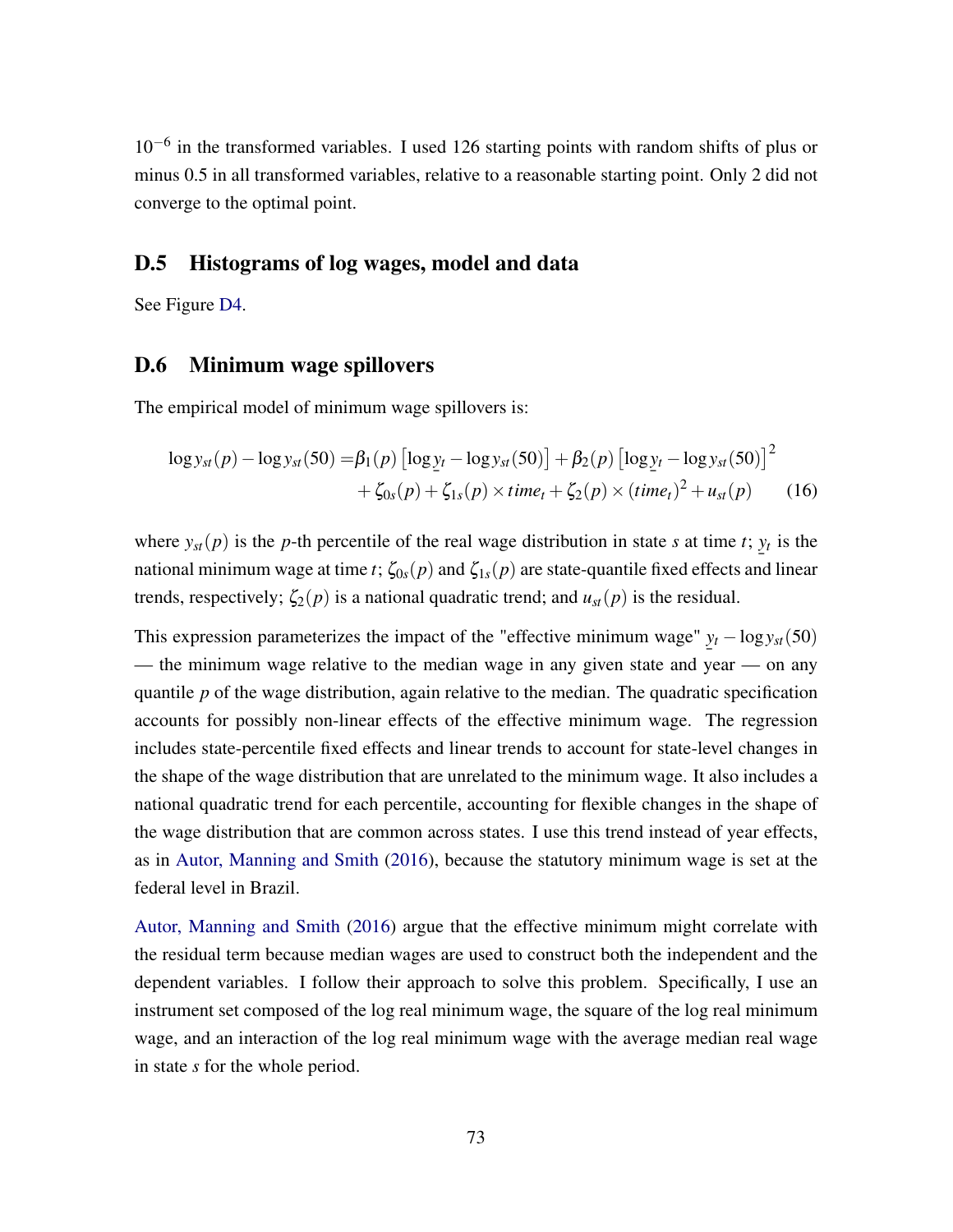$10^{-6}$ in the transformed variables. I used 126 starting points with random shifts of plus or minus 0.5 in all transformed variables, relative to a reasonable starting point. Only 2 did not converge to the optimal point.

## D.5 Histograms of log wages, model and data

See Figure D4.

## D.6 Minimum wage spillovers

The empirical model of minimum wage spillovers is:

$$
\begin{aligned}
\log y_{st}(p) - \log y_{st}(50) = & \beta_1(p)\left[\log \underline{y}_t - \log y_{st}(50)\right] + \beta_2(p)\left[\log \underline{y}_t - \log y_{st}(50)\right]^2 \\
& + \zeta_{0s}(p) + \zeta_{1s}(p) \times time_t + \zeta_2(p) \times (time_t)^2 + u_{st}(p) \qquad (16)
\end{aligned}
$$

where $y_{st}(p)$ is the $p$-th percentile of the real wage distribution in state $s$ at time $t$; $\underline{y}_t$ is the national minimum wage at time $t$; $\zeta_{0s}(p)$ and $\zeta_{1s}(p)$ are state-quantile fixed effects and linear trends, respectively; $\zeta_2(p)$ is a national quadratic trend; and $u_{st}(p)$ is the residual.

This expression parameterizes the impact of the "effective minimum wage" $\underline{y}_t - \log y_{st}(50)$ — the minimum wage relative to the median wage in any given state and year — on any quantile $p$ of the wage distribution, again relative to the median. The quadratic specification accounts for possibly non-linear effects of the effective minimum wage. The regression includes state-percentile fixed effects and linear trends to account for state-level changes in the shape of the wage distribution that are unrelated to the minimum wage. It also includes a national quadratic trend for each percentile, accounting for flexible changes in the shape of the wage distribution that are common across states. I use this trend instead of year effects, as in Autor, Manning and Smith (2016), because the statutory minimum wage is set at the federal level in Brazil.

Autor, Manning and Smith (2016) argue that the effective minimum might correlate with the residual term because median wages are used to construct both the independent and the dependent variables. I follow their approach to solve this problem. Specifically, I use an instrument set composed of the log real minimum wage, the square of the log real minimum wage, and an interaction of the log real minimum wage with the average median real wage in state $s$ for the whole period.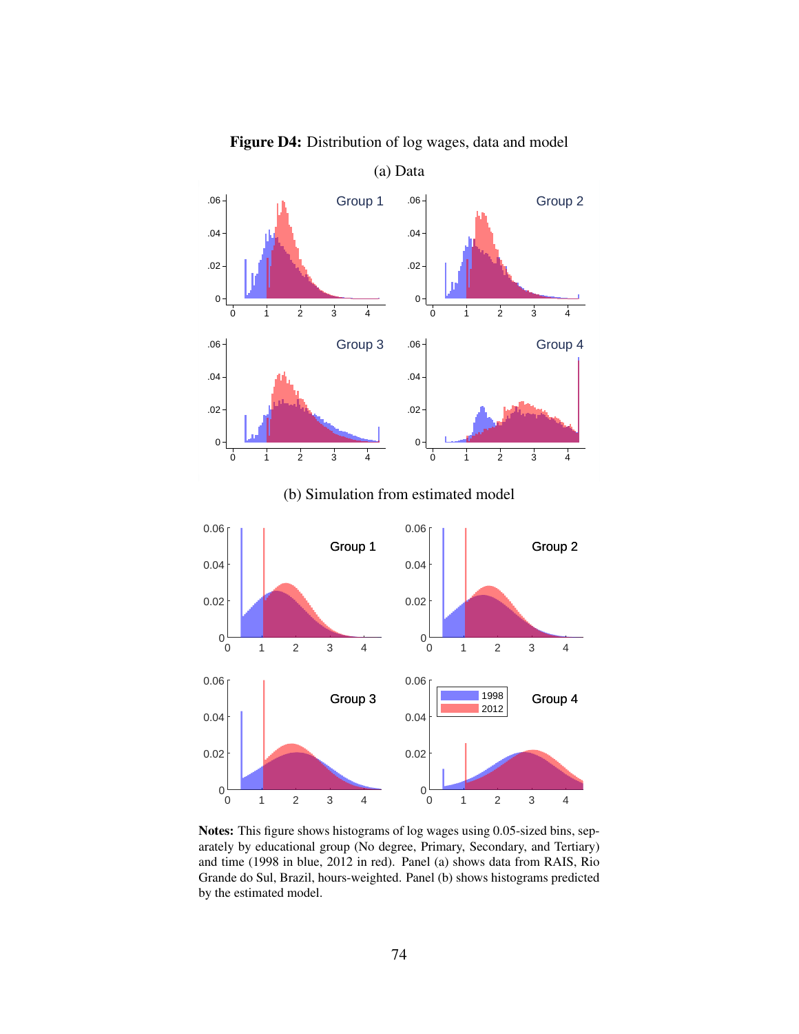**Figure D4:** Distribution of log wages, data and model

(a) Data

(b) Simulation from estimated model

**Notes:** This figure shows histograms of log wages using 0.05-sized bins, separately by educational group (No degree, Primary, Secondary, and Tertiary) and time (1998 in blue, 2012 in red). Panel (a) shows data from RAIS, Rio Grande do Sul, Brazil, hours-weighted. Panel (b) shows histograms predicted by the estimated model.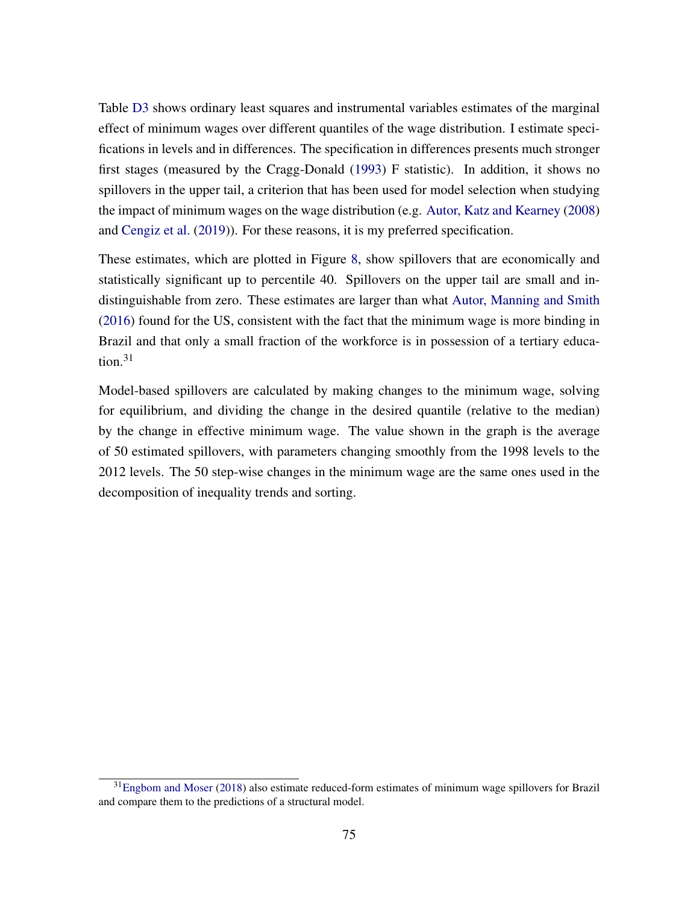Table D3 shows ordinary least squares and instrumental variables estimates of the marginal effect of minimum wages over different quantiles of the wage distribution. I estimate specifications in levels and in differences. The specification in differences presents much stronger first stages (measured by the Cragg-Donald (1993) F statistic). In addition, it shows no spillovers in the upper tail, a criterion that has been used for model selection when studying the impact of minimum wages on the wage distribution (e.g. Autor, Katz and Kearney (2008) and Cengiz et al. (2019)). For these reasons, it is my preferred specification.

These estimates, which are plotted in Figure 8, show spillovers that are economically and statistically significant up to percentile 40. Spillovers on the upper tail are small and indistinguishable from zero. These estimates are larger than what Autor, Manning and Smith (2016) found for the US, consistent with the fact that the minimum wage is more binding in Brazil and that only a small fraction of the workforce is in possession of a tertiary education.[31]

Model-based spillovers are calculated by making changes to the minimum wage, solving for equilibrium, and dividing the change in the desired quantile (relative to the median) by the change in effective minimum wage. The value shown in the graph is the average of 50 estimated spillovers, with parameters changing smoothly from the 1998 levels to the 2012 levels. The 50 step-wise changes in the minimum wage are the same ones used in the decomposition of inequality trends and sorting.

[31] Engbom and Moser (2018) also estimate reduced-form estimates of minimum wage spillovers for Brazil and compare them to the predictions of a structural model.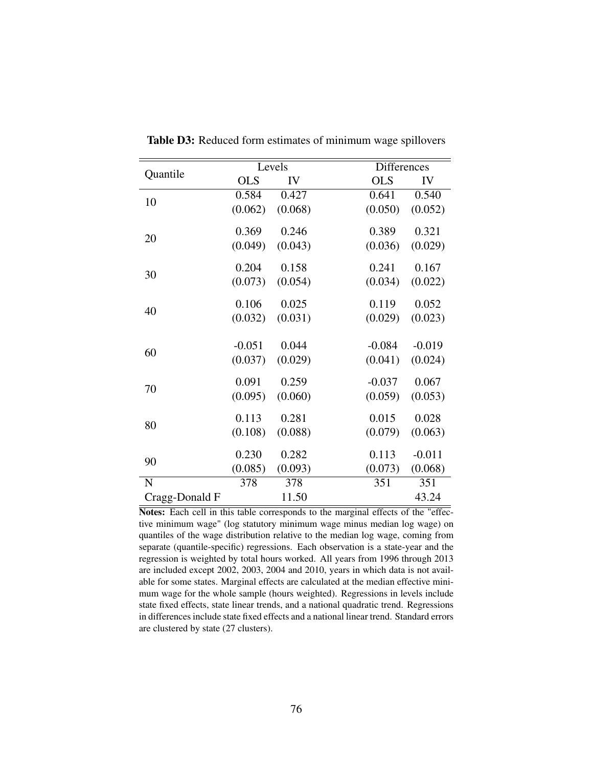**Table D3:** Reduced form estimates of minimum wage spillovers

| Quantile | Levels | | Differences | |
|---|---|---|---|---|
| | OLS | IV | OLS | IV |
| 10 | 0.584 | 0.427 | 0.641 | 0.540 |
| | (0.062) | (0.068) | (0.050) | (0.052) |
| 20 | 0.369 | 0.246 | 0.389 | 0.321 |
| | (0.049) | (0.043) | (0.036) | (0.029) |
| 30 | 0.204 | 0.158 | 0.241 | 0.167 |
| | (0.073) | (0.054) | (0.034) | (0.022) |
| 40 | 0.106 | 0.025 | 0.119 | 0.052 |
| | (0.032) | (0.031) | (0.029) | (0.023) |
| 60 | -0.051 | 0.044 | -0.084 | -0.019 |
| | (0.037) | (0.029) | (0.041) | (0.024) |
| 70 | 0.091 | 0.259 | -0.037 | 0.067 |
| | (0.095) | (0.060) | (0.059) | (0.053) |
| 80 | 0.113 | 0.281 | 0.015 | 0.028 |
| | (0.108) | (0.088) | (0.079) | (0.063) |
| 90 | 0.230 | 0.282 | 0.113 | -0.011 |
| | (0.085) | (0.093) | (0.073) | (0.068) |
| N | 378 | 378 | 351 | 351 |
| Cragg-Donald F | | 11.50 | | 43.24 |

**Notes:** Each cell in this table corresponds to the marginal effects of the "effective minimum wage" (log statutory minimum wage minus median log wage) on quantiles of the wage distribution relative to the median log wage, coming from separate (quantile-specific) regressions. Each observation is a state-year and the regression is weighted by total hours worked. All years from 1996 through 2013 are included except 2002, 2003, 2004 and 2010, years in which data is not available for some states. Marginal effects are calculated at the median effective minimum wage for the whole sample (hours weighted). Regressions in levels include state fixed effects, state linear trends, and a national quadratic trend. Regressions in differences include state fixed effects and a national linear trend. Standard errors are clustered by state (27 clusters).